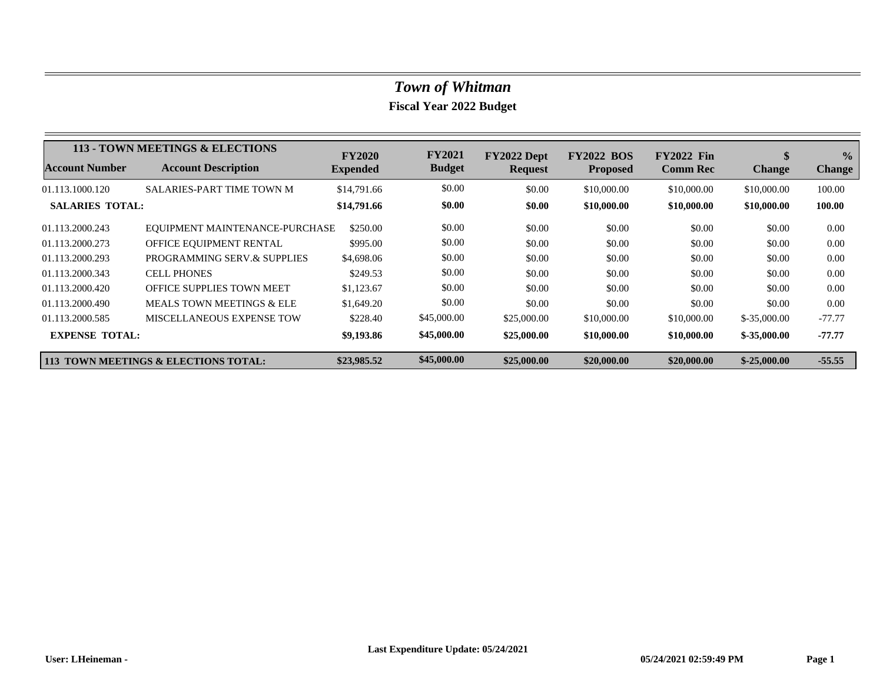# *Town of Whitman*

## Fiscal Year 2022 Budget

| 113 - TOWN MEETINGS & ELECTIONS<br>Account Number | Account Description | FY2020 Expended | FY2021 Budget | FY2022 Dept Request | FY2022 BOS Proposed | FY2022 Fin Comm Rec | $ Change | % Change |
|---|---|---|---|---|---|---|---|---|
| 01.113.1000.120 | SALARIES-PART TIME TOWN M | $14,791.66 | $0.00 | $0.00 | $10,000.00 | $10,000.00 | $10,000.00 | 100.00 |
| **SALARIES TOTAL:** | | **$14,791.66** | **$0.00** | **$0.00** | **$10,000.00** | **$10,000.00** | **$10,000.00** | **100.00** |
| 01.113.2000.243 | EQUIPMENT MAINTENANCE-PURCHASE | $250.00 | $0.00 | $0.00 | $0.00 | $0.00 | $0.00 | 0.00 |
| 01.113.2000.273 | OFFICE EQUIPMENT RENTAL | $995.00 | $0.00 | $0.00 | $0.00 | $0.00 | $0.00 | 0.00 |
| 01.113.2000.293 | PROGRAMMING SERV.& SUPPLIES | $4,698.06 | $0.00 | $0.00 | $0.00 | $0.00 | $0.00 | 0.00 |
| 01.113.2000.343 | CELL PHONES | $249.53 | $0.00 | $0.00 | $0.00 | $0.00 | $0.00 | 0.00 |
| 01.113.2000.420 | OFFICE SUPPLIES TOWN MEET | $1,123.67 | $0.00 | $0.00 | $0.00 | $0.00 | $0.00 | 0.00 |
| 01.113.2000.490 | MEALS TOWN MEETINGS & ELE | $1,649.20 | $0.00 | $0.00 | $0.00 | $0.00 | $0.00 | 0.00 |
| 01.113.2000.585 | MISCELLANEOUS EXPENSE TOW | $228.40 | $45,000.00 | $25,000.00 | $10,000.00 | $10,000.00 | $-35,000.00 | -77.77 |
| **EXPENSE TOTAL:** | | **$9,193.86** | **$45,000.00** | **$25,000.00** | **$10,000.00** | **$10,000.00** | **$-35,000.00** | **-77.77** |
| **113 TOWN MEETINGS & ELECTIONS TOTAL:** | | **$23,985.52** | **$45,000.00** | **$25,000.00** | **$20,000.00** | **$20,000.00** | **$-25,000.00** | **-55.55** |

**Last Expenditure Update: 05/24/2021**

**User: LHeineman -** **05/24/2021 02:59:49 PM**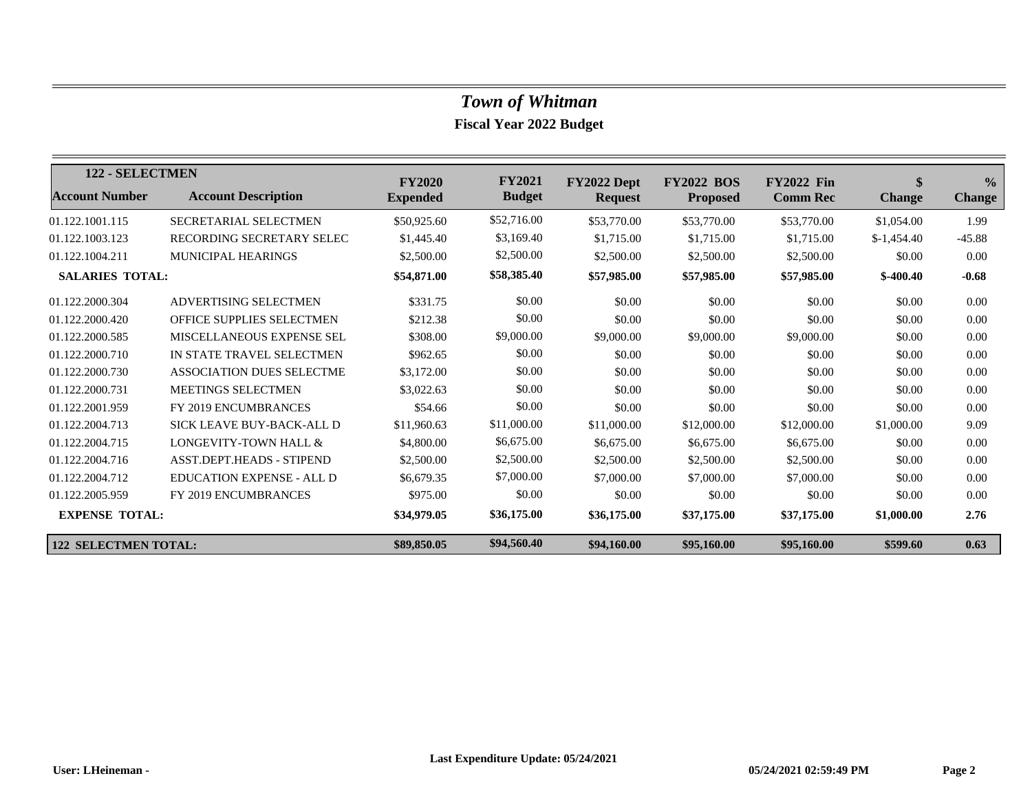# *Town of Whitman*

**Fiscal Year 2022 Budget**

| **122 - SELECTMEN** | | | | | | | | |
|---|---|---|---|---|---|---|---|---|
| **Account Number** | **Account Description** | **FY2020 Expended** | **FY2021 Budget** | **FY2022 Dept Request** | **FY2022 BOS Proposed** | **FY2022 Fin Comm Rec** | **$ Change** | **% Change** |
| 01.122.1001.115 | SECRETARIAL SELECTMEN | $50,925.60 | $52,716.00 | $53,770.00 | $53,770.00 | $53,770.00 | $1,054.00 | 1.99 |
| 01.122.1003.123 | RECORDING SECRETARY SELEC | $1,445.40 | $3,169.40 | $1,715.00 | $1,715.00 | $1,715.00 | $-1,454.40 | -45.88 |
| 01.122.1004.211 | MUNICIPAL HEARINGS | $2,500.00 | $2,500.00 | $2,500.00 | $2,500.00 | $2,500.00 | $0.00 | 0.00 |
| **SALARIES TOTAL:** | | **$54,871.00** | **$58,385.40** | **$57,985.00** | **$57,985.00** | **$57,985.00** | **$-400.40** | **-0.68** |
| 01.122.2000.304 | ADVERTISING SELECTMEN | $331.75 | $0.00 | $0.00 | $0.00 | $0.00 | $0.00 | 0.00 |
| 01.122.2000.420 | OFFICE SUPPLIES SELECTMEN | $212.38 | $0.00 | $0.00 | $0.00 | $0.00 | $0.00 | 0.00 |
| 01.122.2000.585 | MISCELLANEOUS EXPENSE SEL | $308.00 | $9,000.00 | $9,000.00 | $9,000.00 | $9,000.00 | $0.00 | 0.00 |
| 01.122.2000.710 | IN STATE TRAVEL SELECTMEN | $962.65 | $0.00 | $0.00 | $0.00 | $0.00 | $0.00 | 0.00 |
| 01.122.2000.730 | ASSOCIATION DUES SELECTME | $3,172.00 | $0.00 | $0.00 | $0.00 | $0.00 | $0.00 | 0.00 |
| 01.122.2000.731 | MEETINGS SELECTMEN | $3,022.63 | $0.00 | $0.00 | $0.00 | $0.00 | $0.00 | 0.00 |
| 01.122.2001.959 | FY 2019 ENCUMBRANCES | $54.66 | $0.00 | $0.00 | $0.00 | $0.00 | $0.00 | 0.00 |
| 01.122.2004.713 | SICK LEAVE BUY-BACK-ALL D | $11,960.63 | $11,000.00 | $11,000.00 | $12,000.00 | $12,000.00 | $1,000.00 | 9.09 |
| 01.122.2004.715 | LONGEVITY-TOWN HALL & | $4,800.00 | $6,675.00 | $6,675.00 | $6,675.00 | $6,675.00 | $0.00 | 0.00 |
| 01.122.2004.716 | ASST.DEPT.HEADS - STIPEND | $2,500.00 | $2,500.00 | $2,500.00 | $2,500.00 | $2,500.00 | $0.00 | 0.00 |
| 01.122.2004.712 | EDUCATION EXPENSE - ALL D | $6,679.35 | $7,000.00 | $7,000.00 | $7,000.00 | $7,000.00 | $0.00 | 0.00 |
| 01.122.2005.959 | FY 2019 ENCUMBRANCES | $975.00 | $0.00 | $0.00 | $0.00 | $0.00 | $0.00 | 0.00 |
| **EXPENSE TOTAL:** | | **$34,979.05** | **$36,175.00** | **$36,175.00** | **$37,175.00** | **$37,175.00** | **$1,000.00** | **2.76** |
| **122 SELECTMEN TOTAL:** | | **$89,850.05** | **$94,560.40** | **$94,160.00** | **$95,160.00** | **$95,160.00** | **$599.60** | **0.63** |

**Last Expenditure Update: 05/24/2021**

**User: LHeineman -** **05/24/2021 02:59:49 PM**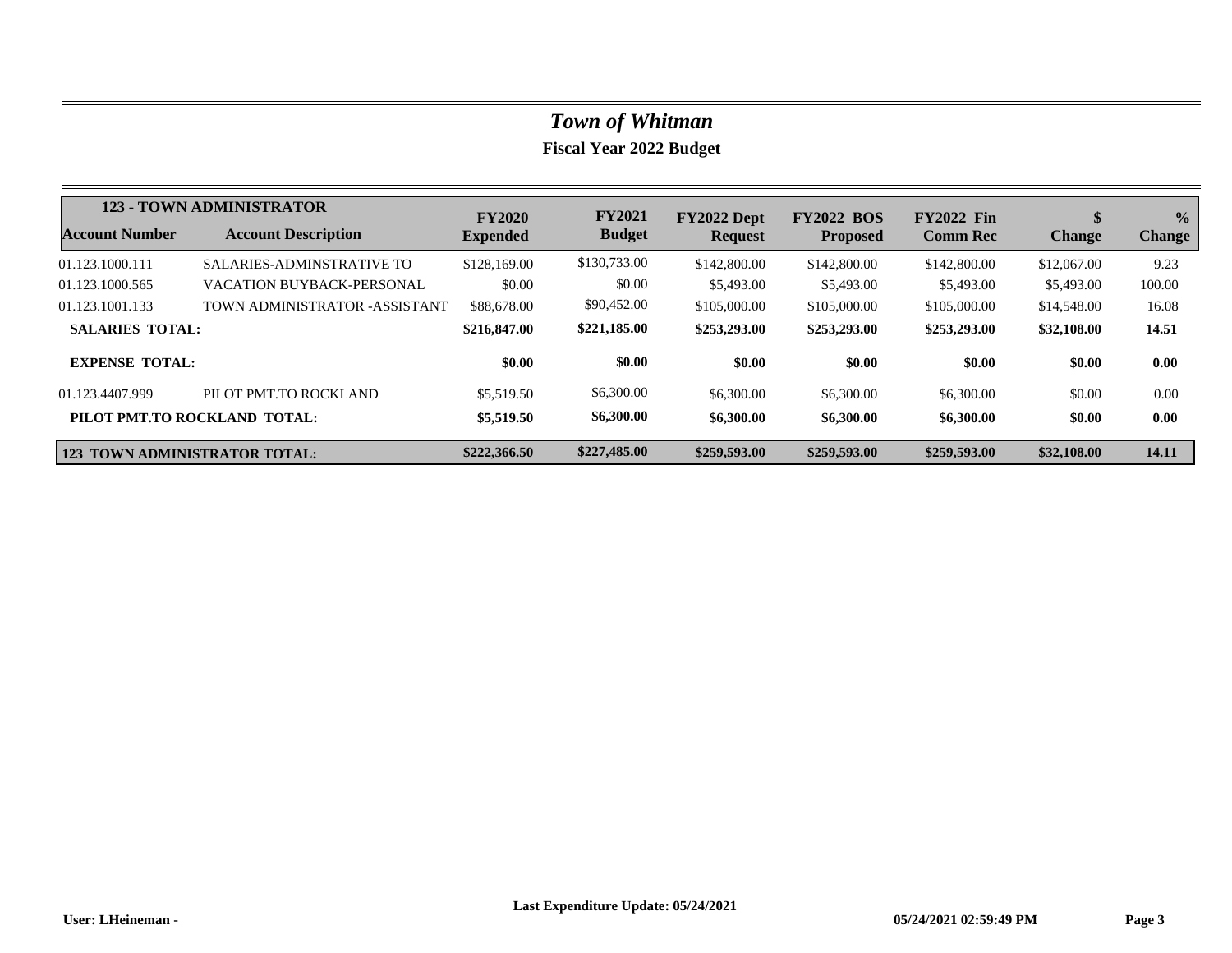# *Town of Whitman*

**Fiscal Year 2022 Budget**

| **123 - TOWN ADMINISTRATOR** | | | | | | | | |
|---|---|---|---|---|---|---|---|---|
| **Account Number** | **Account Description** | **FY2020 Expended** | **FY2021 Budget** | **FY2022 Dept Request** | **FY2022 BOS Proposed** | **FY2022 Fin Comm Rec** | **$ Change** | **% Change** |
| 01.123.1000.111 | SALARIES-ADMINSTRATIVE TO | $128,169.00 | $130,733.00 | $142,800.00 | $142,800.00 | $142,800.00 | $12,067.00 | 9.23 |
| 01.123.1000.565 | VACATION BUYBACK-PERSONAL | $0.00 | $0.00 | $5,493.00 | $5,493.00 | $5,493.00 | $5,493.00 | 100.00 |
| 01.123.1001.133 | TOWN ADMINISTRATOR -ASSISTANT | $88,678.00 | $90,452.00 | $105,000.00 | $105,000.00 | $105,000.00 | $14,548.00 | 16.08 |
| **SALARIES TOTAL:** | | **$216,847.00** | **$221,185.00** | **$253,293.00** | **$253,293.00** | **$253,293.00** | **$32,108.00** | **14.51** |
| **EXPENSE TOTAL:** | | **$0.00** | **$0.00** | **$0.00** | **$0.00** | **$0.00** | **$0.00** | **0.00** |
| 01.123.4407.999 | PILOT PMT.TO ROCKLAND | $5,519.50 | $6,300.00 | $6,300.00 | $6,300.00 | $6,300.00 | $0.00 | 0.00 |
| **PILOT PMT.TO ROCKLAND TOTAL:** | | **$5,519.50** | **$6,300.00** | **$6,300.00** | **$6,300.00** | **$6,300.00** | **$0.00** | **0.00** |
| **123 TOWN ADMINISTRATOR TOTAL:** | | **$222,366.50** | **$227,485.00** | **$259,593.00** | **$259,593.00** | **$259,593.00** | **$32,108.00** | **14.11** |

**Last Expenditure Update: 05/24/2021**

**User: LHeineman -** **05/24/2021 02:59:49 PM**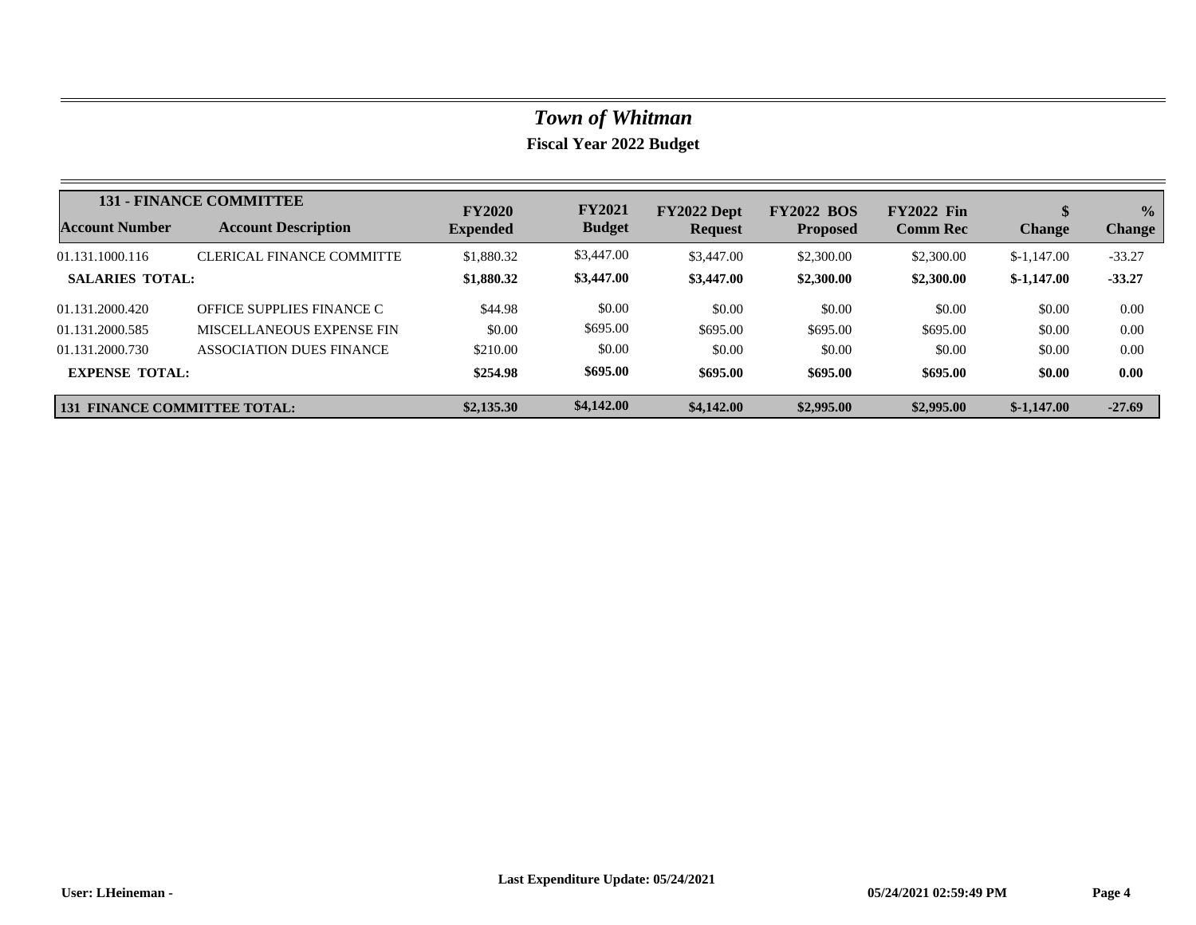# *Town of Whitman*

## Fiscal Year 2022 Budget

| 131 - FINANCE COMMITTEE | | | | | | | | |
|---|---|---|---|---|---|---|---|---|
| **Account Number** | **Account Description** | **FY2020 Expended** | **FY2021 Budget** | **FY2022 Dept Request** | **FY2022 BOS Proposed** | **FY2022 Fin Comm Rec** | **$ Change** | **% Change** |
| 01.131.1000.116 | CLERICAL FINANCE COMMITTE | $1,880.32 | $3,447.00 | $3,447.00 | $2,300.00 | $2,300.00 | $-1,147.00 | -33.27 |
| **SALARIES TOTAL:** | | **$1,880.32** | **$3,447.00** | **$3,447.00** | **$2,300.00** | **$2,300.00** | **$-1,147.00** | **-33.27** |
| 01.131.2000.420 | OFFICE SUPPLIES FINANCE C | $44.98 | $0.00 | $0.00 | $0.00 | $0.00 | $0.00 | 0.00 |
| 01.131.2000.585 | MISCELLANEOUS EXPENSE FIN | $0.00 | $695.00 | $695.00 | $695.00 | $695.00 | $0.00 | 0.00 |
| 01.131.2000.730 | ASSOCIATION DUES FINANCE | $210.00 | $0.00 | $0.00 | $0.00 | $0.00 | $0.00 | 0.00 |
| **EXPENSE TOTAL:** | | **$254.98** | **$695.00** | **$695.00** | **$695.00** | **$695.00** | **$0.00** | **0.00** |
| **131 FINANCE COMMITTEE TOTAL:** | | **$2,135.30** | **$4,142.00** | **$4,142.00** | **$2,995.00** | **$2,995.00** | **$-1,147.00** | **-27.69** |

**Last Expenditure Update: 05/24/2021**

**User: LHeineman -** **05/24/2021 02:59:49 PM**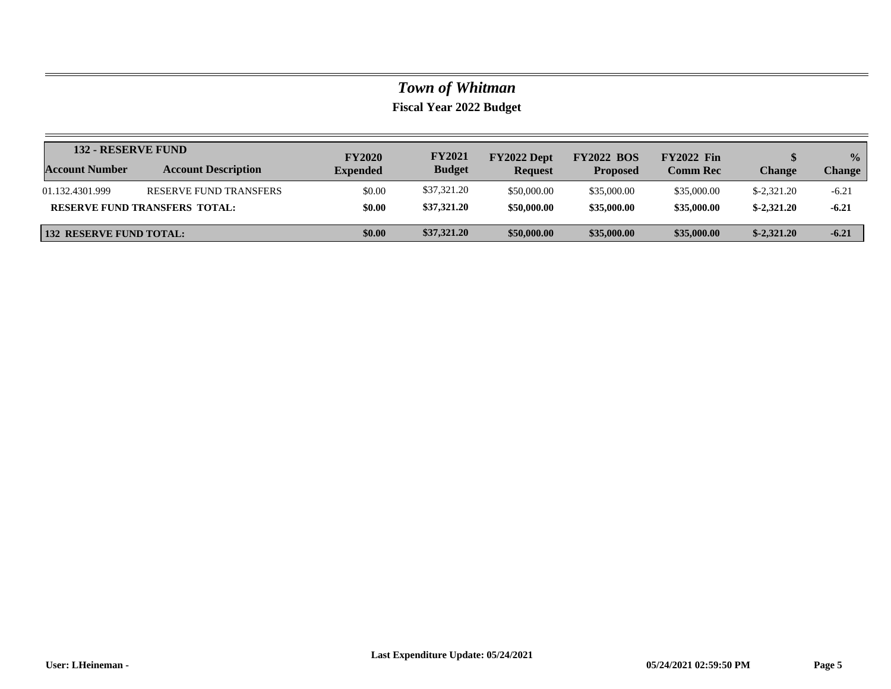# *Town of Whitman*

## Fiscal Year 2022 Budget

| 132 - RESERVE FUND | | | | | | | | |
|---|---|---|---|---|---|---|---|---|
| **Account Number** | **Account Description** | **FY2020 Expended** | **FY2021 Budget** | **FY2022 Dept Request** | **FY2022 BOS Proposed** | **FY2022 Fin Comm Rec** | **$ Change** | **% Change** |
| 01.132.4301.999 | RESERVE FUND TRANSFERS | $0.00 | $37,321.20 | $50,000.00 | $35,000.00 | $35,000.00 | $-2,321.20 | -6.21 |
| **RESERVE FUND TRANSFERS TOTAL:** | | **$0.00** | **$37,321.20** | **$50,000.00** | **$35,000.00** | **$35,000.00** | **$-2,321.20** | **-6.21** |
| **132 RESERVE FUND TOTAL:** | | **$0.00** | **$37,321.20** | **$50,000.00** | **$35,000.00** | **$35,000.00** | **$-2,321.20** | **-6.21** |

**Last Expenditure Update: 05/24/2021**

**User: LHeineman -** **05/24/2021 02:59:50 PM**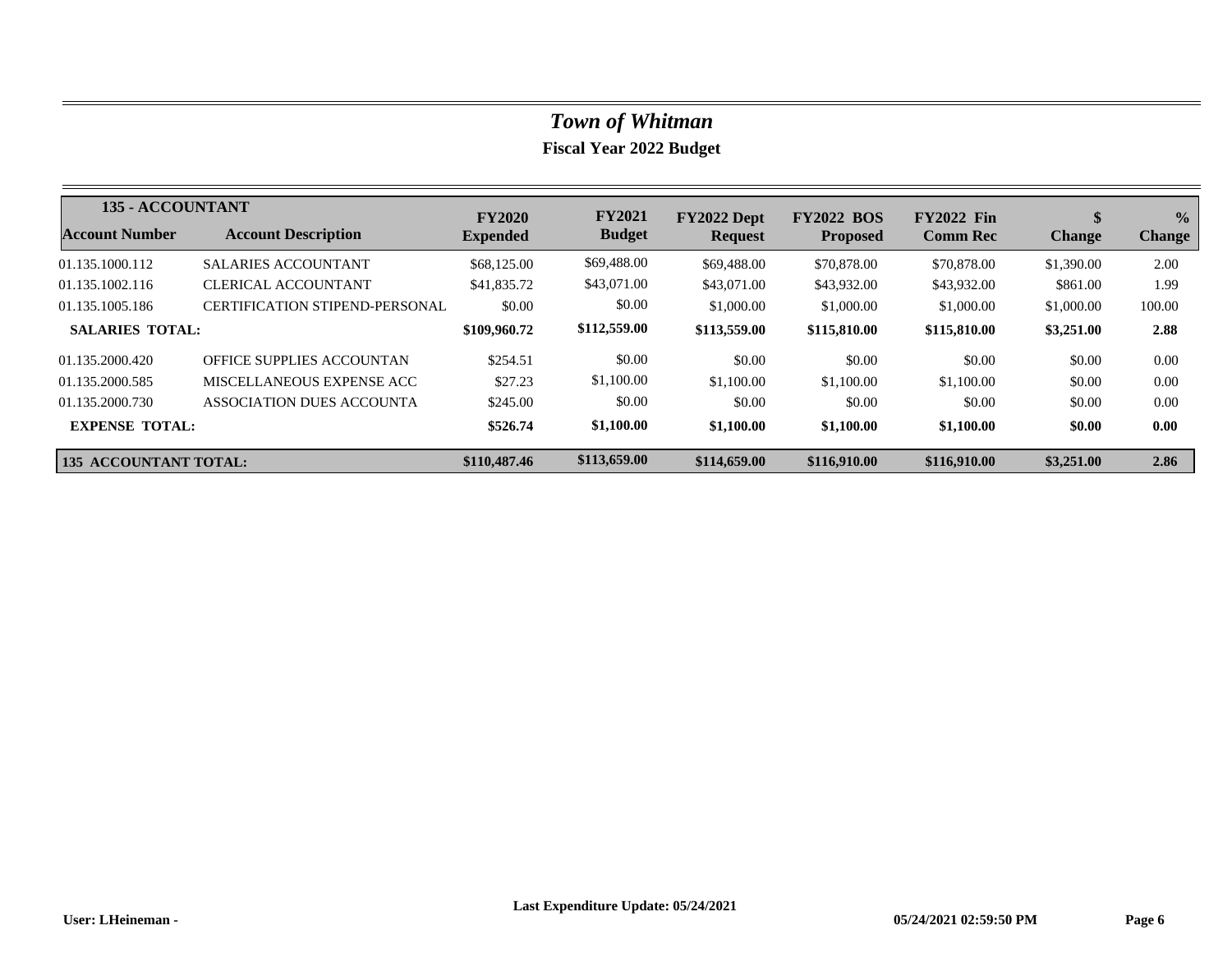# *Town of Whitman*

## Fiscal Year 2022 Budget

| 135 - ACCOUNTANT | | | | | | | | |
|---|---|---|---|---|---|---|---|---|
| **Account Number** | **Account Description** | **FY2020 Expended** | **FY2021 Budget** | **FY2022 Dept Request** | **FY2022 BOS Proposed** | **FY2022 Fin Comm Rec** | **$ Change** | **% Change** |
| 01.135.1000.112 | SALARIES ACCOUNTANT | $68,125.00 | $69,488.00 | $69,488.00 | $70,878.00 | $70,878.00 | $1,390.00 | 2.00 |
| 01.135.1002.116 | CLERICAL ACCOUNTANT | $41,835.72 | $43,071.00 | $43,071.00 | $43,932.00 | $43,932.00 | $861.00 | 1.99 |
| 01.135.1005.186 | CERTIFICATION STIPEND-PERSONAL | $0.00 | $0.00 | $1,000.00 | $1,000.00 | $1,000.00 | $1,000.00 | 100.00 |
| **SALARIES TOTAL:** | | **$109,960.72** | **$112,559.00** | **$113,559.00** | **$115,810.00** | **$115,810.00** | **$3,251.00** | **2.88** |
| 01.135.2000.420 | OFFICE SUPPLIES ACCOUNTAN | $254.51 | $0.00 | $0.00 | $0.00 | $0.00 | $0.00 | 0.00 |
| 01.135.2000.585 | MISCELLANEOUS EXPENSE ACC | $27.23 | $1,100.00 | $1,100.00 | $1,100.00 | $1,100.00 | $0.00 | 0.00 |
| 01.135.2000.730 | ASSOCIATION DUES ACCOUNTA | $245.00 | $0.00 | $0.00 | $0.00 | $0.00 | $0.00 | 0.00 |
| **EXPENSE TOTAL:** | | **$526.74** | **$1,100.00** | **$1,100.00** | **$1,100.00** | **$1,100.00** | **$0.00** | **0.00** |
| **135 ACCOUNTANT TOTAL:** | | **$110,487.46** | **$113,659.00** | **$114,659.00** | **$116,910.00** | **$116,910.00** | **$3,251.00** | **2.86** |

**Last Expenditure Update: 05/24/2021**

**User: LHeineman -** **05/24/2021 02:59:50 PM**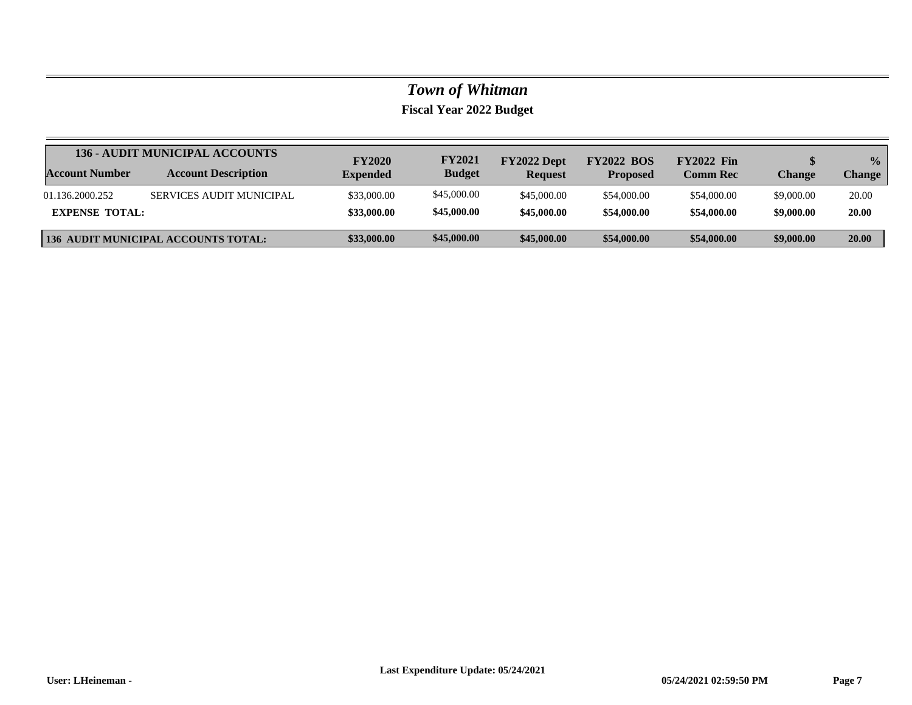# *Town of Whitman*

## Fiscal Year 2022 Budget

| **136 - AUDIT MUNICIPAL ACCOUNTS** | | | | | | | | |
|---|---|---|---|---|---|---|---|---|
| **Account Number** | **Account Description** | **FY2020 Expended** | **FY2021 Budget** | **FY2022 Dept Request** | **FY2022 BOS Proposed** | **FY2022 Fin Comm Rec** | **$ Change** | **% Change** |
| 01.136.2000.252 | SERVICES AUDIT MUNICIPAL | $33,000.00 | $45,000.00 | $45,000.00 | $54,000.00 | $54,000.00 | $9,000.00 | 20.00 |
| **EXPENSE TOTAL:** | | **$33,000.00** | **$45,000.00** | **$45,000.00** | **$54,000.00** | **$54,000.00** | **$9,000.00** | **20.00** |
| **136 AUDIT MUNICIPAL ACCOUNTS TOTAL:** | | **$33,000.00** | **$45,000.00** | **$45,000.00** | **$54,000.00** | **$54,000.00** | **$9,000.00** | **20.00** |

**Last Expenditure Update: 05/24/2021**

**User: LHeineman -** **05/24/2021 02:59:50 PM**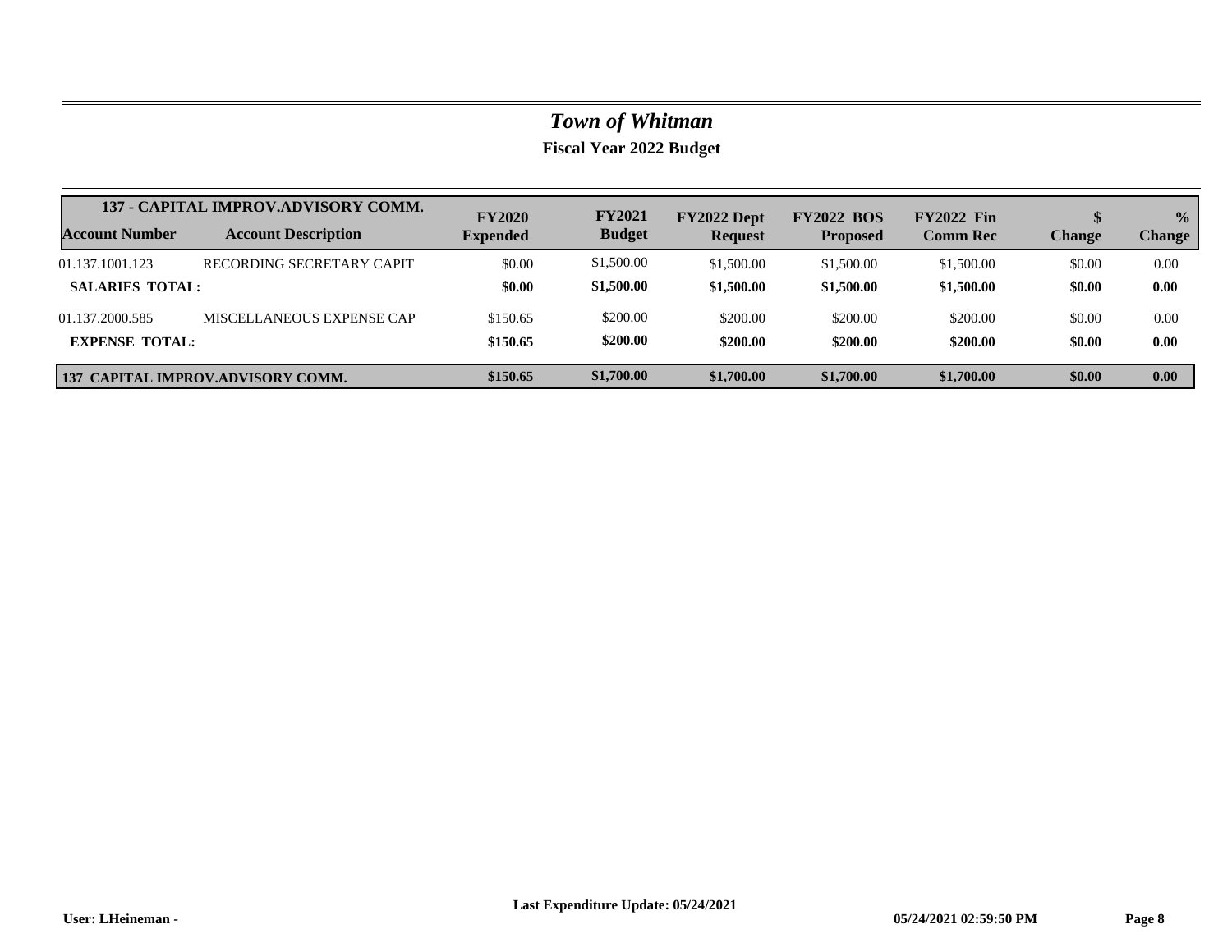# *Town of Whitman*

## Fiscal Year 2022 Budget

| 137 - CAPITAL IMPROV.ADVISORY COMM. | | | | | | | | |
|---|---|---|---|---|---|---|---|---|
| **Account Number** | **Account Description** | **FY2020 Expended** | **FY2021 Budget** | **FY2022 Dept Request** | **FY2022 BOS Proposed** | **FY2022 Fin Comm Rec** | **$ Change** | **% Change** |
| 01.137.1001.123 | RECORDING SECRETARY CAPIT | $0.00 | $1,500.00 | $1,500.00 | $1,500.00 | $1,500.00 | $0.00 | 0.00 |
| **SALARIES TOTAL:** | | **$0.00** | **$1,500.00** | **$1,500.00** | **$1,500.00** | **$1,500.00** | **$0.00** | **0.00** |
| 01.137.2000.585 | MISCELLANEOUS EXPENSE CAP | $150.65 | $200.00 | $200.00 | $200.00 | $200.00 | $0.00 | 0.00 |
| **EXPENSE TOTAL:** | | **$150.65** | **$200.00** | **$200.00** | **$200.00** | **$200.00** | **$0.00** | **0.00** |
| **137 CAPITAL IMPROV.ADVISORY COMM.** | | **$150.65** | **$1,700.00** | **$1,700.00** | **$1,700.00** | **$1,700.00** | **$0.00** | **0.00** |

**Last Expenditure Update: 05/24/2021**

**User: LHeineman -** **05/24/2021 02:59:50 PM**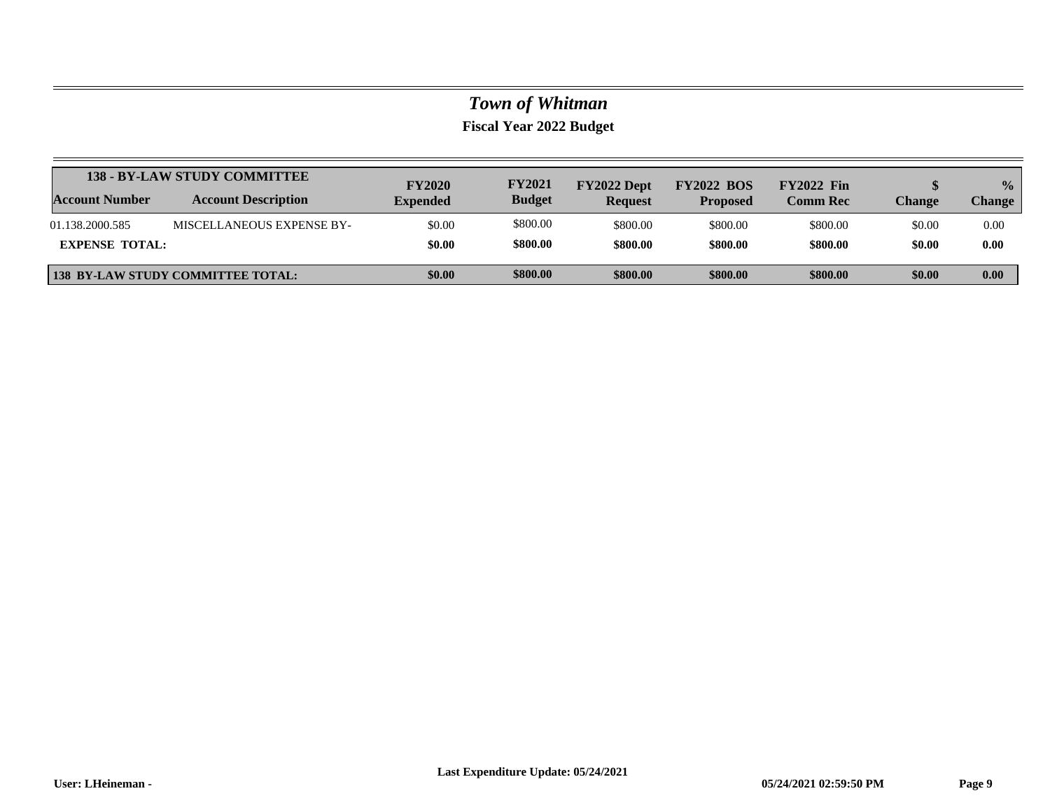# *Town of Whitman*

## Fiscal Year 2022 Budget

| 138 - BY-LAW STUDY COMMITTEE | | | | | | | | |
|---|---|---|---|---|---|---|---|---|
| **Account Number** | **Account Description** | **FY2020 Expended** | **FY2021 Budget** | **FY2022 Dept Request** | **FY2022 BOS Proposed** | **FY2022 Fin Comm Rec** | **$ Change** | **% Change** |
| 01.138.2000.585 | MISCELLANEOUS EXPENSE BY- | $0.00 | $800.00 | $800.00 | $800.00 | $800.00 | $0.00 | 0.00 |
| **EXPENSE TOTAL:** | | **$0.00** | **$800.00** | **$800.00** | **$800.00** | **$800.00** | **$0.00** | **0.00** |
| **138 BY-LAW STUDY COMMITTEE TOTAL:** | | **$0.00** | **$800.00** | **$800.00** | **$800.00** | **$800.00** | **$0.00** | **0.00** |

**Last Expenditure Update: 05/24/2021**

**User: LHeineman -** **05/24/2021 02:59:50 PM**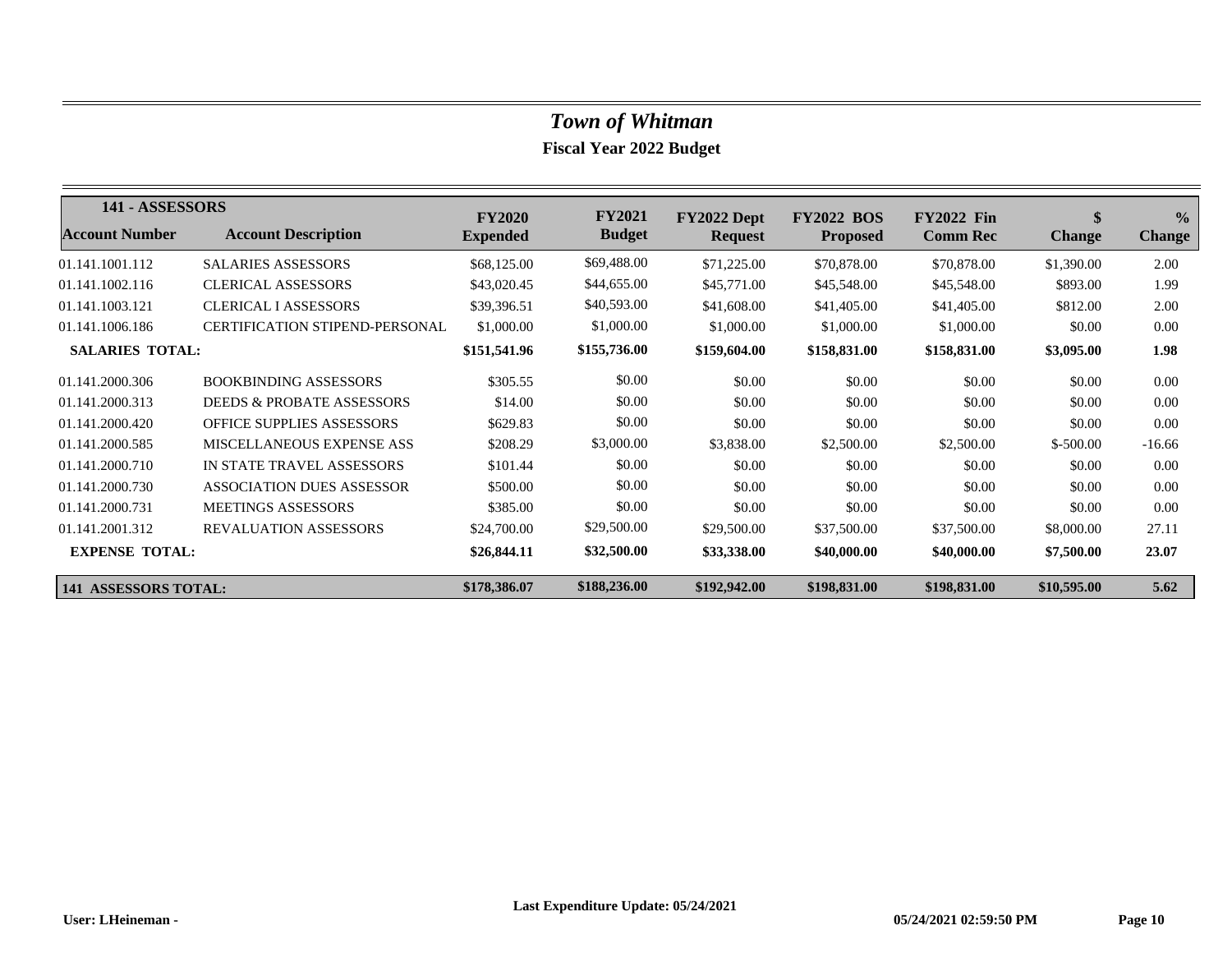# *Town of Whitman*

## Fiscal Year 2022 Budget

| 141 - ASSESSORS | | | | | | | | |
|---|---|---|---|---|---|---|---|---|
| **Account Number** | **Account Description** | **FY2020 Expended** | **FY2021 Budget** | **FY2022 Dept Request** | **FY2022 BOS Proposed** | **FY2022 Fin Comm Rec** | **$ Change** | **% Change** |
| 01.141.1001.112 | SALARIES ASSESSORS | $68,125.00 | $69,488.00 | $71,225.00 | $70,878.00 | $70,878.00 | $1,390.00 | 2.00 |
| 01.141.1002.116 | CLERICAL ASSESSORS | $43,020.45 | $44,655.00 | $45,771.00 | $45,548.00 | $45,548.00 | $893.00 | 1.99 |
| 01.141.1003.121 | CLERICAL I ASSESSORS | $39,396.51 | $40,593.00 | $41,608.00 | $41,405.00 | $41,405.00 | $812.00 | 2.00 |
| 01.141.1006.186 | CERTIFICATION STIPEND-PERSONAL | $1,000.00 | $1,000.00 | $1,000.00 | $1,000.00 | $1,000.00 | $0.00 | 0.00 |
| **SALARIES TOTAL:** | | **$151,541.96** | **$155,736.00** | **$159,604.00** | **$158,831.00** | **$158,831.00** | **$3,095.00** | **1.98** |
| 01.141.2000.306 | BOOKBINDING ASSESSORS | $305.55 | $0.00 | $0.00 | $0.00 | $0.00 | $0.00 | 0.00 |
| 01.141.2000.313 | DEEDS & PROBATE ASSESSORS | $14.00 | $0.00 | $0.00 | $0.00 | $0.00 | $0.00 | 0.00 |
| 01.141.2000.420 | OFFICE SUPPLIES ASSESSORS | $629.83 | $0.00 | $0.00 | $0.00 | $0.00 | $0.00 | 0.00 |
| 01.141.2000.585 | MISCELLANEOUS EXPENSE ASS | $208.29 | $3,000.00 | $3,838.00 | $2,500.00 | $2,500.00 | $-500.00 | -16.66 |
| 01.141.2000.710 | IN STATE TRAVEL ASSESSORS | $101.44 | $0.00 | $0.00 | $0.00 | $0.00 | $0.00 | 0.00 |
| 01.141.2000.730 | ASSOCIATION DUES ASSESSOR | $500.00 | $0.00 | $0.00 | $0.00 | $0.00 | $0.00 | 0.00 |
| 01.141.2000.731 | MEETINGS ASSESSORS | $385.00 | $0.00 | $0.00 | $0.00 | $0.00 | $0.00 | 0.00 |
| 01.141.2001.312 | REVALUATION ASSESSORS | $24,700.00 | $29,500.00 | $29,500.00 | $37,500.00 | $37,500.00 | $8,000.00 | 27.11 |
| **EXPENSE TOTAL:** | | **$26,844.11** | **$32,500.00** | **$33,338.00** | **$40,000.00** | **$40,000.00** | **$7,500.00** | **23.07** |
| **141 ASSESSORS TOTAL:** | | **$178,386.07** | **$188,236.00** | **$192,942.00** | **$198,831.00** | **$198,831.00** | **$10,595.00** | **5.62** |

**Last Expenditure Update: 05/24/2021**

**User: LHeineman -** **05/24/2021 02:59:50 PM**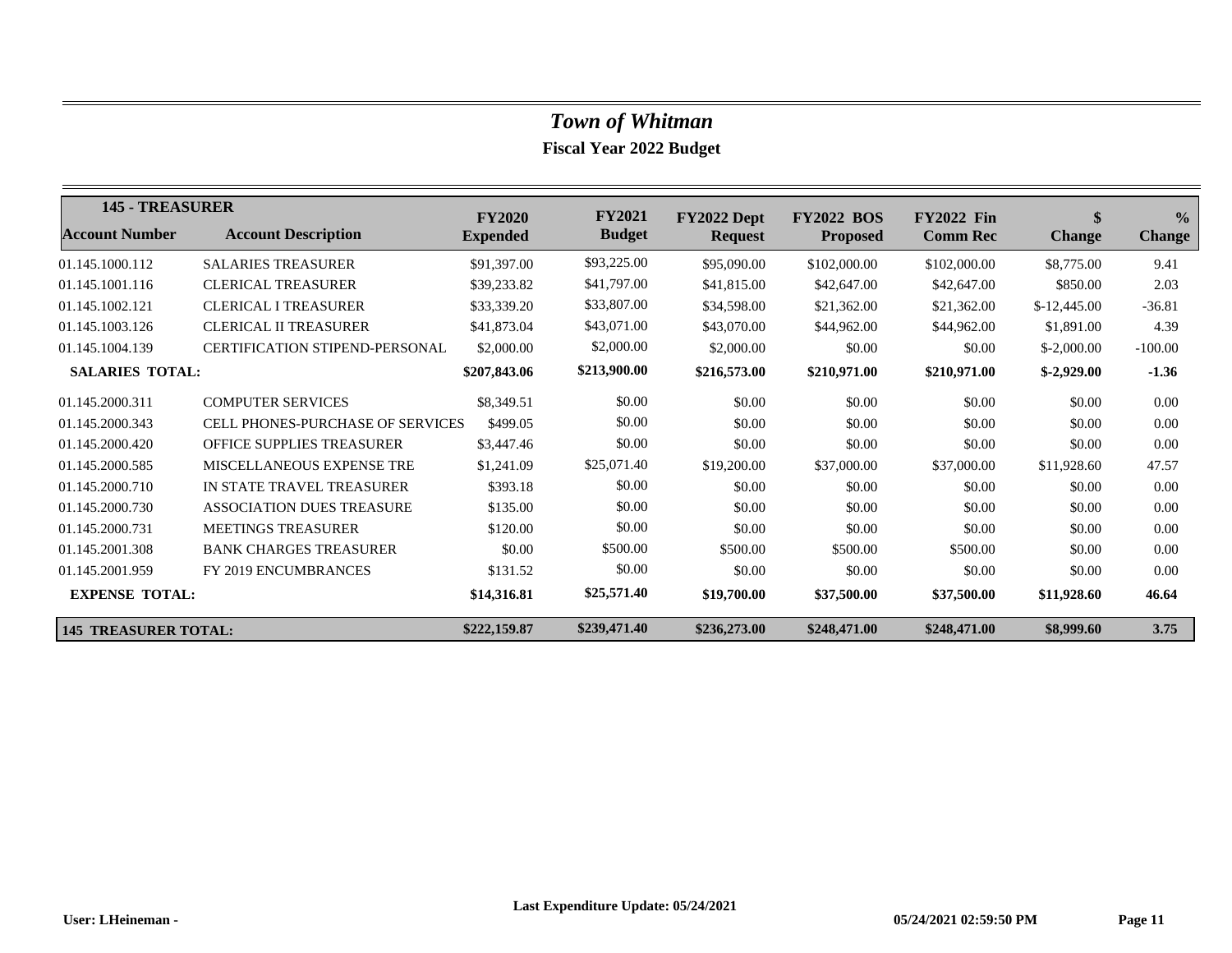# *Town of Whitman*

## Fiscal Year 2022 Budget

| 145 - TREASURER | | | | | | | | |
|---|---|---|---|---|---|---|---|---|
| **Account Number** | **Account Description** | **FY2020 Expended** | **FY2021 Budget** | **FY2022 Dept Request** | **FY2022 BOS Proposed** | **FY2022 Fin Comm Rec** | **$ Change** | **% Change** |
| 01.145.1000.112 | SALARIES TREASURER | $91,397.00 | $93,225.00 | $95,090.00 | $102,000.00 | $102,000.00 | $8,775.00 | 9.41 |
| 01.145.1001.116 | CLERICAL TREASURER | $39,233.82 | $41,797.00 | $41,815.00 | $42,647.00 | $42,647.00 | $850.00 | 2.03 |
| 01.145.1002.121 | CLERICAL I TREASURER | $33,339.20 | $33,807.00 | $34,598.00 | $21,362.00 | $21,362.00 | $-12,445.00 | -36.81 |
| 01.145.1003.126 | CLERICAL II TREASURER | $41,873.04 | $43,071.00 | $43,070.00 | $44,962.00 | $44,962.00 | $1,891.00 | 4.39 |
| 01.145.1004.139 | CERTIFICATION STIPEND-PERSONAL | $2,000.00 | $2,000.00 | $2,000.00 | $0.00 | $0.00 | $-2,000.00 | -100.00 |
| **SALARIES TOTAL:** | | **$207,843.06** | **$213,900.00** | **$216,573.00** | **$210,971.00** | **$210,971.00** | **$-2,929.00** | **-1.36** |
| 01.145.2000.311 | COMPUTER SERVICES | $8,349.51 | $0.00 | $0.00 | $0.00 | $0.00 | $0.00 | 0.00 |
| 01.145.2000.343 | CELL PHONES-PURCHASE OF SERVICES | $499.05 | $0.00 | $0.00 | $0.00 | $0.00 | $0.00 | 0.00 |
| 01.145.2000.420 | OFFICE SUPPLIES TREASURER | $3,447.46 | $0.00 | $0.00 | $0.00 | $0.00 | $0.00 | 0.00 |
| 01.145.2000.585 | MISCELLANEOUS EXPENSE TRE | $1,241.09 | $25,071.40 | $19,200.00 | $37,000.00 | $37,000.00 | $11,928.60 | 47.57 |
| 01.145.2000.710 | IN STATE TRAVEL TREASURER | $393.18 | $0.00 | $0.00 | $0.00 | $0.00 | $0.00 | 0.00 |
| 01.145.2000.730 | ASSOCIATION DUES TREASURE | $135.00 | $0.00 | $0.00 | $0.00 | $0.00 | $0.00 | 0.00 |
| 01.145.2000.731 | MEETINGS TREASURER | $120.00 | $0.00 | $0.00 | $0.00 | $0.00 | $0.00 | 0.00 |
| 01.145.2001.308 | BANK CHARGES TREASURER | $0.00 | $500.00 | $500.00 | $500.00 | $500.00 | $0.00 | 0.00 |
| 01.145.2001.959 | FY 2019 ENCUMBRANCES | $131.52 | $0.00 | $0.00 | $0.00 | $0.00 | $0.00 | 0.00 |
| **EXPENSE TOTAL:** | | **$14,316.81** | **$25,571.40** | **$19,700.00** | **$37,500.00** | **$37,500.00** | **$11,928.60** | **46.64** |
| **145 TREASURER TOTAL:** | | **$222,159.87** | **$239,471.40** | **$236,273.00** | **$248,471.00** | **$248,471.00** | **$8,999.60** | **3.75** |

**Last Expenditure Update: 05/24/2021**

**User: LHeineman -** **05/24/2021 02:59:50 PM**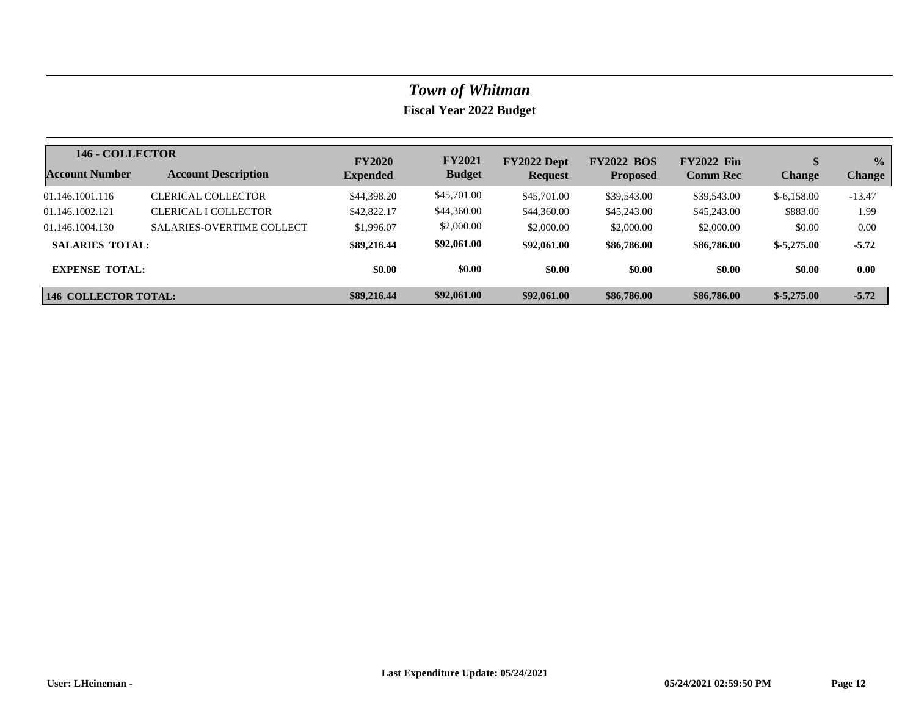# *Town of Whitman*

## Fiscal Year 2022 Budget

| 146 - COLLECTOR | | | | | | | | |
|---|---|---|---|---|---|---|---|---|
| **Account Number** | **Account Description** | **FY2020 Expended** | **FY2021 Budget** | **FY2022 Dept Request** | **FY2022 BOS Proposed** | **FY2022 Fin Comm Rec** | **$ Change** | **% Change** |
| 01.146.1001.116 | CLERICAL COLLECTOR | $44,398.20 | $45,701.00 | $45,701.00 | $39,543.00 | $39,543.00 | $-6,158.00 | -13.47 |
| 01.146.1002.121 | CLERICAL I COLLECTOR | $42,822.17 | $44,360.00 | $44,360.00 | $45,243.00 | $45,243.00 | $883.00 | 1.99 |
| 01.146.1004.130 | SALARIES-OVERTIME COLLECT | $1,996.07 | $2,000.00 | $2,000.00 | $2,000.00 | $2,000.00 | $0.00 | 0.00 |
| **SALARIES TOTAL:** | | **$89,216.44** | **$92,061.00** | **$92,061.00** | **$86,786.00** | **$86,786.00** | **$-5,275.00** | **-5.72** |
| **EXPENSE TOTAL:** | | **$0.00** | **$0.00** | **$0.00** | **$0.00** | **$0.00** | **$0.00** | **0.00** |
| **146 COLLECTOR TOTAL:** | | **$89,216.44** | **$92,061.00** | **$92,061.00** | **$86,786.00** | **$86,786.00** | **$-5,275.00** | **-5.72** |

**User: LHeineman -** **Last Expenditure Update: 05/24/2021** **05/24/2021 02:59:50 PM**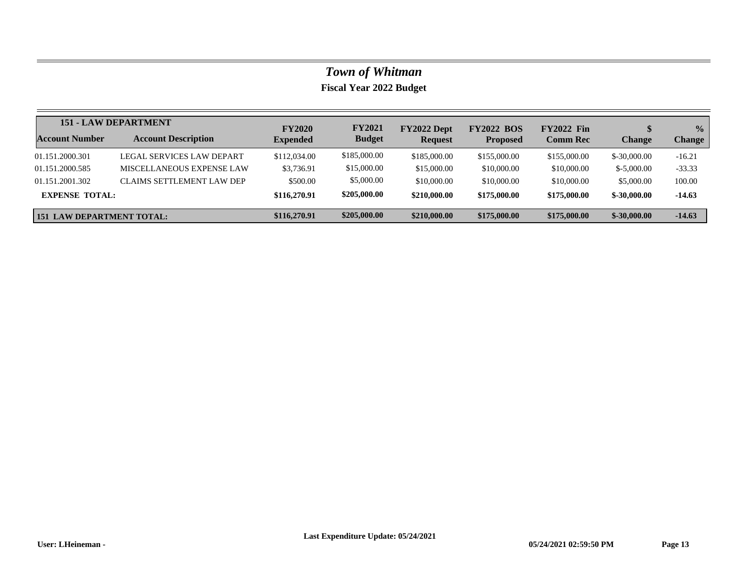# *Town of Whitman*

## Fiscal Year 2022 Budget

| **151 - LAW DEPARTMENT** | | | | | | | | |
|---|---|---|---|---|---|---|---|---|
| **Account Number** | **Account Description** | **FY2020 Expended** | **FY2021 Budget** | **FY2022 Dept Request** | **FY2022 BOS Proposed** | **FY2022 Fin Comm Rec** | **$ Change** | **% Change** |
| 01.151.2000.301 | LEGAL SERVICES LAW DEPART | $112,034.00 | $185,000.00 | $185,000.00 | $155,000.00 | $155,000.00 | $-30,000.00 | -16.21 |
| 01.151.2000.585 | MISCELLANEOUS EXPENSE LAW | $3,736.91 | $15,000.00 | $15,000.00 | $10,000.00 | $10,000.00 | $-5,000.00 | -33.33 |
| 01.151.2001.302 | CLAIMS SETTLEMENT LAW DEP | $500.00 | $5,000.00 | $10,000.00 | $10,000.00 | $10,000.00 | $5,000.00 | 100.00 |
| **EXPENSE TOTAL:** | | **$116,270.91** | **$205,000.00** | **$210,000.00** | **$175,000.00** | **$175,000.00** | **$-30,000.00** | **-14.63** |
| **151 LAW DEPARTMENT TOTAL:** | | **$116,270.91** | **$205,000.00** | **$210,000.00** | **$175,000.00** | **$175,000.00** | **$-30,000.00** | **-14.63** |

**User: LHeineman -** **Last Expenditure Update: 05/24/2021** **05/24/2021 02:59:50 PM**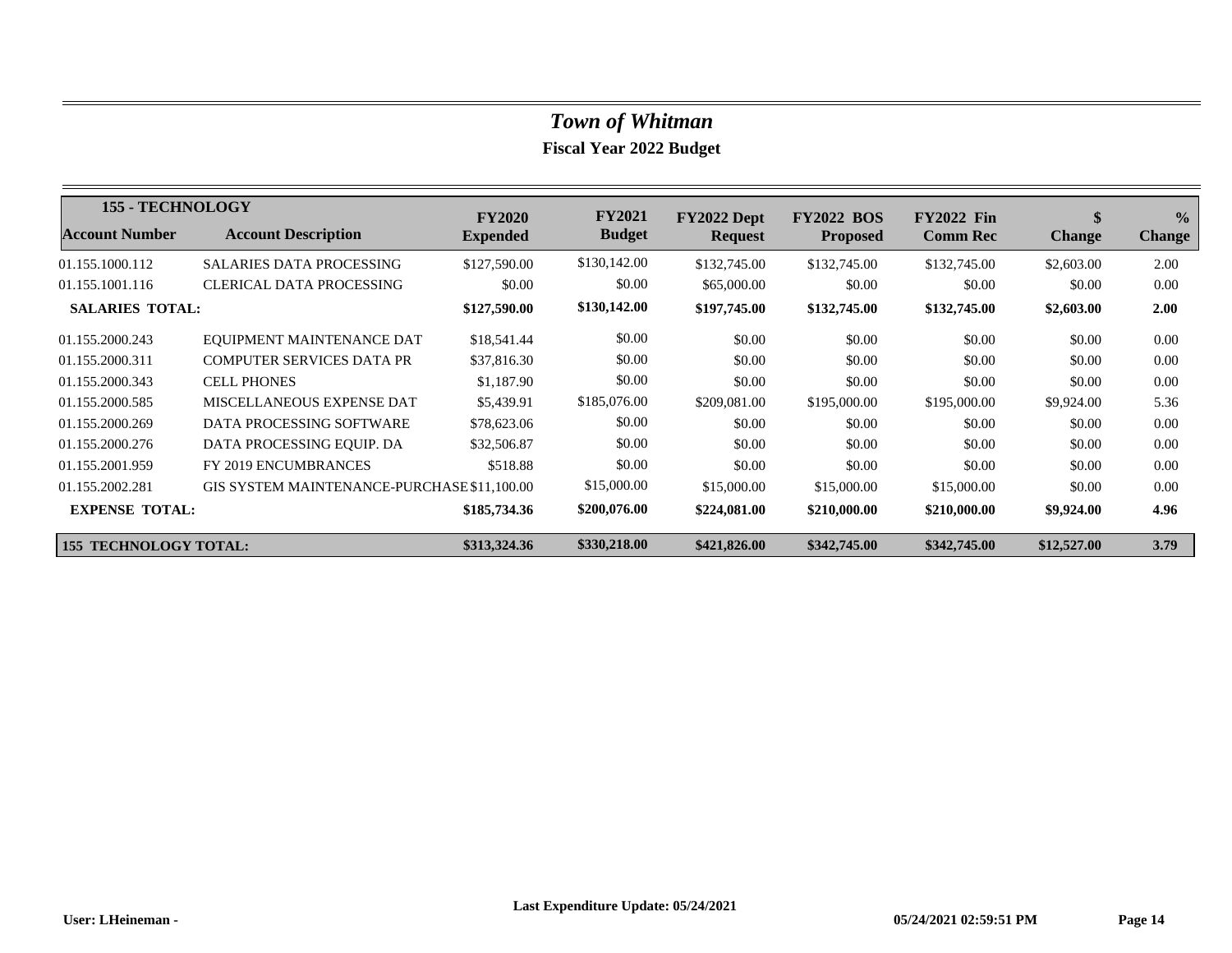# *Town of Whitman*

## Fiscal Year 2022 Budget

| 155 - TECHNOLOGY | | | | | | | | |
|---|---|---|---|---|---|---|---|---|
| **Account Number** | **Account Description** | **FY2020 Expended** | **FY2021 Budget** | **FY2022 Dept Request** | **FY2022 BOS Proposed** | **FY2022 Fin Comm Rec** | **$ Change** | **% Change** |
| 01.155.1000.112 | SALARIES DATA PROCESSING | $127,590.00 | $130,142.00 | $132,745.00 | $132,745.00 | $132,745.00 | $2,603.00 | 2.00 |
| 01.155.1001.116 | CLERICAL DATA PROCESSING | $0.00 | $0.00 | $65,000.00 | $0.00 | $0.00 | $0.00 | 0.00 |
| **SALARIES TOTAL:** | | **$127,590.00** | **$130,142.00** | **$197,745.00** | **$132,745.00** | **$132,745.00** | **$2,603.00** | **2.00** |
| 01.155.2000.243 | EQUIPMENT MAINTENANCE DAT | $18,541.44 | $0.00 | $0.00 | $0.00 | $0.00 | $0.00 | 0.00 |
| 01.155.2000.311 | COMPUTER SERVICES DATA PR | $37,816.30 | $0.00 | $0.00 | $0.00 | $0.00 | $0.00 | 0.00 |
| 01.155.2000.343 | CELL PHONES | $1,187.90 | $0.00 | $0.00 | $0.00 | $0.00 | $0.00 | 0.00 |
| 01.155.2000.585 | MISCELLANEOUS EXPENSE DAT | $5,439.91 | $185,076.00 | $209,081.00 | $195,000.00 | $195,000.00 | $9,924.00 | 5.36 |
| 01.155.2000.269 | DATA PROCESSING SOFTWARE | $78,623.06 | $0.00 | $0.00 | $0.00 | $0.00 | $0.00 | 0.00 |
| 01.155.2000.276 | DATA PROCESSING EQUIP. DA | $32,506.87 | $0.00 | $0.00 | $0.00 | $0.00 | $0.00 | 0.00 |
| 01.155.2001.959 | FY 2019 ENCUMBRANCES | $518.88 | $0.00 | $0.00 | $0.00 | $0.00 | $0.00 | 0.00 |
| 01.155.2002.281 | GIS SYSTEM MAINTENANCE-PURCHASE | $11,100.00 | $15,000.00 | $15,000.00 | $15,000.00 | $15,000.00 | $0.00 | 0.00 |
| **EXPENSE TOTAL:** | | **$185,734.36** | **$200,076.00** | **$224,081.00** | **$210,000.00** | **$210,000.00** | **$9,924.00** | **4.96** |
| **155 TECHNOLOGY TOTAL:** | | **$313,324.36** | **$330,218.00** | **$421,826.00** | **$342,745.00** | **$342,745.00** | **$12,527.00** | **3.79** |

**Last Expenditure Update: 05/24/2021**

**User: LHeineman -** **05/24/2021 02:59:51 PM**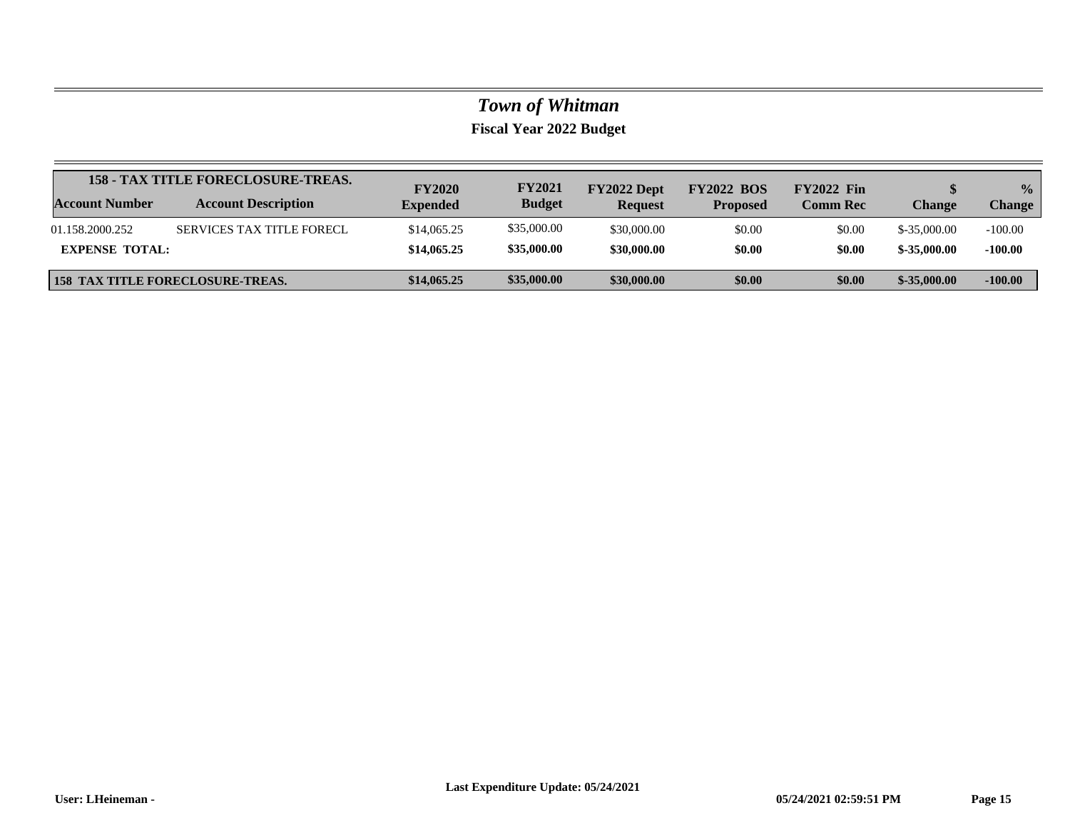# *Town of Whitman*

## Fiscal Year 2022 Budget

| 158 - TAX TITLE FORECLOSURE-TREAS. | | | | | | | | |
|---|---|---|---|---|---|---|---|---|
| **Account Number** | **Account Description** | **FY2020 Expended** | **FY2021 Budget** | **FY2022 Dept Request** | **FY2022 BOS Proposed** | **FY2022 Fin Comm Rec** | **$ Change** | **% Change** |
| 01.158.2000.252 | SERVICES TAX TITLE FORECL | $14,065.25 | $35,000.00 | $30,000.00 | $0.00 | $0.00 | $-35,000.00 | -100.00 |
| **EXPENSE TOTAL:** | | **$14,065.25** | **$35,000.00** | **$30,000.00** | **$0.00** | **$0.00** | **$-35,000.00** | **-100.00** |
| **158 TAX TITLE FORECLOSURE-TREAS.** | | **$14,065.25** | **$35,000.00** | **$30,000.00** | **$0.00** | **$0.00** | **$-35,000.00** | **-100.00** |

**Last Expenditure Update: 05/24/2021**

**User: LHeineman -** **05/24/2021 02:59:51 PM**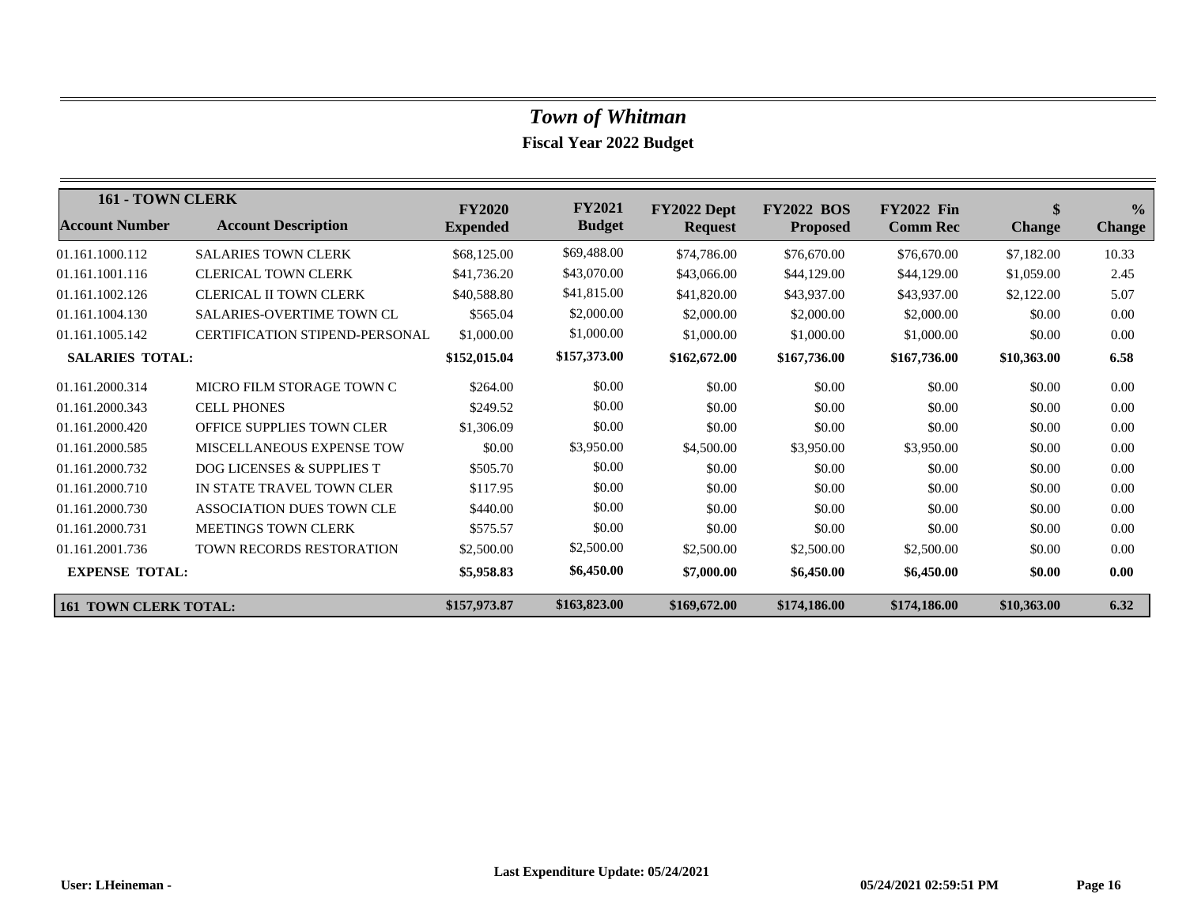# *Town of Whitman*

## Fiscal Year 2022 Budget

| 161 - TOWN CLERK | | | | | | | | |
|---|---|---|---|---|---|---|---|---|
| **Account Number** | **Account Description** | **FY2020 Expended** | **FY2021 Budget** | **FY2022 Dept Request** | **FY2022 BOS Proposed** | **FY2022 Fin Comm Rec** | **$ Change** | **% Change** |
| 01.161.1000.112 | SALARIES TOWN CLERK | $68,125.00 | $69,488.00 | $74,786.00 | $76,670.00 | $76,670.00 | $7,182.00 | 10.33 |
| 01.161.1001.116 | CLERICAL TOWN CLERK | $41,736.20 | $43,070.00 | $43,066.00 | $44,129.00 | $44,129.00 | $1,059.00 | 2.45 |
| 01.161.1002.126 | CLERICAL II TOWN CLERK | $40,588.80 | $41,815.00 | $41,820.00 | $43,937.00 | $43,937.00 | $2,122.00 | 5.07 |
| 01.161.1004.130 | SALARIES-OVERTIME TOWN CL | $565.04 | $2,000.00 | $2,000.00 | $2,000.00 | $2,000.00 | $0.00 | 0.00 |
| 01.161.1005.142 | CERTIFICATION STIPEND-PERSONAL | $1,000.00 | $1,000.00 | $1,000.00 | $1,000.00 | $1,000.00 | $0.00 | 0.00 |
| **SALARIES TOTAL:** | | **$152,015.04** | **$157,373.00** | **$162,672.00** | **$167,736.00** | **$167,736.00** | **$10,363.00** | **6.58** |
| 01.161.2000.314 | MICRO FILM STORAGE TOWN C | $264.00 | $0.00 | $0.00 | $0.00 | $0.00 | $0.00 | 0.00 |
| 01.161.2000.343 | CELL PHONES | $249.52 | $0.00 | $0.00 | $0.00 | $0.00 | $0.00 | 0.00 |
| 01.161.2000.420 | OFFICE SUPPLIES TOWN CLER | $1,306.09 | $0.00 | $0.00 | $0.00 | $0.00 | $0.00 | 0.00 |
| 01.161.2000.585 | MISCELLANEOUS EXPENSE TOW | $0.00 | $3,950.00 | $4,500.00 | $3,950.00 | $3,950.00 | $0.00 | 0.00 |
| 01.161.2000.732 | DOG LICENSES & SUPPLIES T | $505.70 | $0.00 | $0.00 | $0.00 | $0.00 | $0.00 | 0.00 |
| 01.161.2000.710 | IN STATE TRAVEL TOWN CLER | $117.95 | $0.00 | $0.00 | $0.00 | $0.00 | $0.00 | 0.00 |
| 01.161.2000.730 | ASSOCIATION DUES TOWN CLE | $440.00 | $0.00 | $0.00 | $0.00 | $0.00 | $0.00 | 0.00 |
| 01.161.2000.731 | MEETINGS TOWN CLERK | $575.57 | $0.00 | $0.00 | $0.00 | $0.00 | $0.00 | 0.00 |
| 01.161.2001.736 | TOWN RECORDS RESTORATION | $2,500.00 | $2,500.00 | $2,500.00 | $2,500.00 | $2,500.00 | $0.00 | 0.00 |
| **EXPENSE TOTAL:** | | **$5,958.83** | **$6,450.00** | **$7,000.00** | **$6,450.00** | **$6,450.00** | **$0.00** | **0.00** |
| **161 TOWN CLERK TOTAL:** | | **$157,973.87** | **$163,823.00** | **$169,672.00** | **$174,186.00** | **$174,186.00** | **$10,363.00** | **6.32** |

**User: LHeineman -** **Last Expenditure Update: 05/24/2021** **05/24/2021 02:59:51 PM**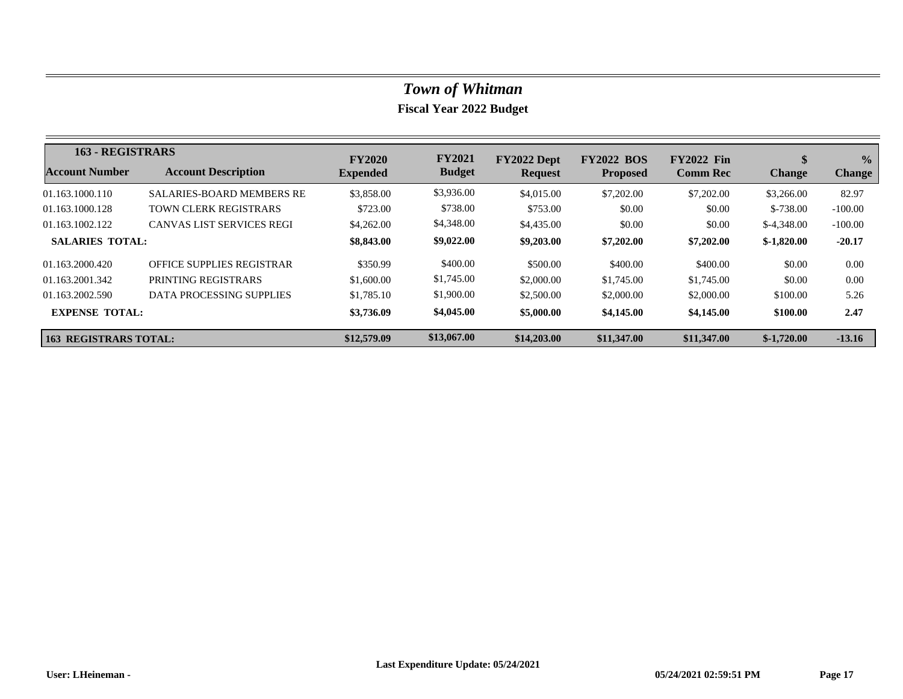# *Town of Whitman*

## Fiscal Year 2022 Budget

| 163 - REGISTRARS | | | | | | | | |
|---|---|---|---|---|---|---|---|---|
| **Account Number** | **Account Description** | **FY2020 Expended** | **FY2021 Budget** | **FY2022 Dept Request** | **FY2022 BOS Proposed** | **FY2022 Fin Comm Rec** | **$ Change** | **% Change** |
| 01.163.1000.110 | SALARIES-BOARD MEMBERS RE | $3,858.00 | $3,936.00 | $4,015.00 | $7,202.00 | $7,202.00 | $3,266.00 | 82.97 |
| 01.163.1000.128 | TOWN CLERK REGISTRARS | $723.00 | $738.00 | $753.00 | $0.00 | $0.00 | $-738.00 | -100.00 |
| 01.163.1002.122 | CANVAS LIST SERVICES REGI | $4,262.00 | $4,348.00 | $4,435.00 | $0.00 | $0.00 | $-4,348.00 | -100.00 |
| **SALARIES TOTAL:** | | **$8,843.00** | **$9,022.00** | **$9,203.00** | **$7,202.00** | **$7,202.00** | **$-1,820.00** | **-20.17** |
| 01.163.2000.420 | OFFICE SUPPLIES REGISTRAR | $350.99 | $400.00 | $500.00 | $400.00 | $400.00 | $0.00 | 0.00 |
| 01.163.2001.342 | PRINTING REGISTRARS | $1,600.00 | $1,745.00 | $2,000.00 | $1,745.00 | $1,745.00 | $0.00 | 0.00 |
| 01.163.2002.590 | DATA PROCESSING SUPPLIES | $1,785.10 | $1,900.00 | $2,500.00 | $2,000.00 | $2,000.00 | $100.00 | 5.26 |
| **EXPENSE TOTAL:** | | **$3,736.09** | **$4,045.00** | **$5,000.00** | **$4,145.00** | **$4,145.00** | **$100.00** | **2.47** |
| **163 REGISTRARS TOTAL:** | | **$12,579.09** | **$13,067.00** | **$14,203.00** | **$11,347.00** | **$11,347.00** | **$-1,720.00** | **-13.16** |

**User: LHeineman -** **Last Expenditure Update: 05/24/2021** **05/24/2021 02:59:51 PM**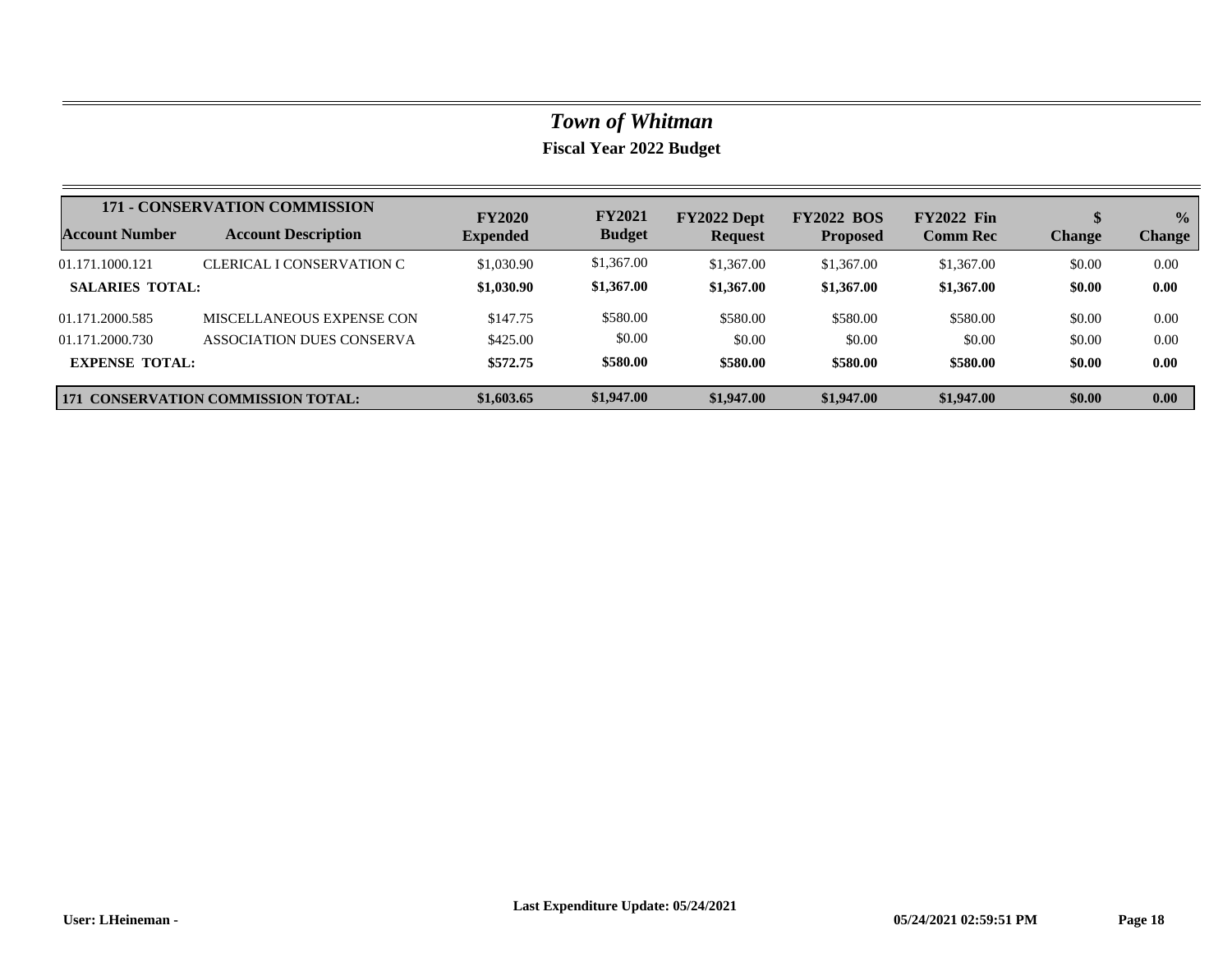# *Town of Whitman*

## Fiscal Year 2022 Budget

| 171 - CONSERVATION COMMISSION | | | | | | | | |
|---|---|---|---|---|---|---|---|---|
| **Account Number** | **Account Description** | **FY2020 Expended** | **FY2021 Budget** | **FY2022 Dept Request** | **FY2022 BOS Proposed** | **FY2022 Fin Comm Rec** | **$ Change** | **% Change** |
| 01.171.1000.121 | CLERICAL I CONSERVATION C | $1,030.90 | $1,367.00 | $1,367.00 | $1,367.00 | $1,367.00 | $0.00 | 0.00 |
| **SALARIES TOTAL:** | | **$1,030.90** | **$1,367.00** | **$1,367.00** | **$1,367.00** | **$1,367.00** | **$0.00** | **0.00** |
| 01.171.2000.585 | MISCELLANEOUS EXPENSE CON | $147.75 | $580.00 | $580.00 | $580.00 | $580.00 | $0.00 | 0.00 |
| 01.171.2000.730 | ASSOCIATION DUES CONSERVA | $425.00 | $0.00 | $0.00 | $0.00 | $0.00 | $0.00 | 0.00 |
| **EXPENSE TOTAL:** | | **$572.75** | **$580.00** | **$580.00** | **$580.00** | **$580.00** | **$0.00** | **0.00** |
| **171 CONSERVATION COMMISSION TOTAL:** | | **$1,603.65** | **$1,947.00** | **$1,947.00** | **$1,947.00** | **$1,947.00** | **$0.00** | **0.00** |

**Last Expenditure Update: 05/24/2021**

**User: LHeineman -** **05/24/2021 02:59:51 PM**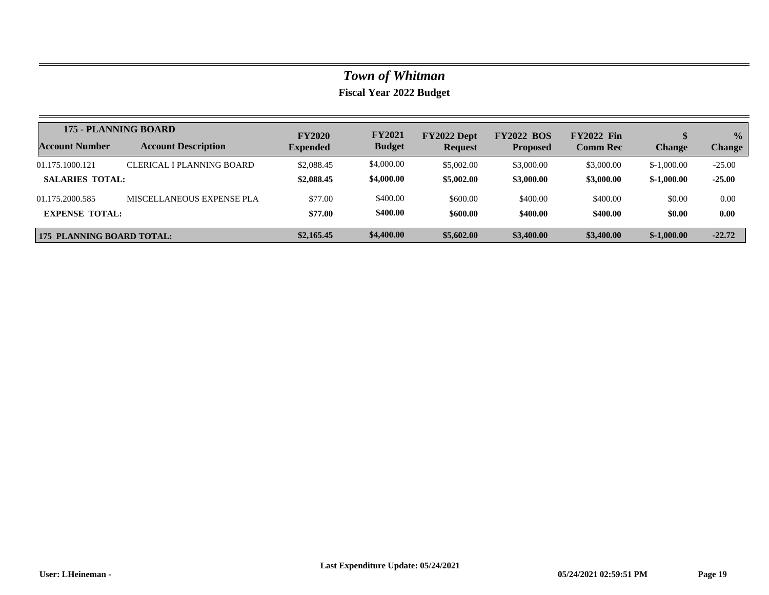# *Town of Whitman*

## Fiscal Year 2022 Budget

| 175 - PLANNING BOARD | | | | | | | | |
|---|---|---|---|---|---|---|---|---|
| **Account Number** | **Account Description** | **FY2020 Expended** | **FY2021 Budget** | **FY2022 Dept Request** | **FY2022 BOS Proposed** | **FY2022 Fin Comm Rec** | **$ Change** | **% Change** |
| 01.175.1000.121 | CLERICAL I PLANNING BOARD | $2,088.45 | $4,000.00 | $5,002.00 | $3,000.00 | $3,000.00 | $-1,000.00 | -25.00 |
| **SALARIES TOTAL:** | | **$2,088.45** | **$4,000.00** | **$5,002.00** | **$3,000.00** | **$3,000.00** | **$-1,000.00** | **-25.00** |
| 01.175.2000.585 | MISCELLANEOUS EXPENSE PLA | $77.00 | $400.00 | $600.00 | $400.00 | $400.00 | $0.00 | 0.00 |
| **EXPENSE TOTAL:** | | **$77.00** | **$400.00** | **$600.00** | **$400.00** | **$400.00** | **$0.00** | **0.00** |
| **175 PLANNING BOARD TOTAL:** | | **$2,165.45** | **$4,400.00** | **$5,602.00** | **$3,400.00** | **$3,400.00** | **$-1,000.00** | **-22.72** |

User: LHeineman - Last Expenditure Update: 05/24/2021 05/24/2021 02:59:51 PM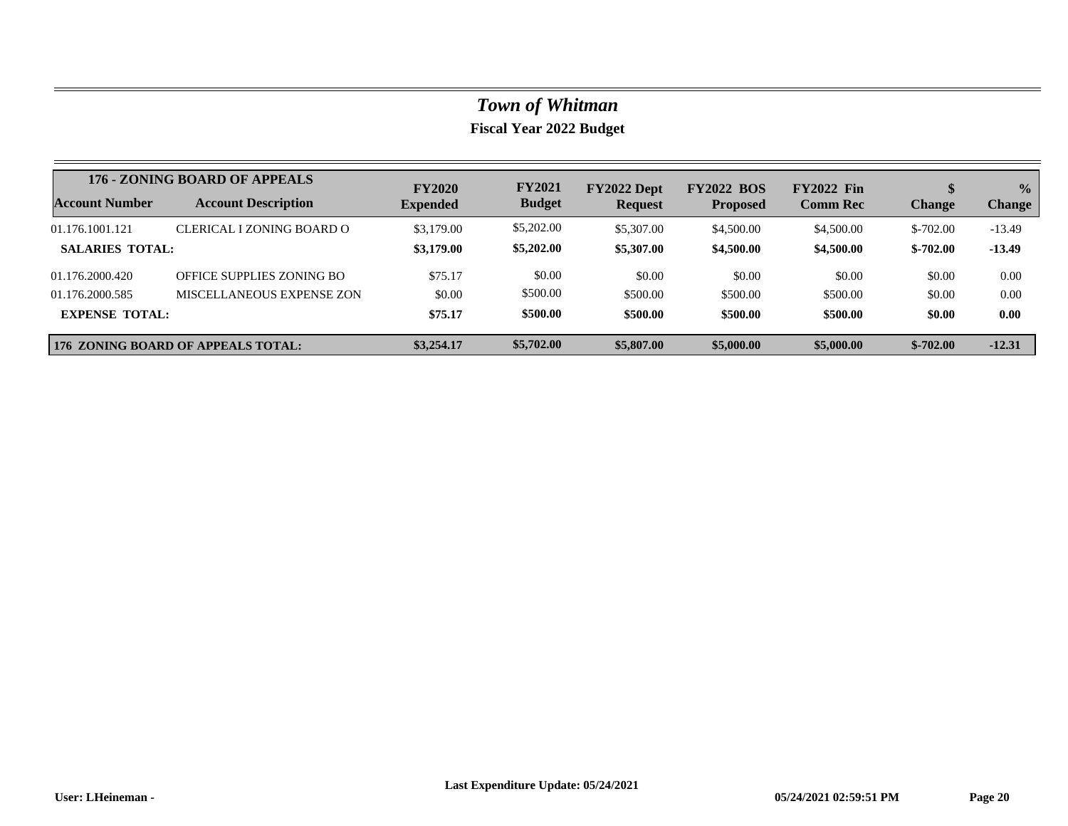# *Town of Whitman*

## Fiscal Year 2022 Budget

| 176 - ZONING BOARD OF APPEALS | | | | | | | | |
|---|---|---|---|---|---|---|---|---|
| **Account Number** | **Account Description** | **FY2020 Expended** | **FY2021 Budget** | **FY2022 Dept Request** | **FY2022 BOS Proposed** | **FY2022 Fin Comm Rec** | **$ Change** | **% Change** |
| 01.176.1001.121 | CLERICAL I ZONING BOARD O | $3,179.00 | $5,202.00 | $5,307.00 | $4,500.00 | $4,500.00 | $-702.00 | -13.49 |
| **SALARIES TOTAL:** | | **$3,179.00** | **$5,202.00** | **$5,307.00** | **$4,500.00** | **$4,500.00** | **$-702.00** | **-13.49** |
| 01.176.2000.420 | OFFICE SUPPLIES ZONING BO | $75.17 | $0.00 | $0.00 | $0.00 | $0.00 | $0.00 | 0.00 |
| 01.176.2000.585 | MISCELLANEOUS EXPENSE ZON | $0.00 | $500.00 | $500.00 | $500.00 | $500.00 | $0.00 | 0.00 |
| **EXPENSE TOTAL:** | | **$75.17** | **$500.00** | **$500.00** | **$500.00** | **$500.00** | **$0.00** | **0.00** |
| **176 ZONING BOARD OF APPEALS TOTAL:** | | **$3,254.17** | **$5,702.00** | **$5,807.00** | **$5,000.00** | **$5,000.00** | **$-702.00** | **-12.31** |

**Last Expenditure Update: 05/24/2021**

**User: LHeineman -** **05/24/2021 02:59:51 PM**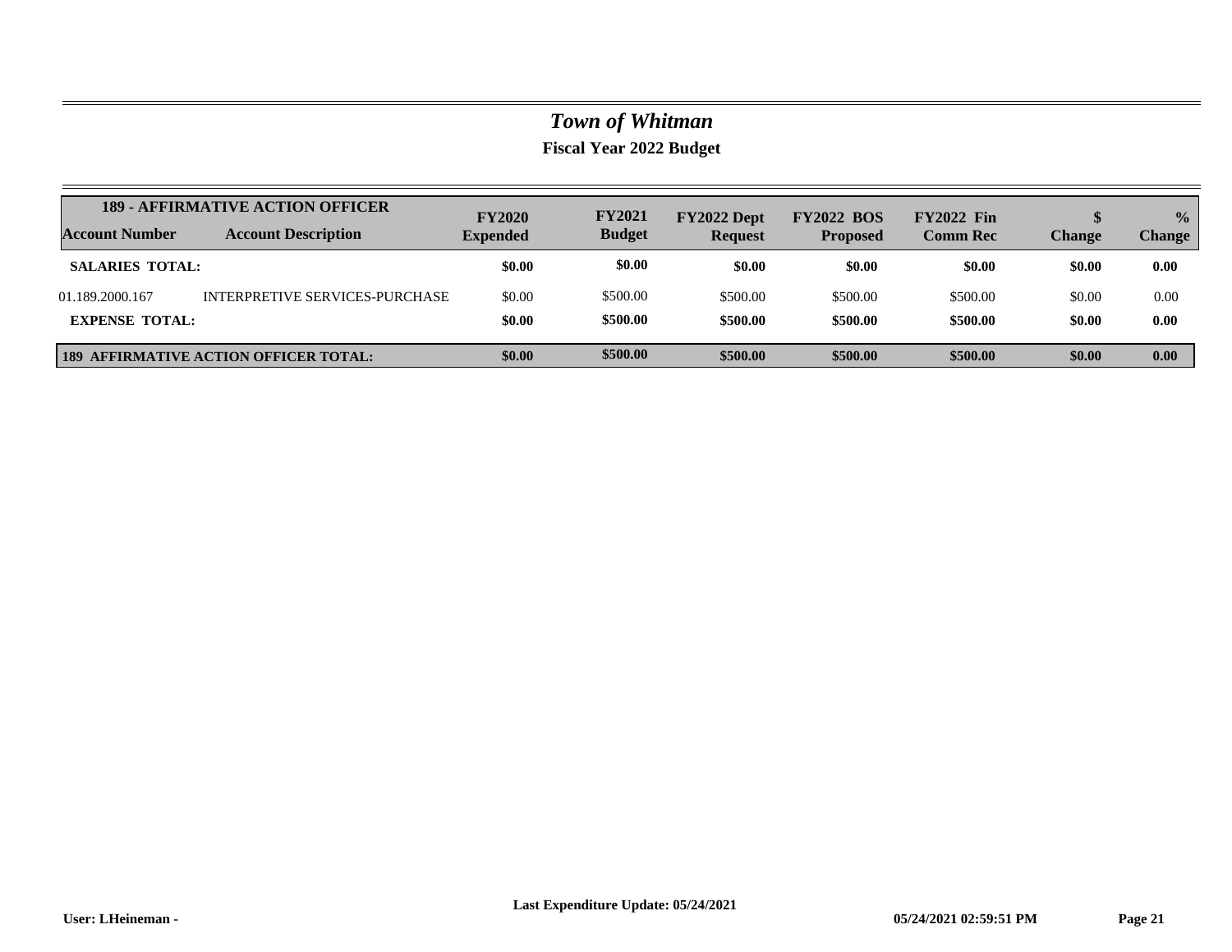# *Town of Whitman*

**Fiscal Year 2022 Budget**

| **189 - AFFIRMATIVE ACTION OFFICER** | | | | | | | | |
|---|---|---|---|---|---|---|---|---|
| **Account Number** | **Account Description** | **FY2020 Expended** | **FY2021 Budget** | **FY2022 Dept Request** | **FY2022 BOS Proposed** | **FY2022 Fin Comm Rec** | **$ Change** | **% Change** |
| **SALARIES TOTAL:** | | **$0.00** | **$0.00** | **$0.00** | **$0.00** | **$0.00** | **$0.00** | **0.00** |
| 01.189.2000.167 | INTERPRETIVE SERVICES-PURCHASE | $0.00 | $500.00 | $500.00 | $500.00 | $500.00 | $0.00 | 0.00 |
| **EXPENSE TOTAL:** | | **$0.00** | **$500.00** | **$500.00** | **$500.00** | **$500.00** | **$0.00** | **0.00** |
| **189 AFFIRMATIVE ACTION OFFICER TOTAL:** | | **$0.00** | **$500.00** | **$500.00** | **$500.00** | **$500.00** | **$0.00** | **0.00** |

**User: LHeineman -** **Last Expenditure Update: 05/24/2021** **05/24/2021 02:59:51 PM**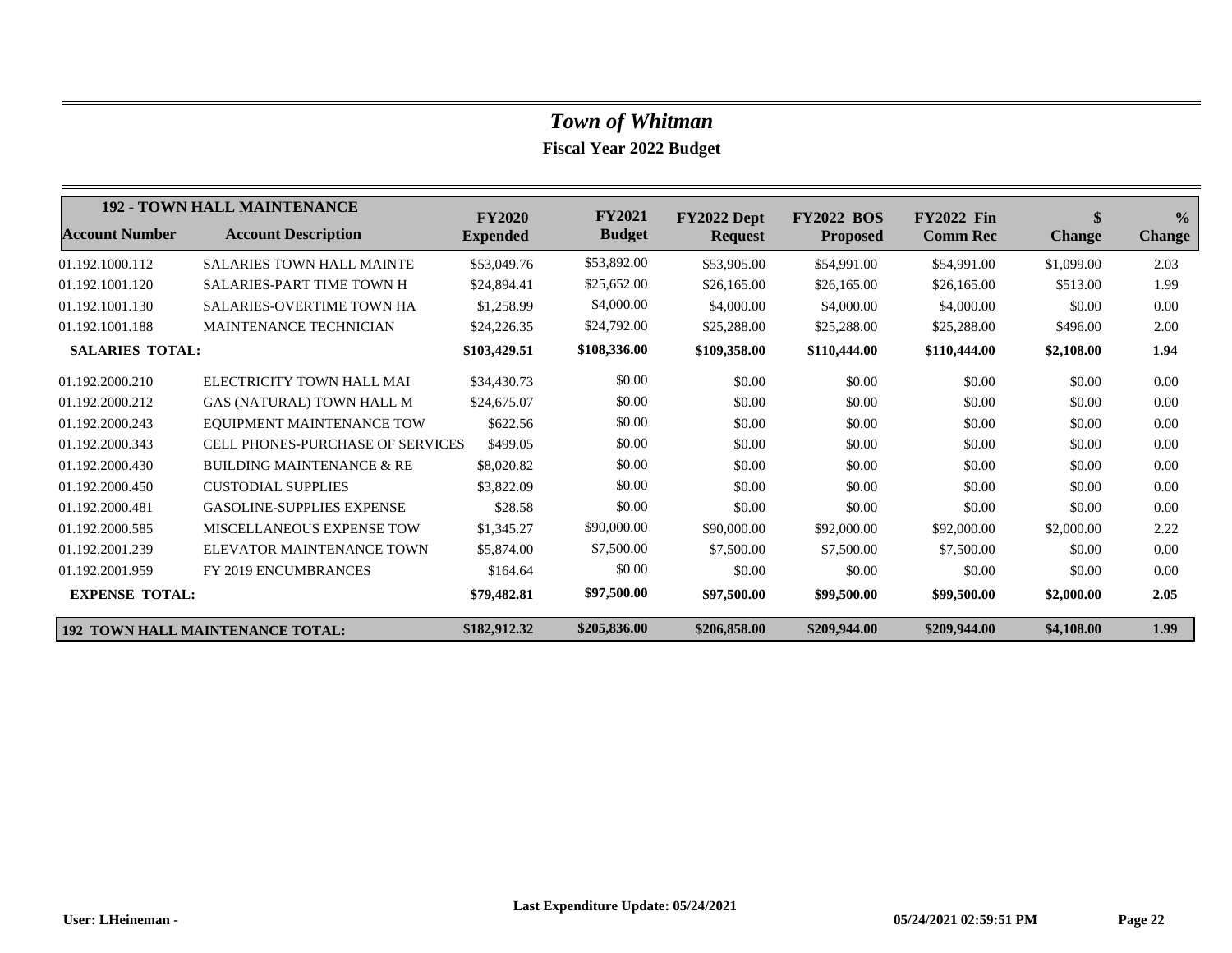# *Town of Whitman*

## Fiscal Year 2022 Budget

| 192 - TOWN HALL MAINTENANCE | | | | | | | | |
|---|---|---|---|---|---|---|---|---|
| **Account Number** | **Account Description** | **FY2020 Expended** | **FY2021 Budget** | **FY2022 Dept Request** | **FY2022 BOS Proposed** | **FY2022 Fin Comm Rec** | **$ Change** | **% Change** |
| 01.192.1000.112 | SALARIES TOWN HALL MAINTE | $53,049.76 | $53,892.00 | $53,905.00 | $54,991.00 | $54,991.00 | $1,099.00 | 2.03 |
| 01.192.1001.120 | SALARIES-PART TIME TOWN H | $24,894.41 | $25,652.00 | $26,165.00 | $26,165.00 | $26,165.00 | $513.00 | 1.99 |
| 01.192.1001.130 | SALARIES-OVERTIME TOWN HA | $1,258.99 | $4,000.00 | $4,000.00 | $4,000.00 | $4,000.00 | $0.00 | 0.00 |
| 01.192.1001.188 | MAINTENANCE TECHNICIAN | $24,226.35 | $24,792.00 | $25,288.00 | $25,288.00 | $25,288.00 | $496.00 | 2.00 |
| **SALARIES TOTAL:** | | **$103,429.51** | **$108,336.00** | **$109,358.00** | **$110,444.00** | **$110,444.00** | **$2,108.00** | **1.94** |
| 01.192.2000.210 | ELECTRICITY TOWN HALL MAI | $34,430.73 | $0.00 | $0.00 | $0.00 | $0.00 | $0.00 | 0.00 |
| 01.192.2000.212 | GAS (NATURAL) TOWN HALL M | $24,675.07 | $0.00 | $0.00 | $0.00 | $0.00 | $0.00 | 0.00 |
| 01.192.2000.243 | EQUIPMENT MAINTENANCE TOW | $622.56 | $0.00 | $0.00 | $0.00 | $0.00 | $0.00 | 0.00 |
| 01.192.2000.343 | CELL PHONES-PURCHASE OF SERVICES | $499.05 | $0.00 | $0.00 | $0.00 | $0.00 | $0.00 | 0.00 |
| 01.192.2000.430 | BUILDING MAINTENANCE & RE | $8,020.82 | $0.00 | $0.00 | $0.00 | $0.00 | $0.00 | 0.00 |
| 01.192.2000.450 | CUSTODIAL SUPPLIES | $3,822.09 | $0.00 | $0.00 | $0.00 | $0.00 | $0.00 | 0.00 |
| 01.192.2000.481 | GASOLINE-SUPPLIES EXPENSE | $28.58 | $0.00 | $0.00 | $0.00 | $0.00 | $0.00 | 0.00 |
| 01.192.2000.585 | MISCELLANEOUS EXPENSE TOW | $1,345.27 | $90,000.00 | $90,000.00 | $92,000.00 | $92,000.00 | $2,000.00 | 2.22 |
| 01.192.2001.239 | ELEVATOR MAINTENANCE TOWN | $5,874.00 | $7,500.00 | $7,500.00 | $7,500.00 | $7,500.00 | $0.00 | 0.00 |
| 01.192.2001.959 | FY 2019 ENCUMBRANCES | $164.64 | $0.00 | $0.00 | $0.00 | $0.00 | $0.00 | 0.00 |
| **EXPENSE TOTAL:** | | **$79,482.81** | **$97,500.00** | **$97,500.00** | **$99,500.00** | **$99,500.00** | **$2,000.00** | **2.05** |
| **192 TOWN HALL MAINTENANCE TOTAL:** | | **$182,912.32** | **$205,836.00** | **$206,858.00** | **$209,944.00** | **$209,944.00** | **$4,108.00** | **1.99** |

**Last Expenditure Update: 05/24/2021**

**User: LHeineman -** **05/24/2021 02:59:51 PM**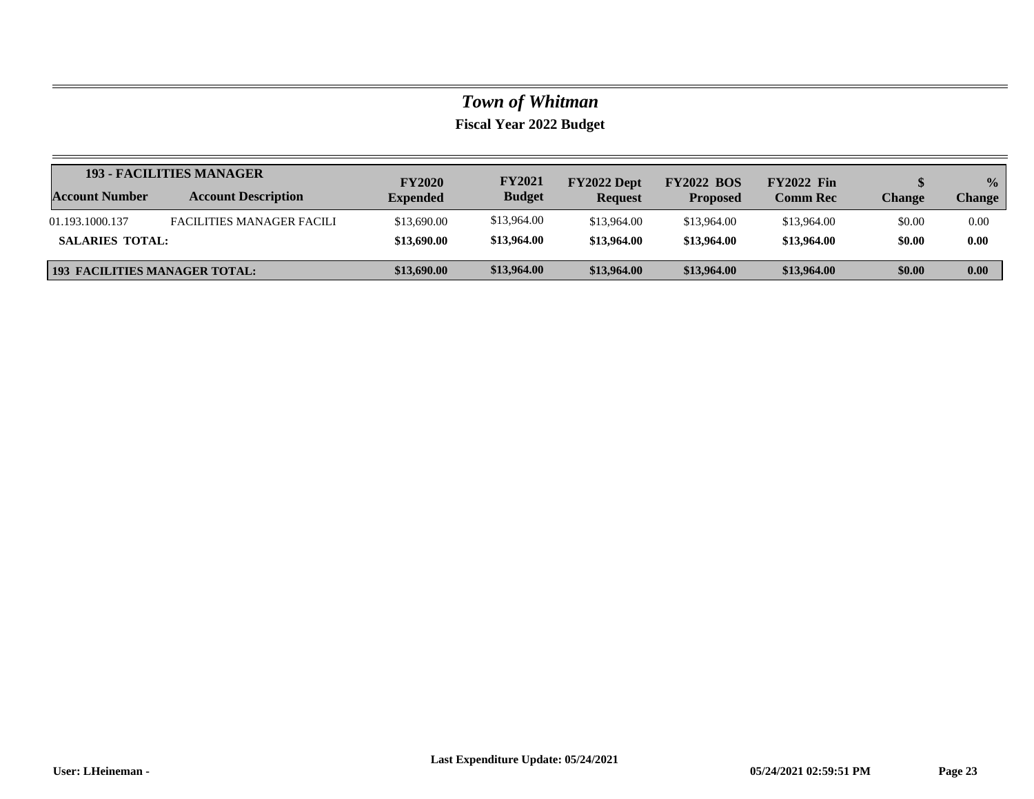# *Town of Whitman*

## Fiscal Year 2022 Budget

| 193 - FACILITIES MANAGER | | | | | | | | |
|---|---|---|---|---|---|---|---|---|
| **Account Number** | **Account Description** | **FY2020 Expended** | **FY2021 Budget** | **FY2022 Dept Request** | **FY2022 BOS Proposed** | **FY2022 Fin Comm Rec** | **$ Change** | **% Change** |
| 01.193.1000.137 | FACILITIES MANAGER FACILI | $13,690.00 | $13,964.00 | $13,964.00 | $13,964.00 | $13,964.00 | $0.00 | 0.00 |
| **SALARIES TOTAL:** | | **$13,690.00** | **$13,964.00** | **$13,964.00** | **$13,964.00** | **$13,964.00** | **$0.00** | **0.00** |
| **193 FACILITIES MANAGER TOTAL:** | | **$13,690.00** | **$13,964.00** | **$13,964.00** | **$13,964.00** | **$13,964.00** | **$0.00** | **0.00** |

**Last Expenditure Update: 05/24/2021**

**User: LHeineman -** **05/24/2021 02:59:51 PM**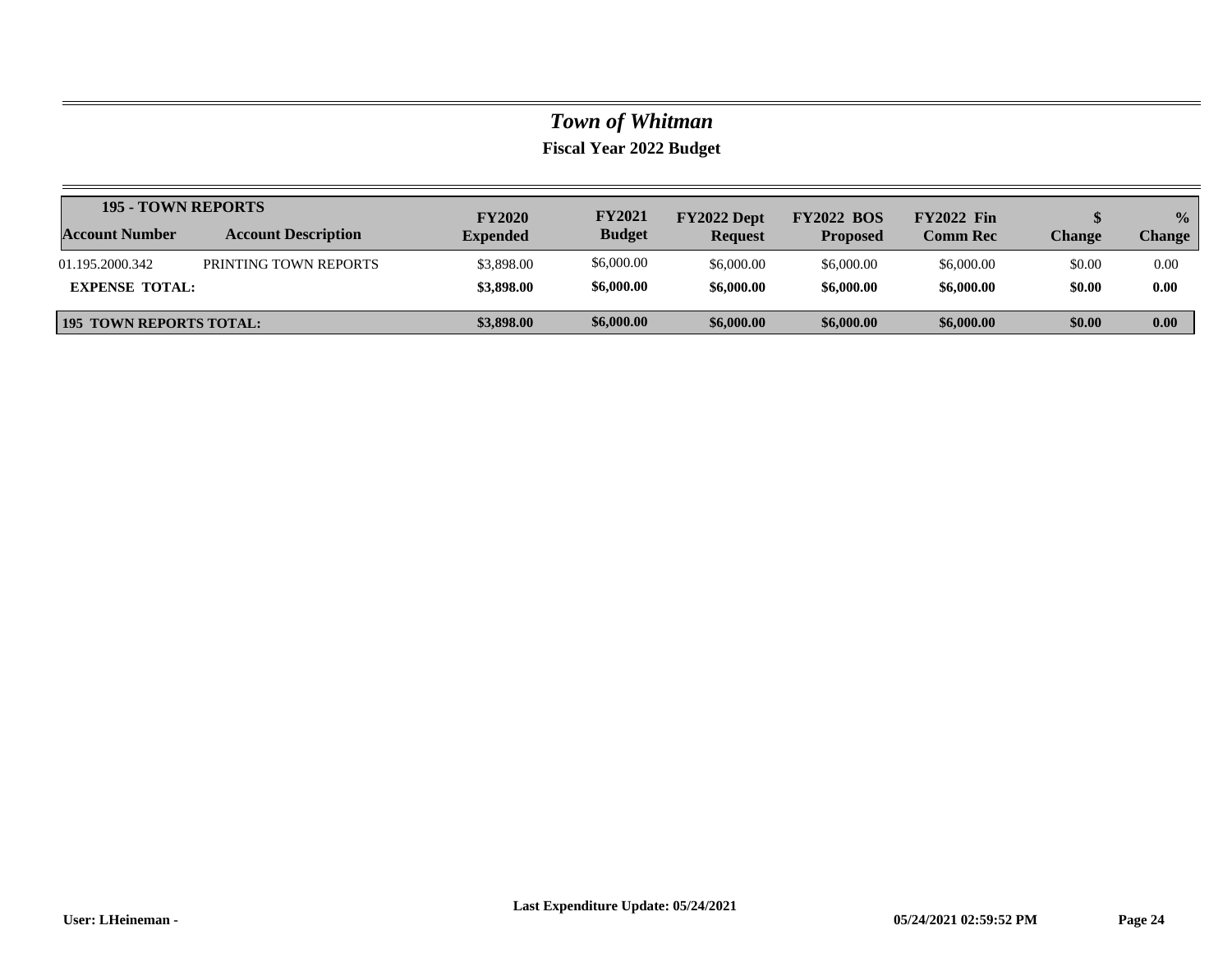# *Town of Whitman*

## Fiscal Year 2022 Budget

| 195 - TOWN REPORTS | | | | | | | | |
|---|---|---|---|---|---|---|---|---|
| **Account Number** | **Account Description** | **FY2020 Expended** | **FY2021 Budget** | **FY2022 Dept Request** | **FY2022 BOS Proposed** | **FY2022 Fin Comm Rec** | **$ Change** | **% Change** |
| 01.195.2000.342 | PRINTING TOWN REPORTS | $3,898.00 | $6,000.00 | $6,000.00 | $6,000.00 | $6,000.00 | $0.00 | 0.00 |
| **EXPENSE TOTAL:** | | **$3,898.00** | **$6,000.00** | **$6,000.00** | **$6,000.00** | **$6,000.00** | **$0.00** | **0.00** |
| **195 TOWN REPORTS TOTAL:** | | **$3,898.00** | **$6,000.00** | **$6,000.00** | **$6,000.00** | **$6,000.00** | **$0.00** | **0.00** |

**Last Expenditure Update: 05/24/2021**

**User: LHeineman -** **05/24/2021 02:59:52 PM**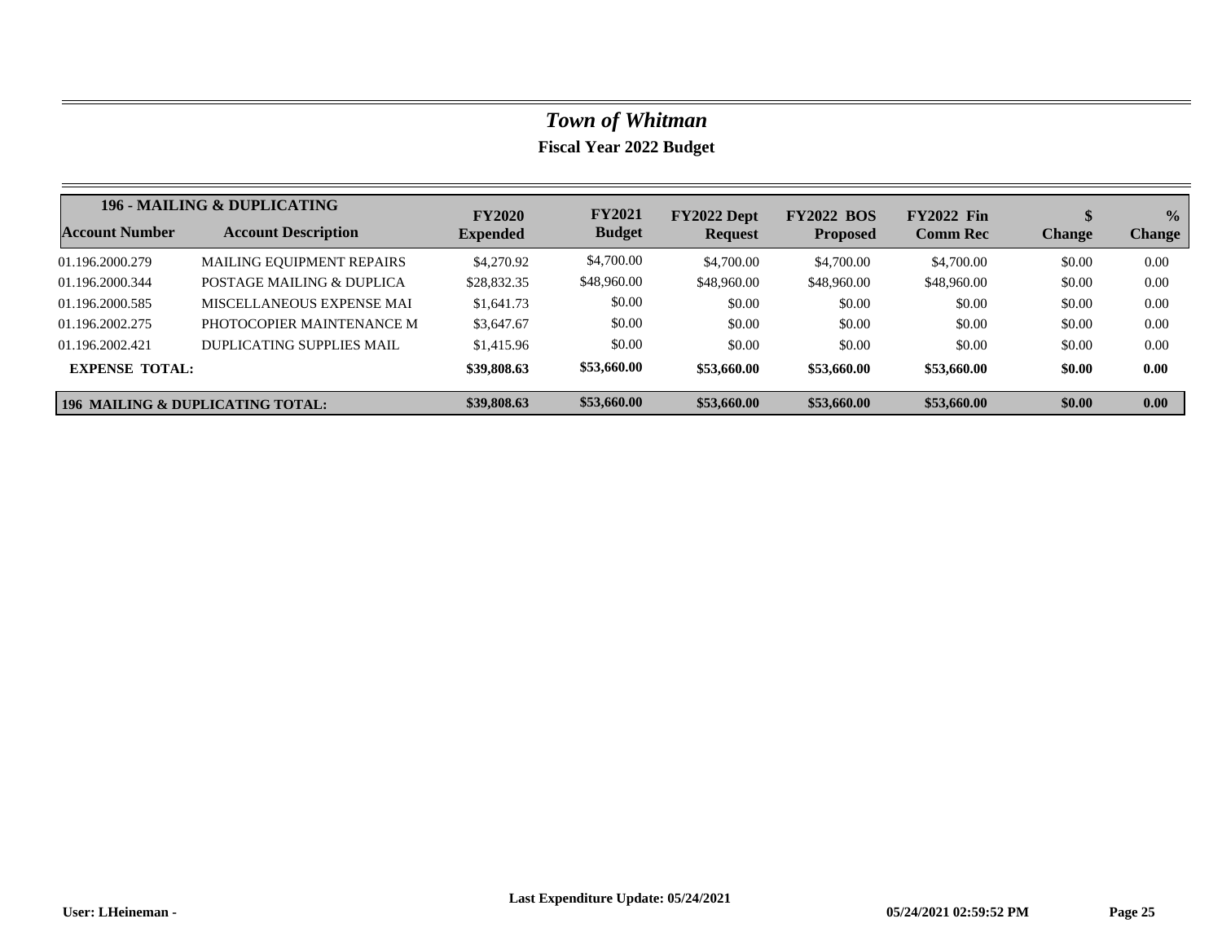# *Town of Whitman*

## Fiscal Year 2022 Budget

| 196 - MAILING & DUPLICATING | | | | | | | | |
|---|---|---|---|---|---|---|---|---|
| **Account Number** | **Account Description** | **FY2020 Expended** | **FY2021 Budget** | **FY2022 Dept Request** | **FY2022 BOS Proposed** | **FY2022 Fin Comm Rec** | **$ Change** | **% Change** |
| 01.196.2000.279 | MAILING EQUIPMENT REPAIRS | $4,270.92 | $4,700.00 | $4,700.00 | $4,700.00 | $4,700.00 | $0.00 | 0.00 |
| 01.196.2000.344 | POSTAGE MAILING & DUPLICA | $28,832.35 | $48,960.00 | $48,960.00 | $48,960.00 | $48,960.00 | $0.00 | 0.00 |
| 01.196.2000.585 | MISCELLANEOUS EXPENSE MAI | $1,641.73 | $0.00 | $0.00 | $0.00 | $0.00 | $0.00 | 0.00 |
| 01.196.2002.275 | PHOTOCOPIER MAINTENANCE M | $3,647.67 | $0.00 | $0.00 | $0.00 | $0.00 | $0.00 | 0.00 |
| 01.196.2002.421 | DUPLICATING SUPPLIES MAIL | $1,415.96 | $0.00 | $0.00 | $0.00 | $0.00 | $0.00 | 0.00 |
| **EXPENSE TOTAL:** | | **$39,808.63** | **$53,660.00** | **$53,660.00** | **$53,660.00** | **$53,660.00** | **$0.00** | **0.00** |
| **196 MAILING & DUPLICATING TOTAL:** | | **$39,808.63** | **$53,660.00** | **$53,660.00** | **$53,660.00** | **$53,660.00** | **$0.00** | **0.00** |

**Last Expenditure Update: 05/24/2021**

**User: LHeineman -** **05/24/2021 02:59:52 PM**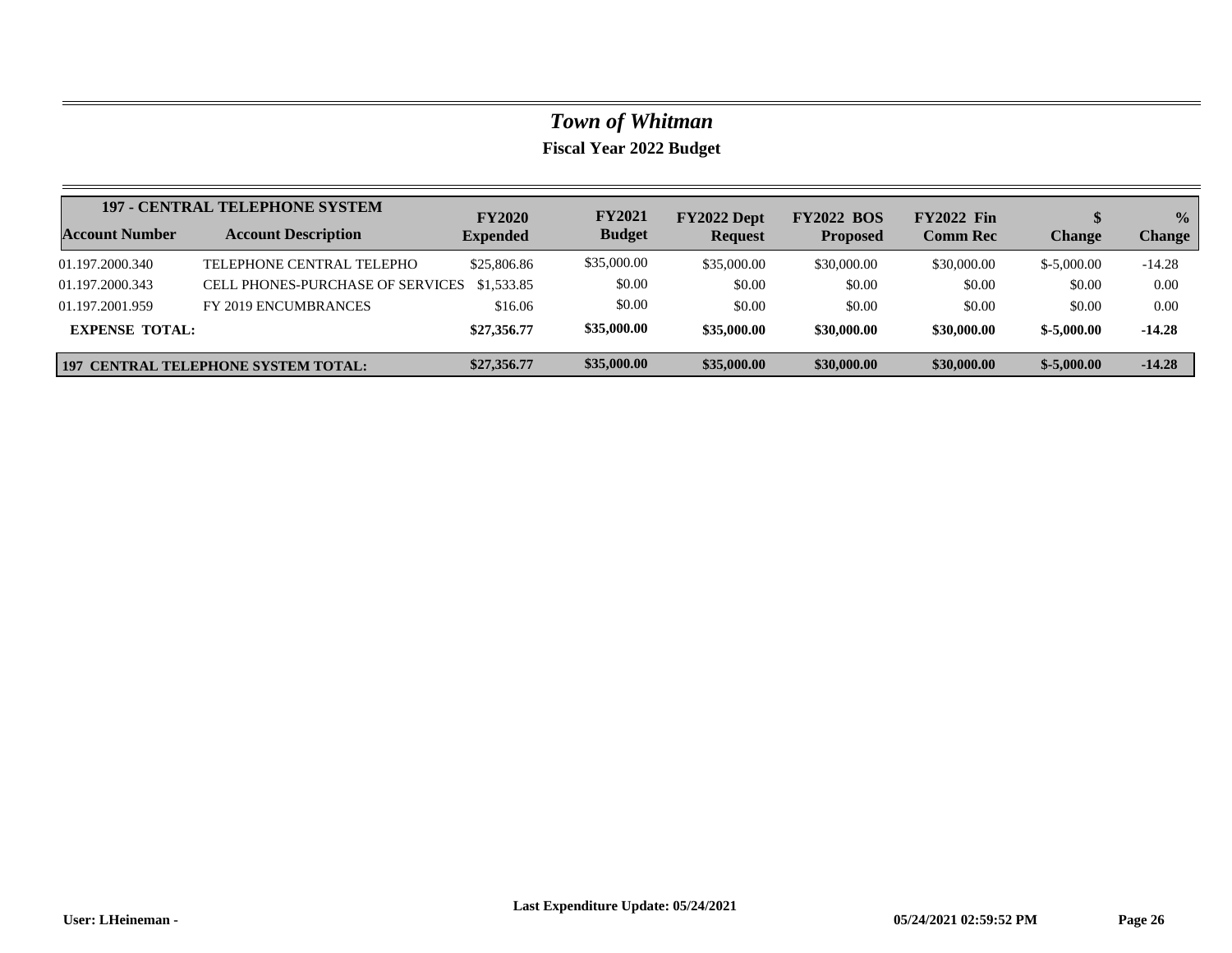# *Town of Whitman*

**Fiscal Year 2022 Budget**

| 197 - CENTRAL TELEPHONE SYSTEM | | | | | | | | |
|---|---|---|---|---|---|---|---|---|
| **Account Number** | **Account Description** | **FY2020 Expended** | **FY2021 Budget** | **FY2022 Dept Request** | **FY2022 BOS Proposed** | **FY2022 Fin Comm Rec** | **$ Change** | **% Change** |
| 01.197.2000.340 | TELEPHONE CENTRAL TELEPHO | $25,806.86 | $35,000.00 | $35,000.00 | $30,000.00 | $30,000.00 | $-5,000.00 | -14.28 |
| 01.197.2000.343 | CELL PHONES-PURCHASE OF SERVICES | $1,533.85 | $0.00 | $0.00 | $0.00 | $0.00 | $0.00 | 0.00 |
| 01.197.2001.959 | FY 2019 ENCUMBRANCES | $16.06 | $0.00 | $0.00 | $0.00 | $0.00 | $0.00 | 0.00 |
| **EXPENSE TOTAL:** | | **$27,356.77** | **$35,000.00** | **$35,000.00** | **$30,000.00** | **$30,000.00** | **$-5,000.00** | **-14.28** |
| **197 CENTRAL TELEPHONE SYSTEM TOTAL:** | | **$27,356.77** | **$35,000.00** | **$35,000.00** | **$30,000.00** | **$30,000.00** | **$-5,000.00** | **-14.28** |

**Last Expenditure Update: 05/24/2021**

**User: LHeineman -** **05/24/2021 02:59:52 PM**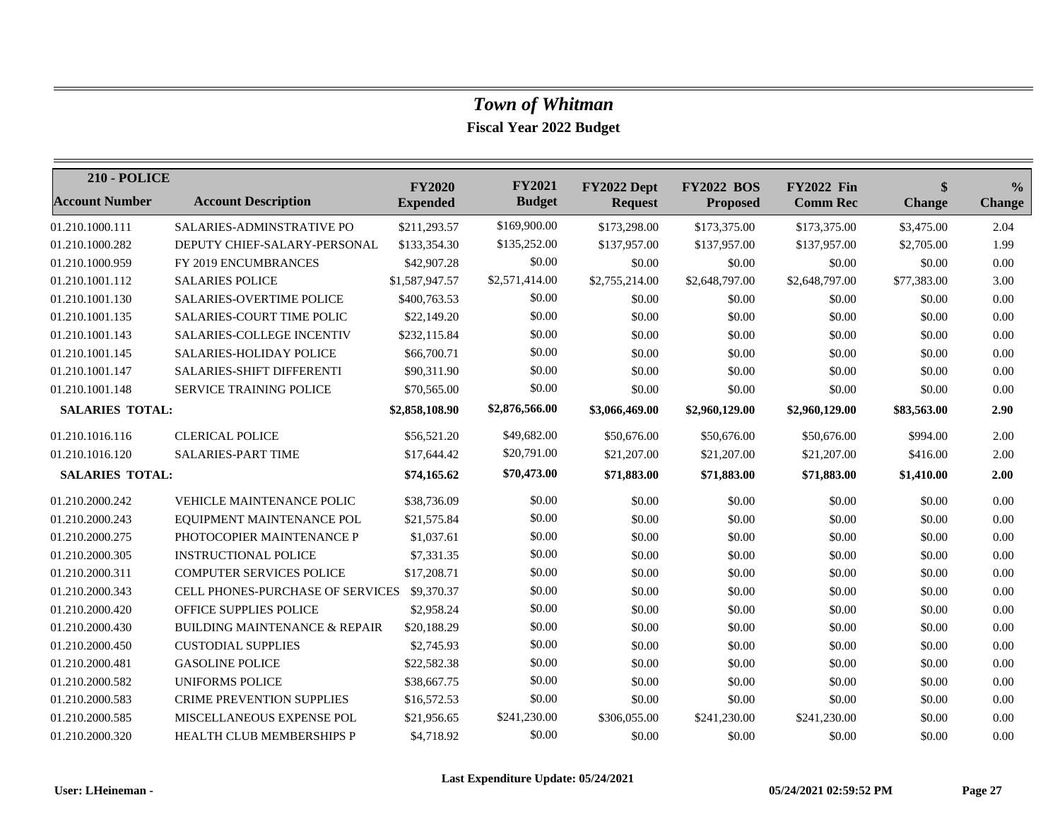# *Town of Whitman*

## Fiscal Year 2022 Budget

| 210 - POLICE<br>Account Number | Account Description | FY2020 Expended | FY2021 Budget | FY2022 Dept Request | FY2022 BOS Proposed | FY2022 Fin Comm Rec | $ Change | % Change |
|---|---|---|---|---|---|---|---|---|
| 01.210.1000.111 | SALARIES-ADMINSTRATIVE PO | $211,293.57 | $169,900.00 | $173,298.00 | $173,375.00 | $173,375.00 | $3,475.00 | 2.04 |
| 01.210.1000.282 | DEPUTY CHIEF-SALARY-PERSONAL | $133,354.30 | $135,252.00 | $137,957.00 | $137,957.00 | $137,957.00 | $2,705.00 | 1.99 |
| 01.210.1000.959 | FY 2019 ENCUMBRANCES | $42,907.28 | $0.00 | $0.00 | $0.00 | $0.00 | $0.00 | 0.00 |
| 01.210.1001.112 | SALARIES POLICE | $1,587,947.57 | $2,571,414.00 | $2,755,214.00 | $2,648,797.00 | $2,648,797.00 | $77,383.00 | 3.00 |
| 01.210.1001.130 | SALARIES-OVERTIME POLICE | $400,763.53 | $0.00 | $0.00 | $0.00 | $0.00 | $0.00 | 0.00 |
| 01.210.1001.135 | SALARIES-COURT TIME POLIC | $22,149.20 | $0.00 | $0.00 | $0.00 | $0.00 | $0.00 | 0.00 |
| 01.210.1001.143 | SALARIES-COLLEGE INCENTIV | $232,115.84 | $0.00 | $0.00 | $0.00 | $0.00 | $0.00 | 0.00 |
| 01.210.1001.145 | SALARIES-HOLIDAY POLICE | $66,700.71 | $0.00 | $0.00 | $0.00 | $0.00 | $0.00 | 0.00 |
| 01.210.1001.147 | SALARIES-SHIFT DIFFERENTI | $90,311.90 | $0.00 | $0.00 | $0.00 | $0.00 | $0.00 | 0.00 |
| 01.210.1001.148 | SERVICE TRAINING POLICE | $70,565.00 | $0.00 | $0.00 | $0.00 | $0.00 | $0.00 | 0.00 |
| **SALARIES TOTAL:** | | **$2,858,108.90** | **$2,876,566.00** | **$3,066,469.00** | **$2,960,129.00** | **$2,960,129.00** | **$83,563.00** | **2.90** |
| 01.210.1016.116 | CLERICAL POLICE | $56,521.20 | $49,682.00 | $50,676.00 | $50,676.00 | $50,676.00 | $994.00 | 2.00 |
| 01.210.1016.120 | SALARIES-PART TIME | $17,644.42 | $20,791.00 | $21,207.00 | $21,207.00 | $21,207.00 | $416.00 | 2.00 |
| **SALARIES TOTAL:** | | **$74,165.62** | **$70,473.00** | **$71,883.00** | **$71,883.00** | **$71,883.00** | **$1,410.00** | **2.00** |
| 01.210.2000.242 | VEHICLE MAINTENANCE POLIC | $38,736.09 | $0.00 | $0.00 | $0.00 | $0.00 | $0.00 | 0.00 |
| 01.210.2000.243 | EQUIPMENT MAINTENANCE POL | $21,575.84 | $0.00 | $0.00 | $0.00 | $0.00 | $0.00 | 0.00 |
| 01.210.2000.275 | PHOTOCOPIER MAINTENANCE P | $1,037.61 | $0.00 | $0.00 | $0.00 | $0.00 | $0.00 | 0.00 |
| 01.210.2000.305 | INSTRUCTIONAL POLICE | $7,331.35 | $0.00 | $0.00 | $0.00 | $0.00 | $0.00 | 0.00 |
| 01.210.2000.311 | COMPUTER SERVICES POLICE | $17,208.71 | $0.00 | $0.00 | $0.00 | $0.00 | $0.00 | 0.00 |
| 01.210.2000.343 | CELL PHONES-PURCHASE OF SERVICES | $9,370.37 | $0.00 | $0.00 | $0.00 | $0.00 | $0.00 | 0.00 |
| 01.210.2000.420 | OFFICE SUPPLIES POLICE | $2,958.24 | $0.00 | $0.00 | $0.00 | $0.00 | $0.00 | 0.00 |
| 01.210.2000.430 | BUILDING MAINTENANCE & REPAIR | $20,188.29 | $0.00 | $0.00 | $0.00 | $0.00 | $0.00 | 0.00 |
| 01.210.2000.450 | CUSTODIAL SUPPLIES | $2,745.93 | $0.00 | $0.00 | $0.00 | $0.00 | $0.00 | 0.00 |
| 01.210.2000.481 | GASOLINE POLICE | $22,582.38 | $0.00 | $0.00 | $0.00 | $0.00 | $0.00 | 0.00 |
| 01.210.2000.582 | UNIFORMS POLICE | $38,667.75 | $0.00 | $0.00 | $0.00 | $0.00 | $0.00 | 0.00 |
| 01.210.2000.583 | CRIME PREVENTION SUPPLIES | $16,572.53 | $0.00 | $0.00 | $0.00 | $0.00 | $0.00 | 0.00 |
| 01.210.2000.585 | MISCELLANEOUS EXPENSE POL | $21,956.65 | $241,230.00 | $306,055.00 | $241,230.00 | $241,230.00 | $0.00 | 0.00 |
| 01.210.2000.320 | HEALTH CLUB MEMBERSHIPS P | $4,718.92 | $0.00 | $0.00 | $0.00 | $0.00 | $0.00 | 0.00 |

Last Expenditure Update: 05/24/2021

User: LHeineman - 05/24/2021 02:59:52 PM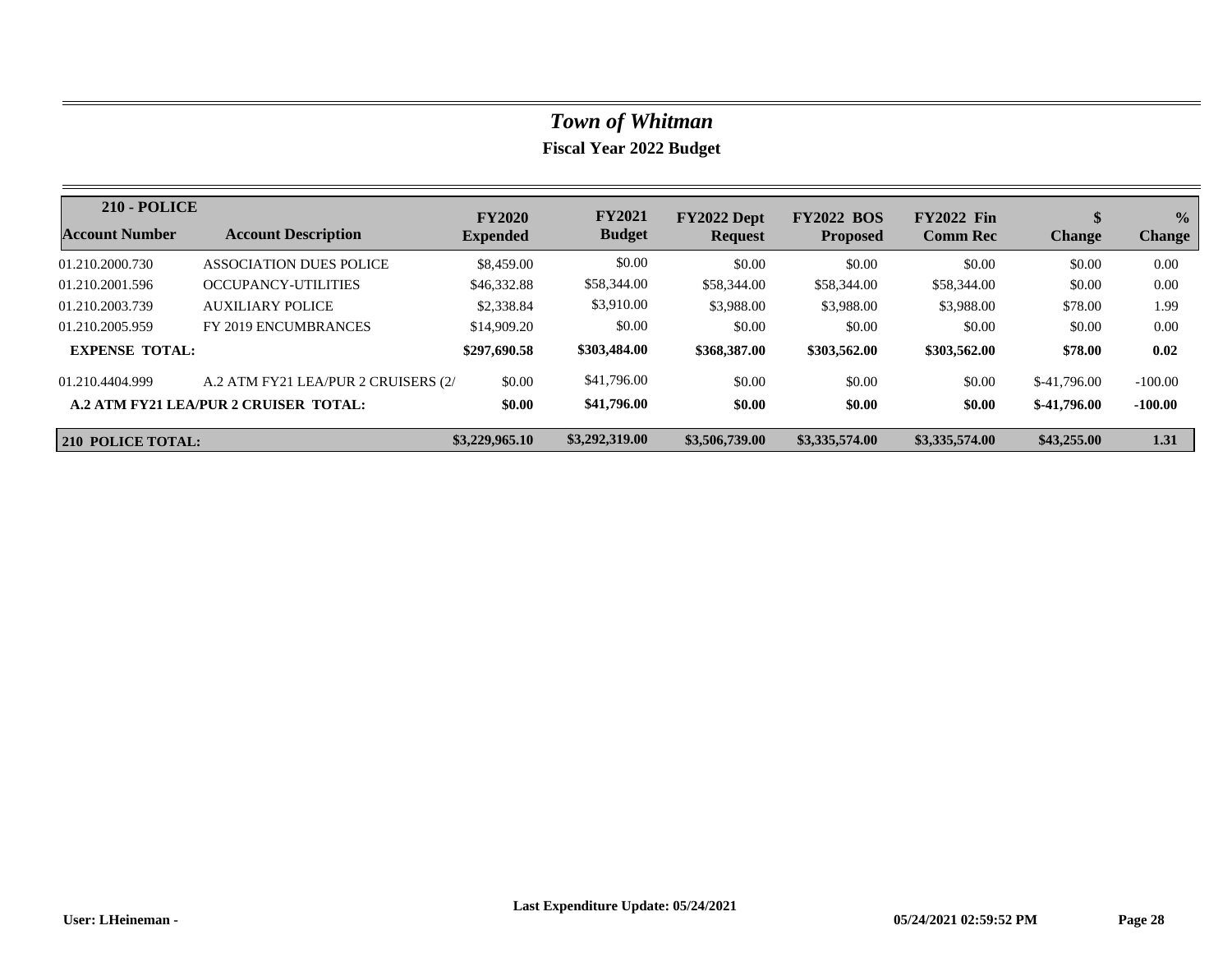# *Town of Whitman*

## Fiscal Year 2022 Budget

| 210 - POLICE<br>Account Number | Account Description | FY2020 Expended | FY2021 Budget | FY2022 Dept Request | FY2022 BOS Proposed | FY2022 Fin Comm Rec | $ Change | % Change |
|---|---|---|---|---|---|---|---|---|
| 01.210.2000.730 | ASSOCIATION DUES POLICE | $8,459.00 | $0.00 | $0.00 | $0.00 | $0.00 | $0.00 | 0.00 |
| 01.210.2001.596 | OCCUPANCY-UTILITIES | $46,332.88 | $58,344.00 | $58,344.00 | $58,344.00 | $58,344.00 | $0.00 | 0.00 |
| 01.210.2003.739 | AUXILIARY POLICE | $2,338.84 | $3,910.00 | $3,988.00 | $3,988.00 | $3,988.00 | $78.00 | 1.99 |
| 01.210.2005.959 | FY 2019 ENCUMBRANCES | $14,909.20 | $0.00 | $0.00 | $0.00 | $0.00 | $0.00 | 0.00 |
| **EXPENSE TOTAL:** | | **$297,690.58** | **$303,484.00** | **$368,387.00** | **$303,562.00** | **$303,562.00** | **$78.00** | **0.02** |
| 01.210.4404.999 | A.2 ATM FY21 LEA/PUR 2 CRUISERS (2/ | $0.00 | $41,796.00 | $0.00 | $0.00 | $0.00 | $-41,796.00 | -100.00 |
| **A.2 ATM FY21 LEA/PUR 2 CRUISER TOTAL:** | | **$0.00** | **$41,796.00** | **$0.00** | **$0.00** | **$0.00** | **$-41,796.00** | **-100.00** |
| **210 POLICE TOTAL:** | | **$3,229,965.10** | **$3,292,319.00** | **$3,506,739.00** | **$3,335,574.00** | **$3,335,574.00** | **$43,255.00** | **1.31** |

**Last Expenditure Update: 05/24/2021**

**User: LHeineman -** **05/24/2021 02:59:52 PM**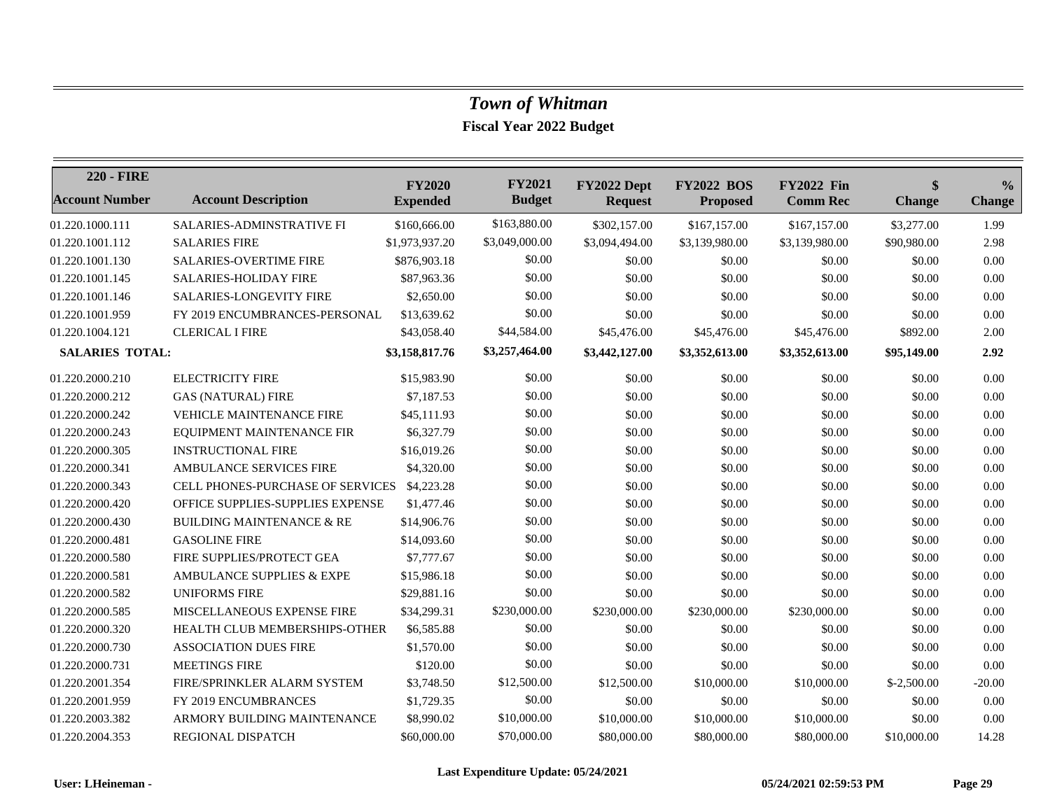# *Town of Whitman*

## Fiscal Year 2022 Budget

| 220 - FIRE<br>Account Number | Account Description | FY2020 Expended | FY2021 Budget | FY2022 Dept Request | FY2022 BOS Proposed | FY2022 Fin Comm Rec | $ Change | % Change |
|---|---|---|---|---|---|---|---|---|
| 01.220.1000.111 | SALARIES-ADMINSTRATIVE FI | $160,666.00 | $163,880.00 | $302,157.00 | $167,157.00 | $167,157.00 | $3,277.00 | 1.99 |
| 01.220.1001.112 | SALARIES FIRE | $1,973,937.20 | $3,049,000.00 | $3,094,494.00 | $3,139,980.00 | $3,139,980.00 | $90,980.00 | 2.98 |
| 01.220.1001.130 | SALARIES-OVERTIME FIRE | $876,903.18 | $0.00 | $0.00 | $0.00 | $0.00 | $0.00 | 0.00 |
| 01.220.1001.145 | SALARIES-HOLIDAY FIRE | $87,963.36 | $0.00 | $0.00 | $0.00 | $0.00 | $0.00 | 0.00 |
| 01.220.1001.146 | SALARIES-LONGEVITY FIRE | $2,650.00 | $0.00 | $0.00 | $0.00 | $0.00 | $0.00 | 0.00 |
| 01.220.1001.959 | FY 2019 ENCUMBRANCES-PERSONAL | $13,639.62 | $0.00 | $0.00 | $0.00 | $0.00 | $0.00 | 0.00 |
| 01.220.1004.121 | CLERICAL I FIRE | $43,058.40 | $44,584.00 | $45,476.00 | $45,476.00 | $45,476.00 | $892.00 | 2.00 |
| **SALARIES TOTAL:** | | **$3,158,817.76** | **$3,257,464.00** | **$3,442,127.00** | **$3,352,613.00** | **$3,352,613.00** | **$95,149.00** | **2.92** |
| 01.220.2000.210 | ELECTRICITY FIRE | $15,983.90 | $0.00 | $0.00 | $0.00 | $0.00 | $0.00 | 0.00 |
| 01.220.2000.212 | GAS (NATURAL) FIRE | $7,187.53 | $0.00 | $0.00 | $0.00 | $0.00 | $0.00 | 0.00 |
| 01.220.2000.242 | VEHICLE MAINTENANCE FIRE | $45,111.93 | $0.00 | $0.00 | $0.00 | $0.00 | $0.00 | 0.00 |
| 01.220.2000.243 | EQUIPMENT MAINTENANCE FIR | $6,327.79 | $0.00 | $0.00 | $0.00 | $0.00 | $0.00 | 0.00 |
| 01.220.2000.305 | INSTRUCTIONAL FIRE | $16,019.26 | $0.00 | $0.00 | $0.00 | $0.00 | $0.00 | 0.00 |
| 01.220.2000.341 | AMBULANCE SERVICES FIRE | $4,320.00 | $0.00 | $0.00 | $0.00 | $0.00 | $0.00 | 0.00 |
| 01.220.2000.343 | CELL PHONES-PURCHASE OF SERVICES | $4,223.28 | $0.00 | $0.00 | $0.00 | $0.00 | $0.00 | 0.00 |
| 01.220.2000.420 | OFFICE SUPPLIES-SUPPLIES EXPENSE | $1,477.46 | $0.00 | $0.00 | $0.00 | $0.00 | $0.00 | 0.00 |
| 01.220.2000.430 | BUILDING MAINTENANCE & RE | $14,906.76 | $0.00 | $0.00 | $0.00 | $0.00 | $0.00 | 0.00 |
| 01.220.2000.481 | GASOLINE FIRE | $14,093.60 | $0.00 | $0.00 | $0.00 | $0.00 | $0.00 | 0.00 |
| 01.220.2000.580 | FIRE SUPPLIES/PROTECT GEA | $7,777.67 | $0.00 | $0.00 | $0.00 | $0.00 | $0.00 | 0.00 |
| 01.220.2000.581 | AMBULANCE SUPPLIES & EXPE | $15,986.18 | $0.00 | $0.00 | $0.00 | $0.00 | $0.00 | 0.00 |
| 01.220.2000.582 | UNIFORMS FIRE | $29,881.16 | $0.00 | $0.00 | $0.00 | $0.00 | $0.00 | 0.00 |
| 01.220.2000.585 | MISCELLANEOUS EXPENSE FIRE | $34,299.31 | $230,000.00 | $230,000.00 | $230,000.00 | $230,000.00 | $0.00 | 0.00 |
| 01.220.2000.320 | HEALTH CLUB MEMBERSHIPS-OTHER | $6,585.88 | $0.00 | $0.00 | $0.00 | $0.00 | $0.00 | 0.00 |
| 01.220.2000.730 | ASSOCIATION DUES FIRE | $1,570.00 | $0.00 | $0.00 | $0.00 | $0.00 | $0.00 | 0.00 |
| 01.220.2000.731 | MEETINGS FIRE | $120.00 | $0.00 | $0.00 | $0.00 | $0.00 | $0.00 | 0.00 |
| 01.220.2001.354 | FIRE/SPRINKLER ALARM SYSTEM | $3,748.50 | $12,500.00 | $12,500.00 | $10,000.00 | $10,000.00 | $-2,500.00 | -20.00 |
| 01.220.2001.959 | FY 2019 ENCUMBRANCES | $1,729.35 | $0.00 | $0.00 | $0.00 | $0.00 | $0.00 | 0.00 |
| 01.220.2003.382 | ARMORY BUILDING MAINTENANCE | $8,990.02 | $10,000.00 | $10,000.00 | $10,000.00 | $10,000.00 | $0.00 | 0.00 |
| 01.220.2004.353 | REGIONAL DISPATCH | $60,000.00 | $70,000.00 | $80,000.00 | $80,000.00 | $80,000.00 | $10,000.00 | 14.28 |

**Last Expenditure Update: 05/24/2021**

**User: LHeineman -** **05/24/2021 02:59:53 PM**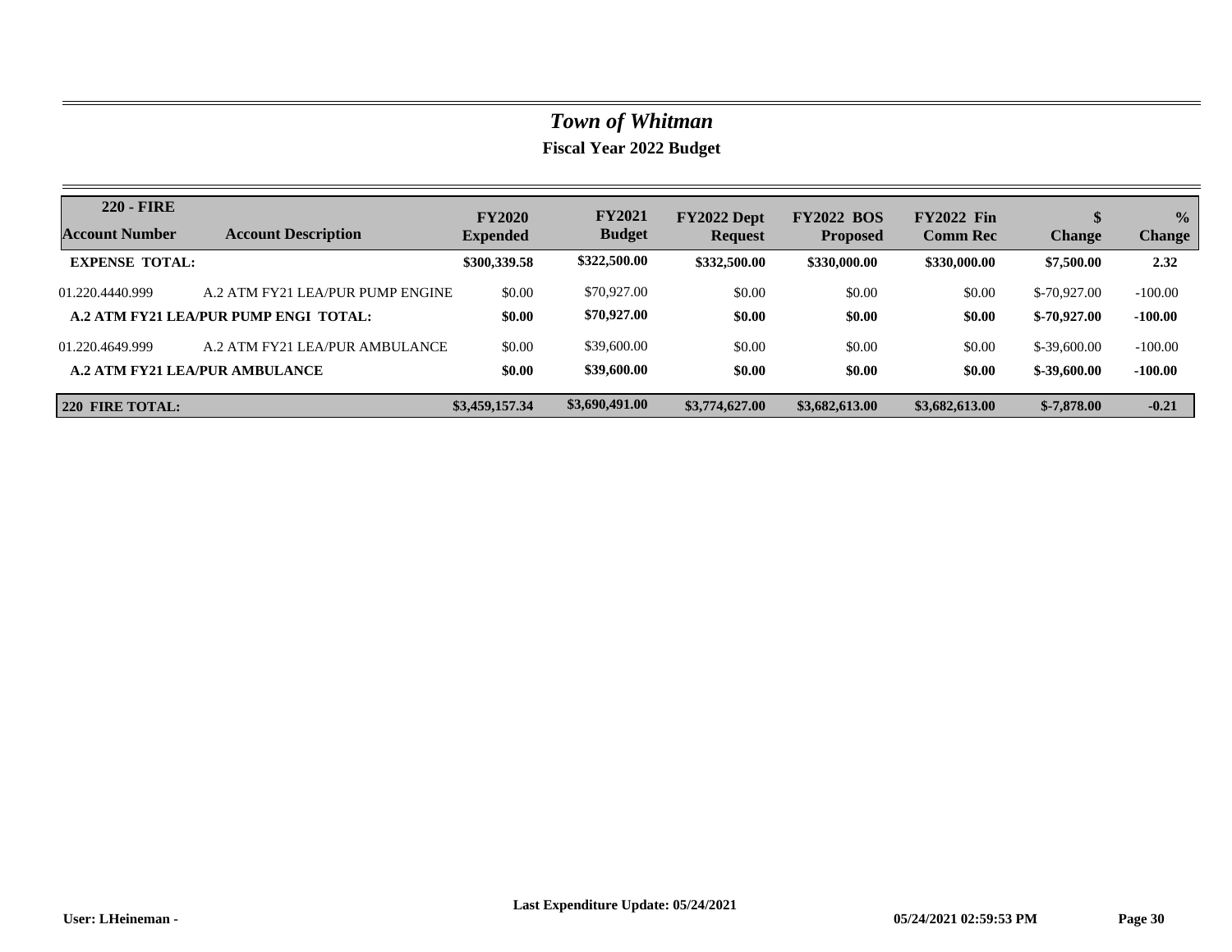# *Town of Whitman*

## Fiscal Year 2022 Budget

| 220 - FIRE Account Number | Account Description | FY2020 Expended | FY2021 Budget | FY2022 Dept Request | FY2022 BOS Proposed | FY2022 Fin Comm Rec | $ Change | % Change |
|---|---|---|---|---|---|---|---|---|
| **EXPENSE TOTAL:** | | **$300,339.58** | **$322,500.00** | **$332,500.00** | **$330,000.00** | **$330,000.00** | **$7,500.00** | **2.32** |
| 01.220.4440.999 | A.2 ATM FY21 LEA/PUR PUMP ENGINE | $0.00 | $70,927.00 | $0.00 | $0.00 | $0.00 | $-70,927.00 | -100.00 |
| **A.2 ATM FY21 LEA/PUR PUMP ENGI TOTAL:** | | **$0.00** | **$70,927.00** | **$0.00** | **$0.00** | **$0.00** | **$-70,927.00** | **-100.00** |
| 01.220.4649.999 | A.2 ATM FY21 LEA/PUR AMBULANCE | $0.00 | $39,600.00 | $0.00 | $0.00 | $0.00 | $-39,600.00 | -100.00 |
| **A.2 ATM FY21 LEA/PUR AMBULANCE** | | **$0.00** | **$39,600.00** | **$0.00** | **$0.00** | **$0.00** | **$-39,600.00** | **-100.00** |
| **220 FIRE TOTAL:** | | **$3,459,157.34** | **$3,690,491.00** | **$3,774,627.00** | **$3,682,613.00** | **$3,682,613.00** | **$-7,878.00** | **-0.21** |

**Last Expenditure Update: 05/24/2021**

**User: LHeineman -** **05/24/2021 02:59:53 PM**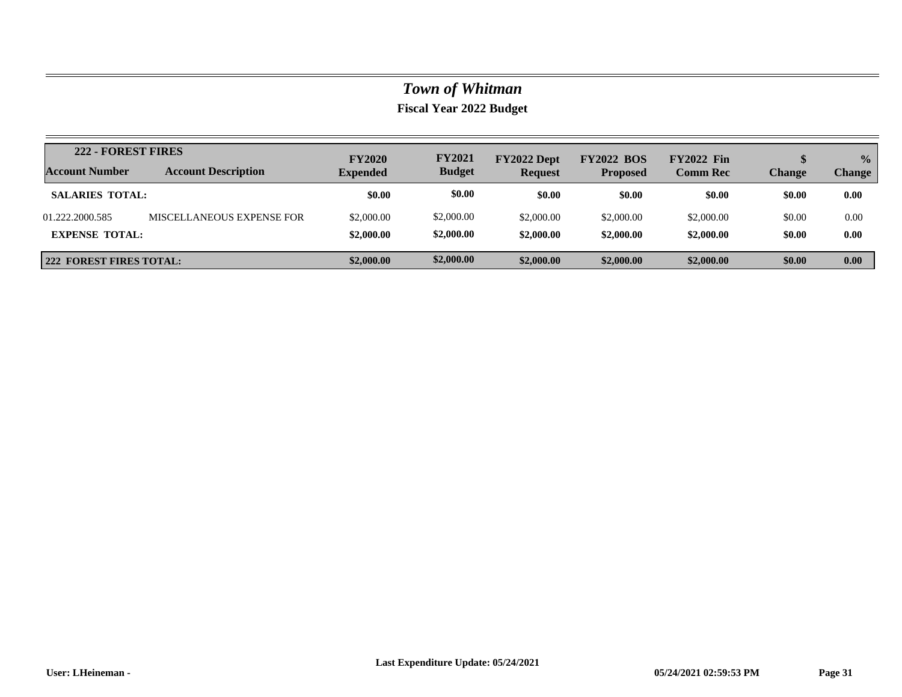# *Town of Whitman*

## Fiscal Year 2022 Budget

| 222 - FOREST FIRES<br>Account Number | Account Description | FY2020 Expended | FY2021 Budget | FY2022 Dept Request | FY2022 BOS Proposed | FY2022 Fin Comm Rec | $ Change | % Change |
|---|---|---|---|---|---|---|---|---|
| **SALARIES TOTAL:** | | **$0.00** | **$0.00** | **$0.00** | **$0.00** | **$0.00** | **$0.00** | **0.00** |
| 01.222.2000.585 | MISCELLANEOUS EXPENSE FOR | $2,000.00 | $2,000.00 | $2,000.00 | $2,000.00 | $2,000.00 | $0.00 | 0.00 |
| **EXPENSE TOTAL:** | | **$2,000.00** | **$2,000.00** | **$2,000.00** | **$2,000.00** | **$2,000.00** | **$0.00** | **0.00** |
| **222 FOREST FIRES TOTAL:** | | **$2,000.00** | **$2,000.00** | **$2,000.00** | **$2,000.00** | **$2,000.00** | **$0.00** | **0.00** |

**User: LHeineman -** **Last Expenditure Update: 05/24/2021** **05/24/2021 02:59:53 PM**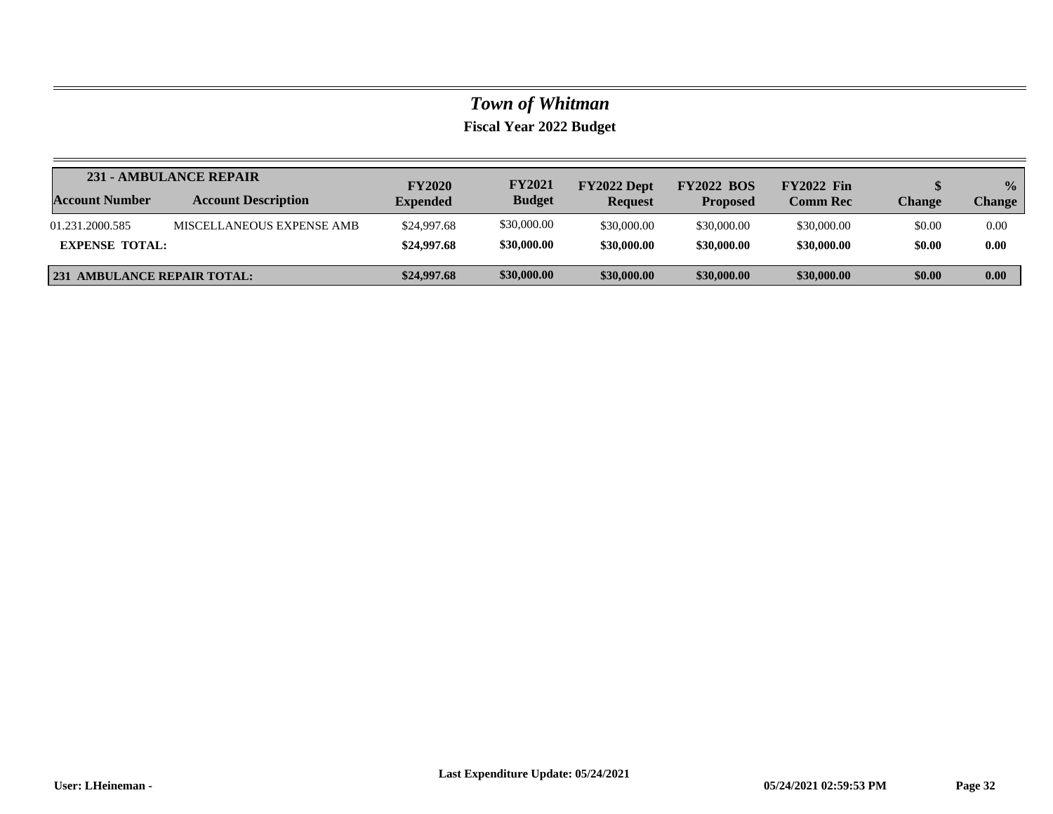# *Town of Whitman*

## Fiscal Year 2022 Budget

| 231 - AMBULANCE REPAIR | | | | | | | | |
|---|---|---|---|---|---|---|---|---|
| **Account Number** | **Account Description** | **FY2020 Expended** | **FY2021 Budget** | **FY2022 Dept Request** | **FY2022 BOS Proposed** | **FY2022 Fin Comm Rec** | **$ Change** | **% Change** |
| 01.231.2000.585 | MISCELLANEOUS EXPENSE AMB | $24,997.68 | $30,000.00 | $30,000.00 | $30,000.00 | $30,000.00 | $0.00 | 0.00 |
| **EXPENSE TOTAL:** | | **$24,997.68** | **$30,000.00** | **$30,000.00** | **$30,000.00** | **$30,000.00** | **$0.00** | **0.00** |
| **231 AMBULANCE REPAIR TOTAL:** | | **$24,997.68** | **$30,000.00** | **$30,000.00** | **$30,000.00** | **$30,000.00** | **$0.00** | **0.00** |

**Last Expenditure Update: 05/24/2021**

**User: LHeineman -** **05/24/2021 02:59:53 PM**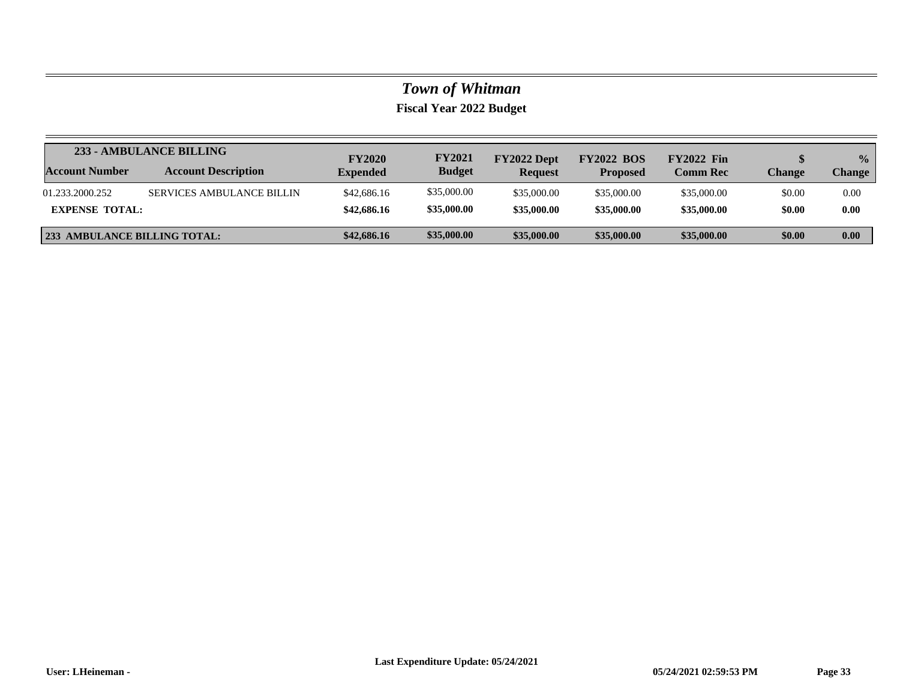# *Town of Whitman*

**Fiscal Year 2022 Budget**

| **233 - AMBULANCE BILLING** | | | | | | | | |
|---|---|---|---|---|---|---|---|---|
| **Account Number** | **Account Description** | **FY2020 Expended** | **FY2021 Budget** | **FY2022 Dept Request** | **FY2022 BOS Proposed** | **FY2022 Fin Comm Rec** | **$ Change** | **% Change** |
| 01.233.2000.252 | SERVICES AMBULANCE BILLIN | $42,686.16 | $35,000.00 | $35,000.00 | $35,000.00 | $35,000.00 | $0.00 | 0.00 |
| **EXPENSE TOTAL:** | | **$42,686.16** | **$35,000.00** | **$35,000.00** | **$35,000.00** | **$35,000.00** | **$0.00** | **0.00** |
| **233 AMBULANCE BILLING TOTAL:** | | **$42,686.16** | **$35,000.00** | **$35,000.00** | **$35,000.00** | **$35,000.00** | **$0.00** | **0.00** |

**User: LHeineman -** **Last Expenditure Update: 05/24/2021** **05/24/2021 02:59:53 PM**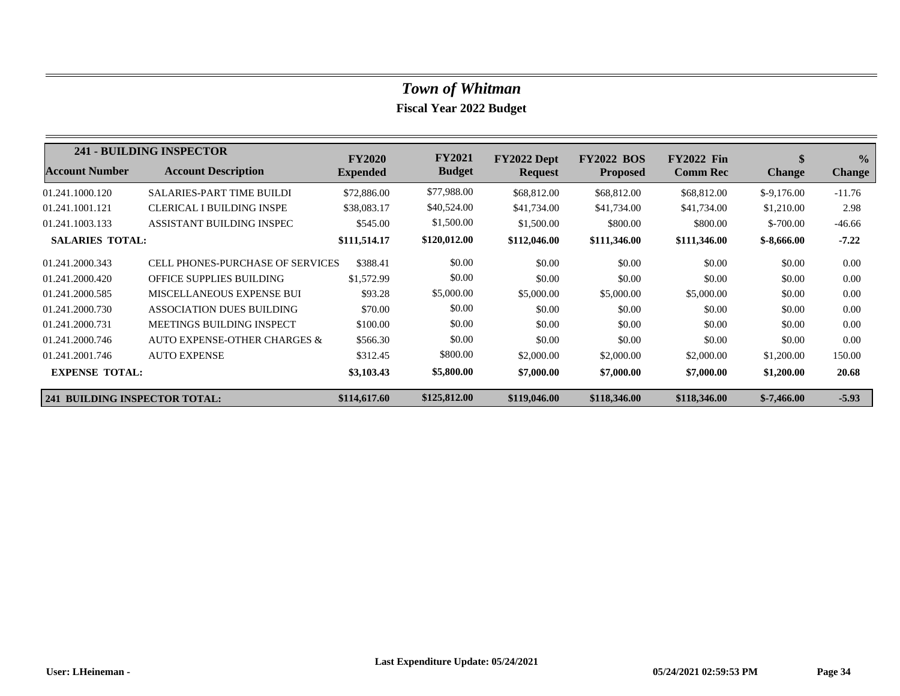# *Town of Whitman*

## Fiscal Year 2022 Budget

| 241 - BUILDING INSPECTOR | | | | | | | | |
|---|---|---|---|---|---|---|---|---|
| **Account Number** | **Account Description** | **FY2020 Expended** | **FY2021 Budget** | **FY2022 Dept Request** | **FY2022 BOS Proposed** | **FY2022 Fin Comm Rec** | **$ Change** | **% Change** |
| 01.241.1000.120 | SALARIES-PART TIME BUILDI | $72,886.00 | $77,988.00 | $68,812.00 | $68,812.00 | $68,812.00 | $-9,176.00 | -11.76 |
| 01.241.1001.121 | CLERICAL I BUILDING INSPE | $38,083.17 | $40,524.00 | $41,734.00 | $41,734.00 | $41,734.00 | $1,210.00 | 2.98 |
| 01.241.1003.133 | ASSISTANT BUILDING INSPEC | $545.00 | $1,500.00 | $1,500.00 | $800.00 | $800.00 | $-700.00 | -46.66 |
| **SALARIES TOTAL:** | | **$111,514.17** | **$120,012.00** | **$112,046.00** | **$111,346.00** | **$111,346.00** | **$-8,666.00** | **-7.22** |
| 01.241.2000.343 | CELL PHONES-PURCHASE OF SERVICES | $388.41 | $0.00 | $0.00 | $0.00 | $0.00 | $0.00 | 0.00 |
| 01.241.2000.420 | OFFICE SUPPLIES BUILDING | $1,572.99 | $0.00 | $0.00 | $0.00 | $0.00 | $0.00 | 0.00 |
| 01.241.2000.585 | MISCELLANEOUS EXPENSE BUI | $93.28 | $5,000.00 | $5,000.00 | $5,000.00 | $5,000.00 | $0.00 | 0.00 |
| 01.241.2000.730 | ASSOCIATION DUES BUILDING | $70.00 | $0.00 | $0.00 | $0.00 | $0.00 | $0.00 | 0.00 |
| 01.241.2000.731 | MEETINGS BUILDING INSPECT | $100.00 | $0.00 | $0.00 | $0.00 | $0.00 | $0.00 | 0.00 |
| 01.241.2000.746 | AUTO EXPENSE-OTHER CHARGES & | $566.30 | $0.00 | $0.00 | $0.00 | $0.00 | $0.00 | 0.00 |
| 01.241.2001.746 | AUTO EXPENSE | $312.45 | $800.00 | $2,000.00 | $2,000.00 | $2,000.00 | $1,200.00 | 150.00 |
| **EXPENSE TOTAL:** | | **$3,103.43** | **$5,800.00** | **$7,000.00** | **$7,000.00** | **$7,000.00** | **$1,200.00** | **20.68** |
| **241 BUILDING INSPECTOR TOTAL:** | | **$114,617.60** | **$125,812.00** | **$119,046.00** | **$118,346.00** | **$118,346.00** | **$-7,466.00** | **-5.93** |

**Last Expenditure Update: 05/24/2021**

**User: LHeineman -** **05/24/2021 02:59:53 PM**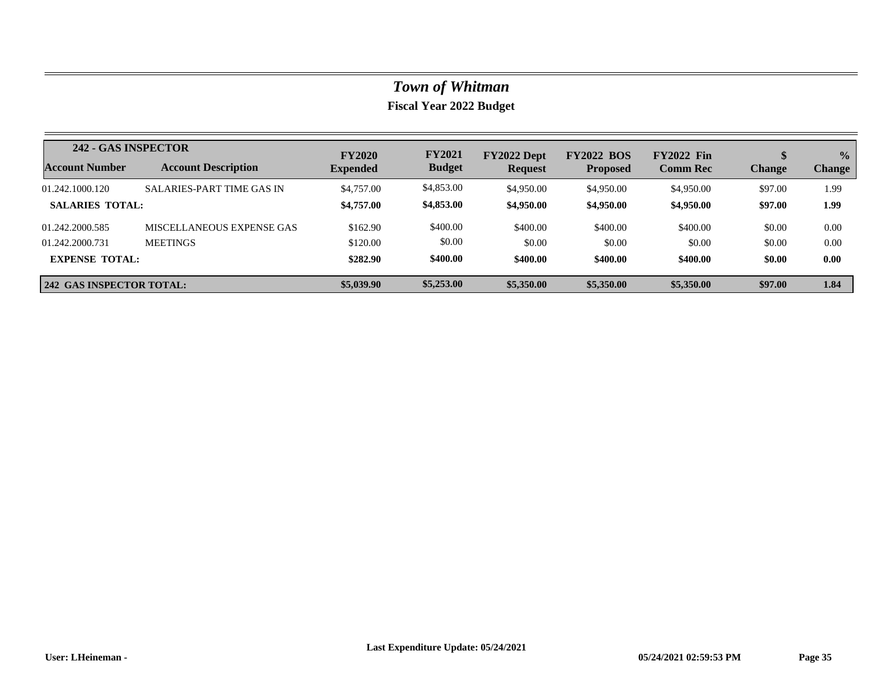# *Town of Whitman*

## Fiscal Year 2022 Budget

| 242 - GAS INSPECTOR | | | | | | | | |
|---|---|---|---|---|---|---|---|---|
| **Account Number** | **Account Description** | **FY2020 Expended** | **FY2021 Budget** | **FY2022 Dept Request** | **FY2022 BOS Proposed** | **FY2022 Fin Comm Rec** | **$ Change** | **% Change** |
| 01.242.1000.120 | SALARIES-PART TIME GAS IN | $4,757.00 | $4,853.00 | $4,950.00 | $4,950.00 | $4,950.00 | $97.00 | 1.99 |
| **SALARIES TOTAL:** | | **$4,757.00** | **$4,853.00** | **$4,950.00** | **$4,950.00** | **$4,950.00** | **$97.00** | **1.99** |
| 01.242.2000.585 | MISCELLANEOUS EXPENSE GAS | $162.90 | $400.00 | $400.00 | $400.00 | $400.00 | $0.00 | 0.00 |
| 01.242.2000.731 | MEETINGS | $120.00 | $0.00 | $0.00 | $0.00 | $0.00 | $0.00 | 0.00 |
| **EXPENSE TOTAL:** | | **$282.90** | **$400.00** | **$400.00** | **$400.00** | **$400.00** | **$0.00** | **0.00** |
| **242 GAS INSPECTOR TOTAL:** | | **$5,039.90** | **$5,253.00** | **$5,350.00** | **$5,350.00** | **$5,350.00** | **$97.00** | **1.84** |

**Last Expenditure Update: 05/24/2021**

**User: LHeineman -** **05/24/2021 02:59:53 PM**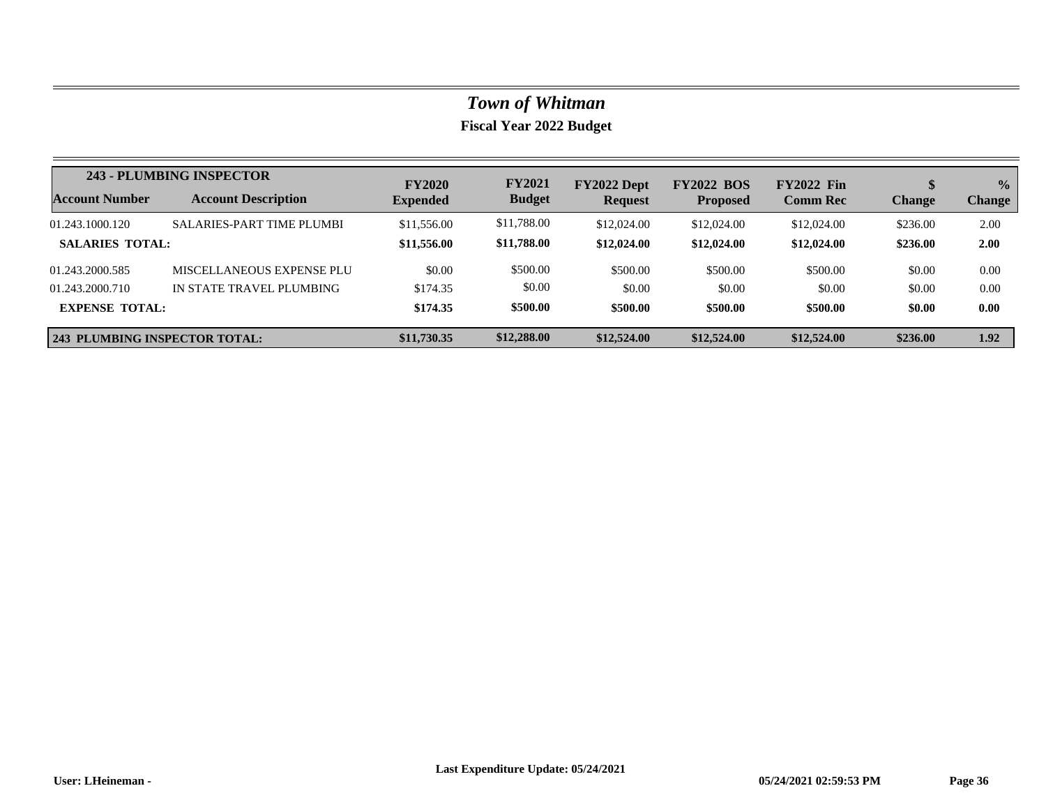# *Town of Whitman*

## Fiscal Year 2022 Budget

| 243 - PLUMBING INSPECTOR | | | | | | | | |
|---|---|---|---|---|---|---|---|---|
| **Account Number** | **Account Description** | **FY2020 Expended** | **FY2021 Budget** | **FY2022 Dept Request** | **FY2022 BOS Proposed** | **FY2022 Fin Comm Rec** | **$ Change** | **% Change** |
| 01.243.1000.120 | SALARIES-PART TIME PLUMBI | $11,556.00 | $11,788.00 | $12,024.00 | $12,024.00 | $12,024.00 | $236.00 | 2.00 |
| **SALARIES TOTAL:** | | **$11,556.00** | **$11,788.00** | **$12,024.00** | **$12,024.00** | **$12,024.00** | **$236.00** | **2.00** |
| 01.243.2000.585 | MISCELLANEOUS EXPENSE PLU | $0.00 | $500.00 | $500.00 | $500.00 | $500.00 | $0.00 | 0.00 |
| 01.243.2000.710 | IN STATE TRAVEL PLUMBING | $174.35 | $0.00 | $0.00 | $0.00 | $0.00 | $0.00 | 0.00 |
| **EXPENSE TOTAL:** | | **$174.35** | **$500.00** | **$500.00** | **$500.00** | **$500.00** | **$0.00** | **0.00** |
| **243 PLUMBING INSPECTOR TOTAL:** | | **$11,730.35** | **$12,288.00** | **$12,524.00** | **$12,524.00** | **$12,524.00** | **$236.00** | **1.92** |

**Last Expenditure Update: 05/24/2021**

**User: LHeineman -** **05/24/2021 02:59:53 PM**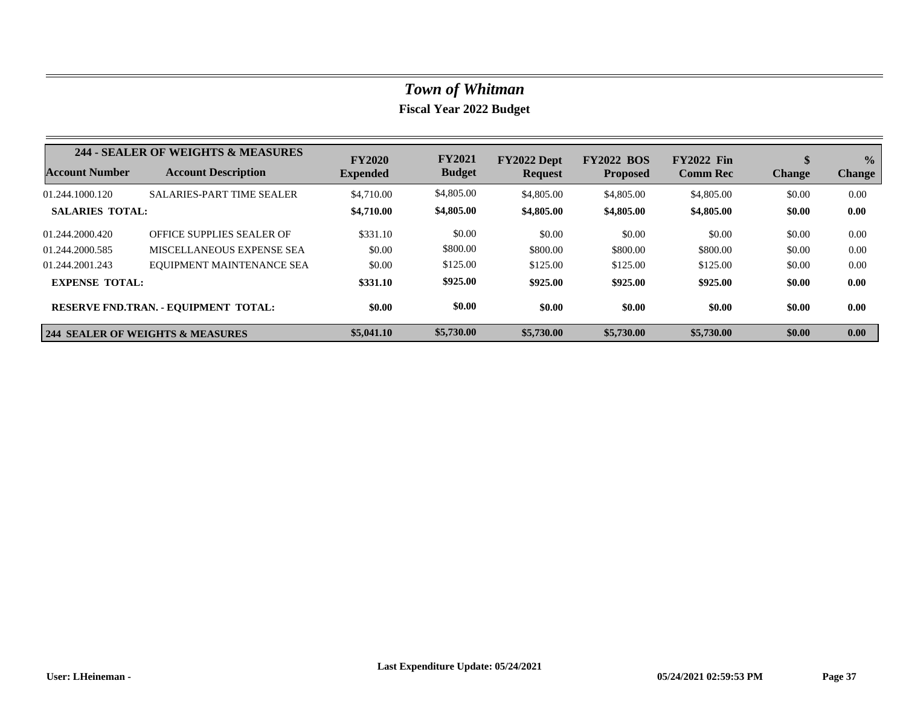# *Town of Whitman*

## Fiscal Year 2022 Budget

| Account Number | 244 - SEALER OF WEIGHTS & MEASURES<br>Account Description | FY2020 Expended | FY2021 Budget | FY2022 Dept Request | FY2022 BOS Proposed | FY2022 Fin Comm Rec | $ Change | % Change |
|---|---|---|---|---|---|---|---|---|
| 01.244.1000.120 | SALARIES-PART TIME SEALER | $4,710.00 | $4,805.00 | $4,805.00 | $4,805.00 | $4,805.00 | $0.00 | 0.00 |
| **SALARIES TOTAL:** | | **$4,710.00** | **$4,805.00** | **$4,805.00** | **$4,805.00** | **$4,805.00** | **$0.00** | **0.00** |
| 01.244.2000.420 | OFFICE SUPPLIES SEALER OF | $331.10 | $0.00 | $0.00 | $0.00 | $0.00 | $0.00 | 0.00 |
| 01.244.2000.585 | MISCELLANEOUS EXPENSE SEA | $0.00 | $800.00 | $800.00 | $800.00 | $800.00 | $0.00 | 0.00 |
| 01.244.2001.243 | EQUIPMENT MAINTENANCE SEA | $0.00 | $125.00 | $125.00 | $125.00 | $125.00 | $0.00 | 0.00 |
| **EXPENSE TOTAL:** | | **$331.10** | **$925.00** | **$925.00** | **$925.00** | **$925.00** | **$0.00** | **0.00** |
| **RESERVE FND.TRAN. - EQUIPMENT TOTAL:** | | **$0.00** | **$0.00** | **$0.00** | **$0.00** | **$0.00** | **$0.00** | **0.00** |
| **244 SEALER OF WEIGHTS & MEASURES** | | **$5,041.10** | **$5,730.00** | **$5,730.00** | **$5,730.00** | **$5,730.00** | **$0.00** | **0.00** |

User: LHeineman - Last Expenditure Update: 05/24/2021 05/24/2021 02:59:53 PM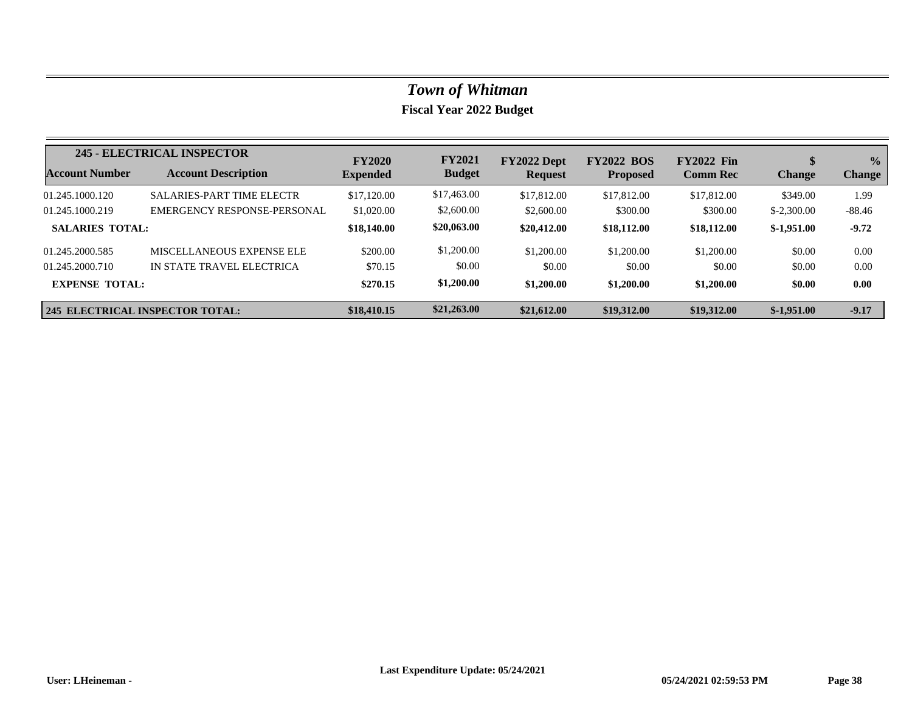# *Town of Whitman*

**Fiscal Year 2022 Budget**

| Account Number | Account Description | FY2020 Expended | FY2021 Budget | FY2022 Dept Request | FY2022 BOS Proposed | FY2022 Fin Comm Rec | $ Change | % Change |
|---|---|---|---|---|---|---|---|---|
| **245 - ELECTRICAL INSPECTOR** | | | | | | | | |
| 01.245.1000.120 | SALARIES-PART TIME ELECTR | $17,120.00 | $17,463.00 | $17,812.00 | $17,812.00 | $17,812.00 | $349.00 | 1.99 |
| 01.245.1000.219 | EMERGENCY RESPONSE-PERSONAL | $1,020.00 | $2,600.00 | $2,600.00 | $300.00 | $300.00 | $-2,300.00 | -88.46 |
| **SALARIES TOTAL:** | | **$18,140.00** | **$20,063.00** | **$20,412.00** | **$18,112.00** | **$18,112.00** | **$-1,951.00** | **-9.72** |
| 01.245.2000.585 | MISCELLANEOUS EXPENSE ELE | $200.00 | $1,200.00 | $1,200.00 | $1,200.00 | $1,200.00 | $0.00 | 0.00 |
| 01.245.2000.710 | IN STATE TRAVEL ELECTRICA | $70.15 | $0.00 | $0.00 | $0.00 | $0.00 | $0.00 | 0.00 |
| **EXPENSE TOTAL:** | | **$270.15** | **$1,200.00** | **$1,200.00** | **$1,200.00** | **$1,200.00** | **$0.00** | **0.00** |
| **245 ELECTRICAL INSPECTOR TOTAL:** | | **$18,410.15** | **$21,263.00** | **$21,612.00** | **$19,312.00** | **$19,312.00** | **$-1,951.00** | **-9.17** |

**Last Expenditure Update: 05/24/2021**

**User: LHeineman -** **05/24/2021 02:59:53 PM**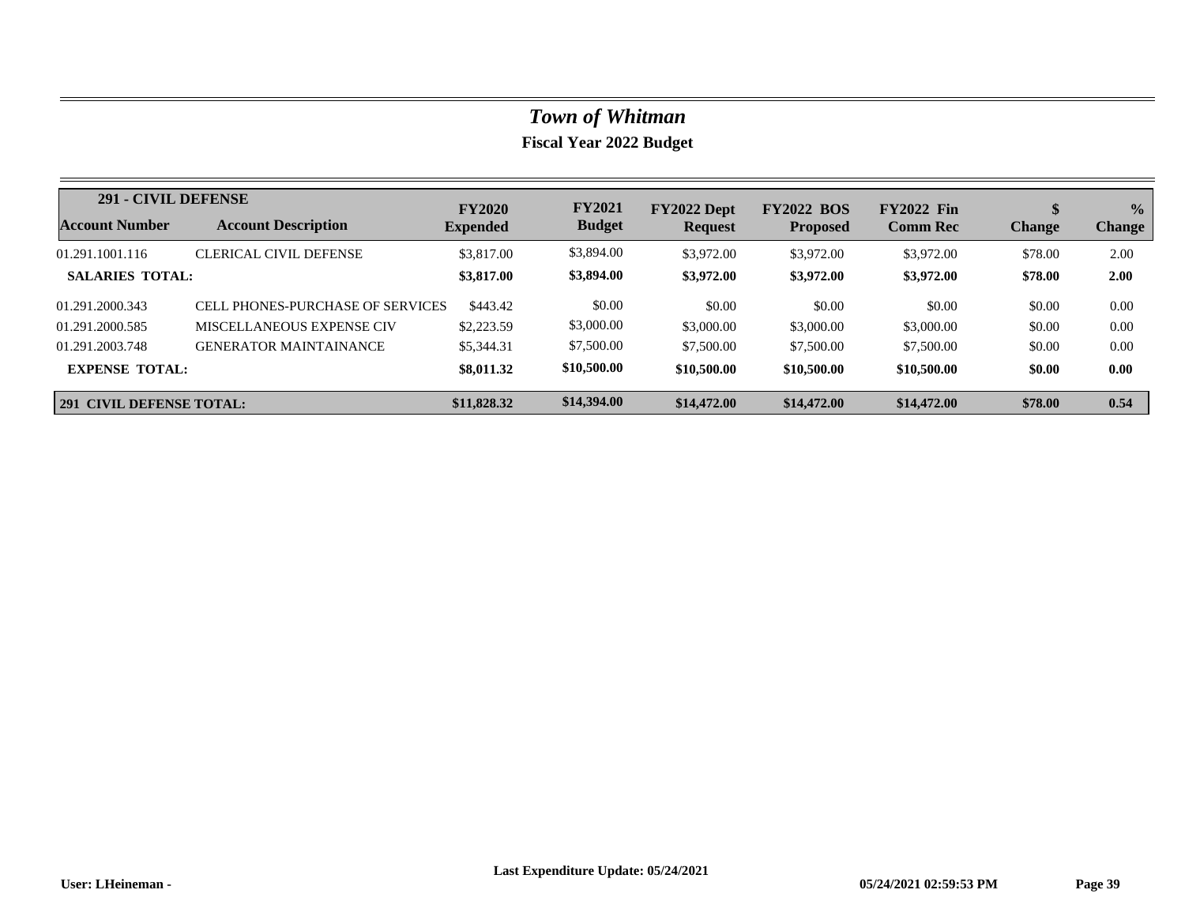# *Town of Whitman*

**Fiscal Year 2022 Budget**

| 291 - CIVIL DEFENSE | | | | | | | | |
|---|---|---|---|---|---|---|---|---|
| **Account Number** | **Account Description** | **FY2020 Expended** | **FY2021 Budget** | **FY2022 Dept Request** | **FY2022 BOS Proposed** | **FY2022 Fin Comm Rec** | **$ Change** | **% Change** |
| 01.291.1001.116 | CLERICAL CIVIL DEFENSE | $3,817.00 | $3,894.00 | $3,972.00 | $3,972.00 | $3,972.00 | $78.00 | 2.00 |
| **SALARIES TOTAL:** | | **$3,817.00** | **$3,894.00** | **$3,972.00** | **$3,972.00** | **$3,972.00** | **$78.00** | **2.00** |
| 01.291.2000.343 | CELL PHONES-PURCHASE OF SERVICES | $443.42 | $0.00 | $0.00 | $0.00 | $0.00 | $0.00 | 0.00 |
| 01.291.2000.585 | MISCELLANEOUS EXPENSE CIV | $2,223.59 | $3,000.00 | $3,000.00 | $3,000.00 | $3,000.00 | $0.00 | 0.00 |
| 01.291.2003.748 | GENERATOR MAINTAINANCE | $5,344.31 | $7,500.00 | $7,500.00 | $7,500.00 | $7,500.00 | $0.00 | 0.00 |
| **EXPENSE TOTAL:** | | **$8,011.32** | **$10,500.00** | **$10,500.00** | **$10,500.00** | **$10,500.00** | **$0.00** | **0.00** |
| **291 CIVIL DEFENSE TOTAL:** | | **$11,828.32** | **$14,394.00** | **$14,472.00** | **$14,472.00** | **$14,472.00** | **$78.00** | **0.54** |

**Last Expenditure Update: 05/24/2021**

**User: LHeineman -** **05/24/2021 02:59:53 PM**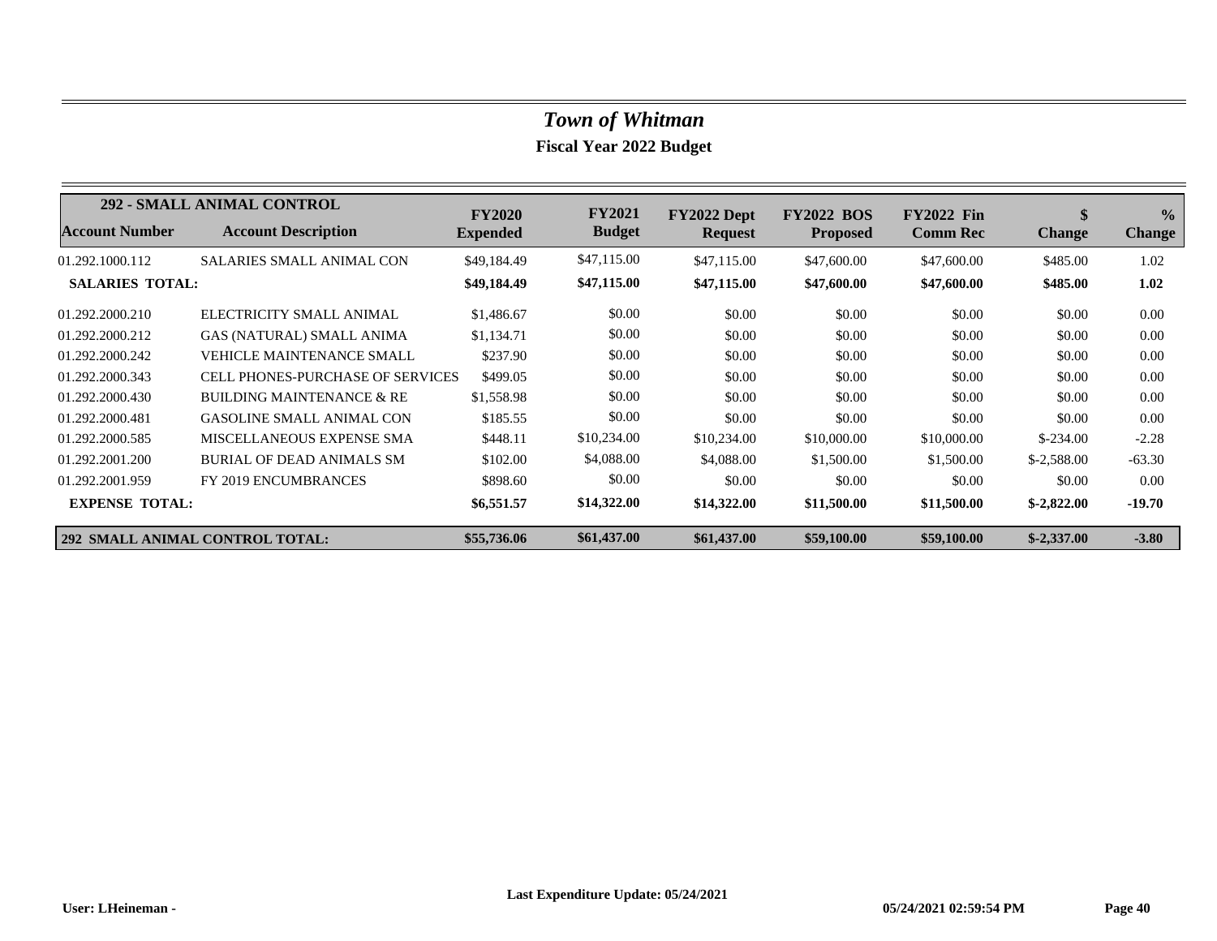# *Town of Whitman*

## Fiscal Year 2022 Budget

| 292 - SMALL ANIMAL CONTROL | | | | | | | | |
|---|---|---|---|---|---|---|---|---|
| **Account Number** | **Account Description** | **FY2020 Expended** | **FY2021 Budget** | **FY2022 Dept Request** | **FY2022 BOS Proposed** | **FY2022 Fin Comm Rec** | **$ Change** | **% Change** |
| 01.292.1000.112 | SALARIES SMALL ANIMAL CON | $49,184.49 | $47,115.00 | $47,115.00 | $47,600.00 | $47,600.00 | $485.00 | 1.02 |
| **SALARIES TOTAL:** | | **$49,184.49** | **$47,115.00** | **$47,115.00** | **$47,600.00** | **$47,600.00** | **$485.00** | **1.02** |
| 01.292.2000.210 | ELECTRICITY SMALL ANIMAL | $1,486.67 | $0.00 | $0.00 | $0.00 | $0.00 | $0.00 | 0.00 |
| 01.292.2000.212 | GAS (NATURAL) SMALL ANIMA | $1,134.71 | $0.00 | $0.00 | $0.00 | $0.00 | $0.00 | 0.00 |
| 01.292.2000.242 | VEHICLE MAINTENANCE SMALL | $237.90 | $0.00 | $0.00 | $0.00 | $0.00 | $0.00 | 0.00 |
| 01.292.2000.343 | CELL PHONES-PURCHASE OF SERVICES | $499.05 | $0.00 | $0.00 | $0.00 | $0.00 | $0.00 | 0.00 |
| 01.292.2000.430 | BUILDING MAINTENANCE & RE | $1,558.98 | $0.00 | $0.00 | $0.00 | $0.00 | $0.00 | 0.00 |
| 01.292.2000.481 | GASOLINE SMALL ANIMAL CON | $185.55 | $0.00 | $0.00 | $0.00 | $0.00 | $0.00 | 0.00 |
| 01.292.2000.585 | MISCELLANEOUS EXPENSE SMA | $448.11 | $10,234.00 | $10,234.00 | $10,000.00 | $10,000.00 | $-234.00 | -2.28 |
| 01.292.2001.200 | BURIAL OF DEAD ANIMALS SM | $102.00 | $4,088.00 | $4,088.00 | $1,500.00 | $1,500.00 | $-2,588.00 | -63.30 |
| 01.292.2001.959 | FY 2019 ENCUMBRANCES | $898.60 | $0.00 | $0.00 | $0.00 | $0.00 | $0.00 | 0.00 |
| **EXPENSE TOTAL:** | | **$6,551.57** | **$14,322.00** | **$14,322.00** | **$11,500.00** | **$11,500.00** | **$-2,822.00** | **-19.70** |
| **292 SMALL ANIMAL CONTROL TOTAL:** | | **$55,736.06** | **$61,437.00** | **$61,437.00** | **$59,100.00** | **$59,100.00** | **$-2,337.00** | **-3.80** |

**Last Expenditure Update: 05/24/2021**

**User: LHeineman -** **05/24/2021 02:59:54 PM**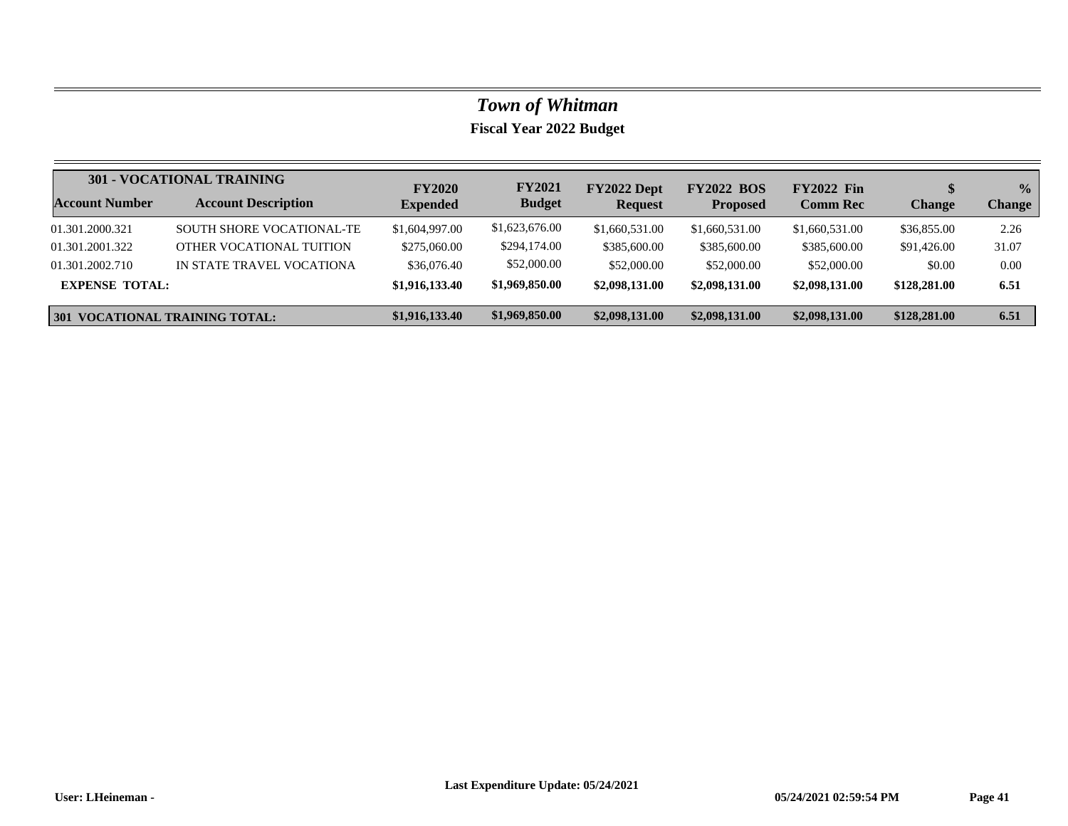# *Town of Whitman*

## Fiscal Year 2022 Budget

| 301 - VOCATIONAL TRAINING | | | | | | | | |
|---|---|---|---|---|---|---|---|---|
| **Account Number** | **Account Description** | **FY2020 Expended** | **FY2021 Budget** | **FY2022 Dept Request** | **FY2022 BOS Proposed** | **FY2022 Fin Comm Rec** | **$ Change** | **% Change** |
| 01.301.2000.321 | SOUTH SHORE VOCATIONAL-TE | $1,604,997.00 | $1,623,676.00 | $1,660,531.00 | $1,660,531.00 | $1,660,531.00 | $36,855.00 | 2.26 |
| 01.301.2001.322 | OTHER VOCATIONAL TUITION | $275,060.00 | $294,174.00 | $385,600.00 | $385,600.00 | $385,600.00 | $91,426.00 | 31.07 |
| 01.301.2002.710 | IN STATE TRAVEL VOCATIONA | $36,076.40 | $52,000.00 | $52,000.00 | $52,000.00 | $52,000.00 | $0.00 | 0.00 |
| **EXPENSE TOTAL:** | | **$1,916,133.40** | **$1,969,850.00** | **$2,098,131.00** | **$2,098,131.00** | **$2,098,131.00** | **$128,281.00** | **6.51** |
| **301 VOCATIONAL TRAINING TOTAL:** | | **$1,916,133.40** | **$1,969,850.00** | **$2,098,131.00** | **$2,098,131.00** | **$2,098,131.00** | **$128,281.00** | **6.51** |

**Last Expenditure Update: 05/24/2021**

**User: LHeineman -** **05/24/2021 02:59:54 PM**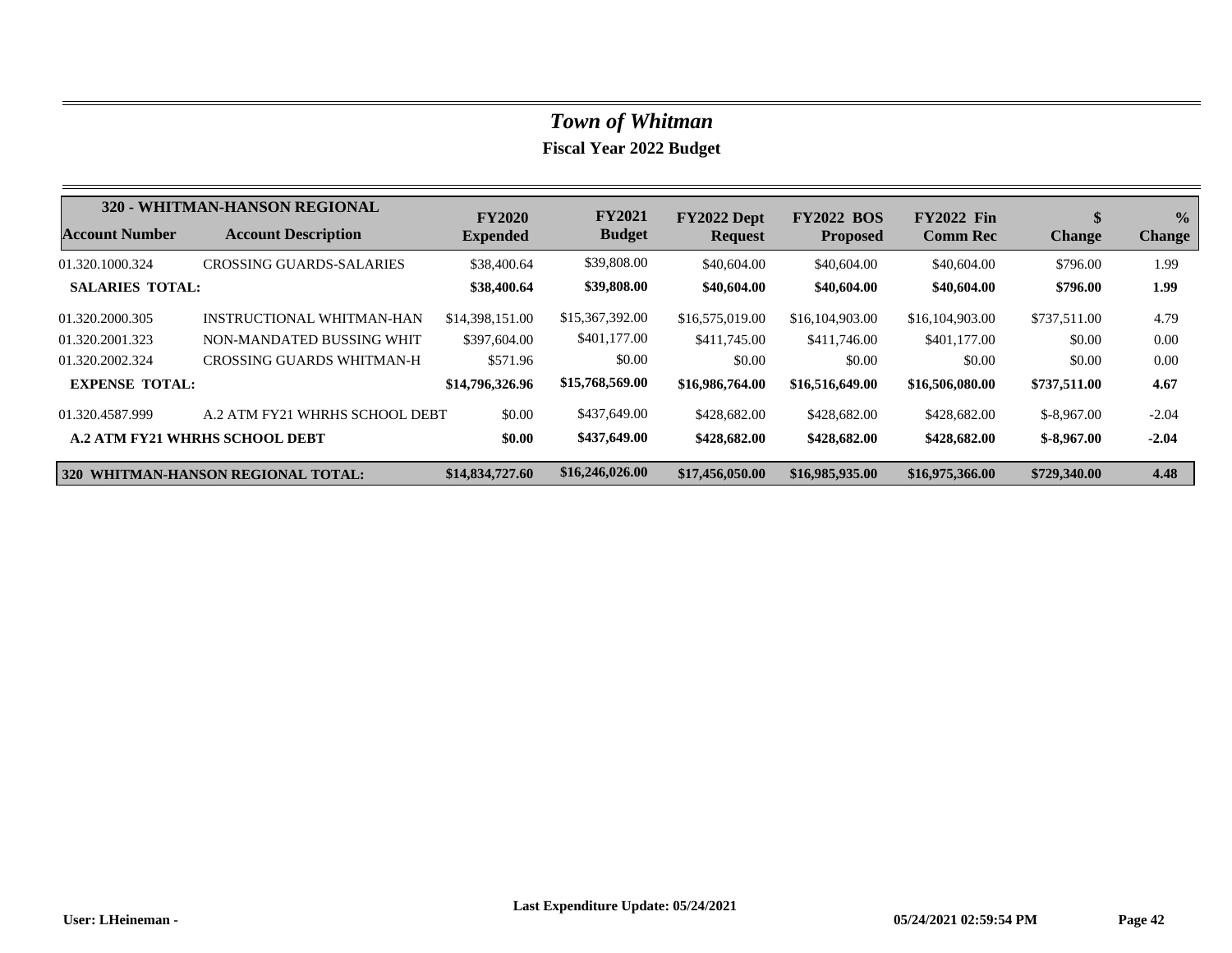# *Town of Whitman*

## Fiscal Year 2022 Budget

| Account Number | 320 - WHITMAN-HANSON REGIONAL<br>Account Description | FY2020 Expended | FY2021 Budget | FY2022 Dept Request | FY2022 BOS Proposed | FY2022 Fin Comm Rec | $ Change | % Change |
|---|---|---|---|---|---|---|---|---|
| 01.320.1000.324 | CROSSING GUARDS-SALARIES | $38,400.64 | $39,808.00 | $40,604.00 | $40,604.00 | $40,604.00 | $796.00 | 1.99 |
| **SALARIES TOTAL:** | | **$38,400.64** | **$39,808.00** | **$40,604.00** | **$40,604.00** | **$40,604.00** | **$796.00** | **1.99** |
| 01.320.2000.305 | INSTRUCTIONAL WHITMAN-HAN | $14,398,151.00 | $15,367,392.00 | $16,575,019.00 | $16,104,903.00 | $16,104,903.00 | $737,511.00 | 4.79 |
| 01.320.2001.323 | NON-MANDATED BUSSING WHIT | $397,604.00 | $401,177.00 | $411,745.00 | $411,746.00 | $401,177.00 | $0.00 | 0.00 |
| 01.320.2002.324 | CROSSING GUARDS WHITMAN-H | $571.96 | $0.00 | $0.00 | $0.00 | $0.00 | $0.00 | 0.00 |
| **EXPENSE TOTAL:** | | **$14,796,326.96** | **$15,768,569.00** | **$16,986,764.00** | **$16,516,649.00** | **$16,506,080.00** | **$737,511.00** | **4.67** |
| 01.320.4587.999 | A.2 ATM FY21 WHRHS SCHOOL DEBT | $0.00 | $437,649.00 | $428,682.00 | $428,682.00 | $428,682.00 | $-8,967.00 | -2.04 |
| **A.2 ATM FY21 WHRHS SCHOOL DEBT** | | **$0.00** | **$437,649.00** | **$428,682.00** | **$428,682.00** | **$428,682.00** | **$-8,967.00** | **-2.04** |
| **320 WHITMAN-HANSON REGIONAL TOTAL:** | | **$14,834,727.60** | **$16,246,026.00** | **$17,456,050.00** | **$16,985,935.00** | **$16,975,366.00** | **$729,340.00** | **4.48** |

**Last Expenditure Update: 05/24/2021**

**User: LHeineman -** **05/24/2021 02:59:54 PM**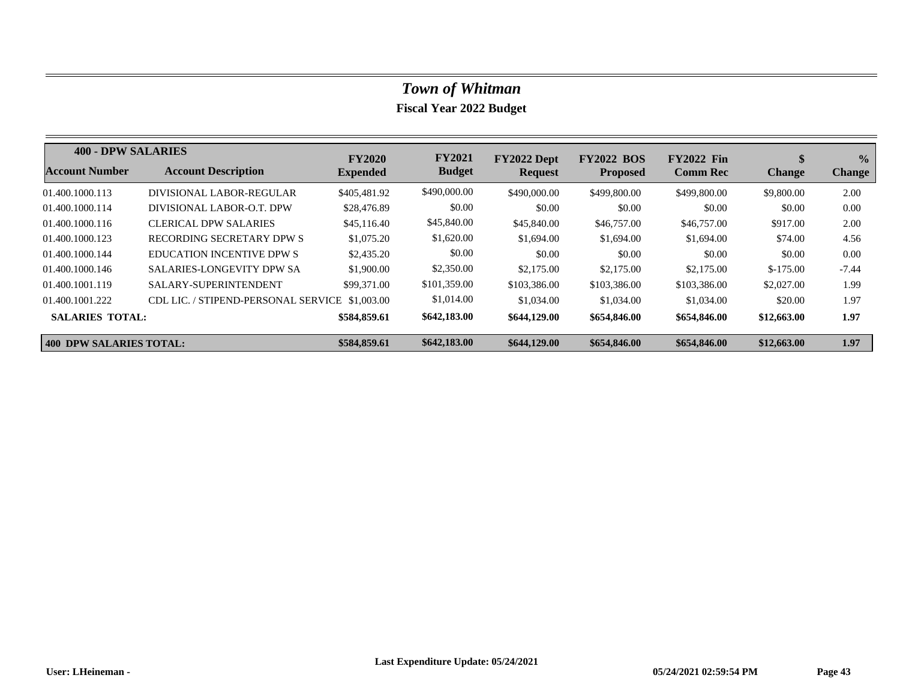# *Town of Whitman*

## Fiscal Year 2022 Budget

| **400 - DPW SALARIES** | | | | | | | | |
|---|---|---|---|---|---|---|---|---|
| **Account Number** | **Account Description** | **FY2020 Expended** | **FY2021 Budget** | **FY2022 Dept Request** | **FY2022 BOS Proposed** | **FY2022 Fin Comm Rec** | **$ Change** | **% Change** |
| 01.400.1000.113 | DIVISIONAL LABOR-REGULAR | $405,481.92 | $490,000.00 | $490,000.00 | $499,800.00 | $499,800.00 | $9,800.00 | 2.00 |
| 01.400.1000.114 | DIVISIONAL LABOR-O.T. DPW | $28,476.89 | $0.00 | $0.00 | $0.00 | $0.00 | $0.00 | 0.00 |
| 01.400.1000.116 | CLERICAL DPW SALARIES | $45,116.40 | $45,840.00 | $45,840.00 | $46,757.00 | $46,757.00 | $917.00 | 2.00 |
| 01.400.1000.123 | RECORDING SECRETARY DPW S | $1,075.20 | $1,620.00 | $1,694.00 | $1,694.00 | $1,694.00 | $74.00 | 4.56 |
| 01.400.1000.144 | EDUCATION INCENTIVE DPW S | $2,435.20 | $0.00 | $0.00 | $0.00 | $0.00 | $0.00 | 0.00 |
| 01.400.1000.146 | SALARIES-LONGEVITY DPW SA | $1,900.00 | $2,350.00 | $2,175.00 | $2,175.00 | $2,175.00 | $-175.00 | -7.44 |
| 01.400.1001.119 | SALARY-SUPERINTENDENT | $99,371.00 | $101,359.00 | $103,386.00 | $103,386.00 | $103,386.00 | $2,027.00 | 1.99 |
| 01.400.1001.222 | CDL LIC. / STIPEND-PERSONAL SERVICE | $1,003.00 | $1,014.00 | $1,034.00 | $1,034.00 | $1,034.00 | $20.00 | 1.97 |
| **SALARIES TOTAL:** | | **$584,859.61** | **$642,183.00** | **$644,129.00** | **$654,846.00** | **$654,846.00** | **$12,663.00** | **1.97** |
| **400 DPW SALARIES TOTAL:** | | **$584,859.61** | **$642,183.00** | **$644,129.00** | **$654,846.00** | **$654,846.00** | **$12,663.00** | **1.97** |

**Last Expenditure Update: 05/24/2021**

**User: LHeineman -** **05/24/2021 02:59:54 PM**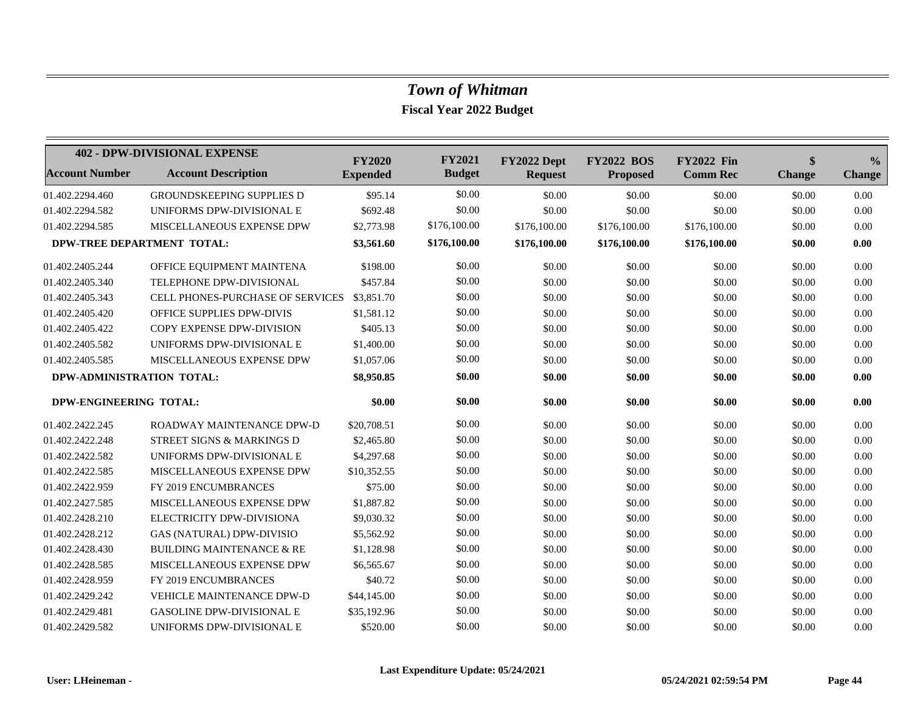# *Town of Whitman*

## Fiscal Year 2022 Budget

| 402 - DPW-DIVISIONAL EXPENSE | | | | | | | | |
|---|---|---|---|---|---|---|---|---|
| **Account Number** | **Account Description** | **FY2020 Expended** | **FY2021 Budget** | **FY2022 Dept Request** | **FY2022 BOS Proposed** | **FY2022 Fin Comm Rec** | **$ Change** | **% Change** |
| 01.402.2294.460 | GROUNDSKEEPING SUPPLIES D | $95.14 | $0.00 | $0.00 | $0.00 | $0.00 | $0.00 | 0.00 |
| 01.402.2294.582 | UNIFORMS DPW-DIVISIONAL E | $692.48 | $0.00 | $0.00 | $0.00 | $0.00 | $0.00 | 0.00 |
| 01.402.2294.585 | MISCELLANEOUS EXPENSE DPW | $2,773.98 | $176,100.00 | $176,100.00 | $176,100.00 | $176,100.00 | $0.00 | 0.00 |
| **DPW-TREE DEPARTMENT TOTAL:** | | **$3,561.60** | **$176,100.00** | **$176,100.00** | **$176,100.00** | **$176,100.00** | **$0.00** | **0.00** |
| 01.402.2405.244 | OFFICE EQUIPMENT MAINTENA | $198.00 | $0.00 | $0.00 | $0.00 | $0.00 | $0.00 | 0.00 |
| 01.402.2405.340 | TELEPHONE DPW-DIVISIONAL | $457.84 | $0.00 | $0.00 | $0.00 | $0.00 | $0.00 | 0.00 |
| 01.402.2405.343 | CELL PHONES-PURCHASE OF SERVICES | $3,851.70 | $0.00 | $0.00 | $0.00 | $0.00 | $0.00 | 0.00 |
| 01.402.2405.420 | OFFICE SUPPLIES DPW-DIVIS | $1,581.12 | $0.00 | $0.00 | $0.00 | $0.00 | $0.00 | 0.00 |
| 01.402.2405.422 | COPY EXPENSE DPW-DIVISION | $405.13 | $0.00 | $0.00 | $0.00 | $0.00 | $0.00 | 0.00 |
| 01.402.2405.582 | UNIFORMS DPW-DIVISIONAL E | $1,400.00 | $0.00 | $0.00 | $0.00 | $0.00 | $0.00 | 0.00 |
| 01.402.2405.585 | MISCELLANEOUS EXPENSE DPW | $1,057.06 | $0.00 | $0.00 | $0.00 | $0.00 | $0.00 | 0.00 |
| **DPW-ADMINISTRATION TOTAL:** | | **$8,950.85** | **$0.00** | **$0.00** | **$0.00** | **$0.00** | **$0.00** | **0.00** |
| **DPW-ENGINEERING TOTAL:** | | **$0.00** | **$0.00** | **$0.00** | **$0.00** | **$0.00** | **$0.00** | **0.00** |
| 01.402.2422.245 | ROADWAY MAINTENANCE DPW-D | $20,708.51 | $0.00 | $0.00 | $0.00 | $0.00 | $0.00 | 0.00 |
| 01.402.2422.248 | STREET SIGNS & MARKINGS D | $2,465.80 | $0.00 | $0.00 | $0.00 | $0.00 | $0.00 | 0.00 |
| 01.402.2422.582 | UNIFORMS DPW-DIVISIONAL E | $4,297.68 | $0.00 | $0.00 | $0.00 | $0.00 | $0.00 | 0.00 |
| 01.402.2422.585 | MISCELLANEOUS EXPENSE DPW | $10,352.55 | $0.00 | $0.00 | $0.00 | $0.00 | $0.00 | 0.00 |
| 01.402.2422.959 | FY 2019 ENCUMBRANCES | $75.00 | $0.00 | $0.00 | $0.00 | $0.00 | $0.00 | 0.00 |
| 01.402.2427.585 | MISCELLANEOUS EXPENSE DPW | $1,887.82 | $0.00 | $0.00 | $0.00 | $0.00 | $0.00 | 0.00 |
| 01.402.2428.210 | ELECTRICITY DPW-DIVISIONA | $9,030.32 | $0.00 | $0.00 | $0.00 | $0.00 | $0.00 | 0.00 |
| 01.402.2428.212 | GAS (NATURAL) DPW-DIVISIO | $5,562.92 | $0.00 | $0.00 | $0.00 | $0.00 | $0.00 | 0.00 |
| 01.402.2428.430 | BUILDING MAINTENANCE & RE | $1,128.98 | $0.00 | $0.00 | $0.00 | $0.00 | $0.00 | 0.00 |
| 01.402.2428.585 | MISCELLANEOUS EXPENSE DPW | $6,565.67 | $0.00 | $0.00 | $0.00 | $0.00 | $0.00 | 0.00 |
| 01.402.2428.959 | FY 2019 ENCUMBRANCES | $40.72 | $0.00 | $0.00 | $0.00 | $0.00 | $0.00 | 0.00 |
| 01.402.2429.242 | VEHICLE MAINTENANCE DPW-D | $44,145.00 | $0.00 | $0.00 | $0.00 | $0.00 | $0.00 | 0.00 |
| 01.402.2429.481 | GASOLINE DPW-DIVISIONAL E | $35,192.96 | $0.00 | $0.00 | $0.00 | $0.00 | $0.00 | 0.00 |
| 01.402.2429.582 | UNIFORMS DPW-DIVISIONAL E | $520.00 | $0.00 | $0.00 | $0.00 | $0.00 | $0.00 | 0.00 |

**Last Expenditure Update: 05/24/2021**

**User: LHeineman -** **05/24/2021 02:59:54 PM**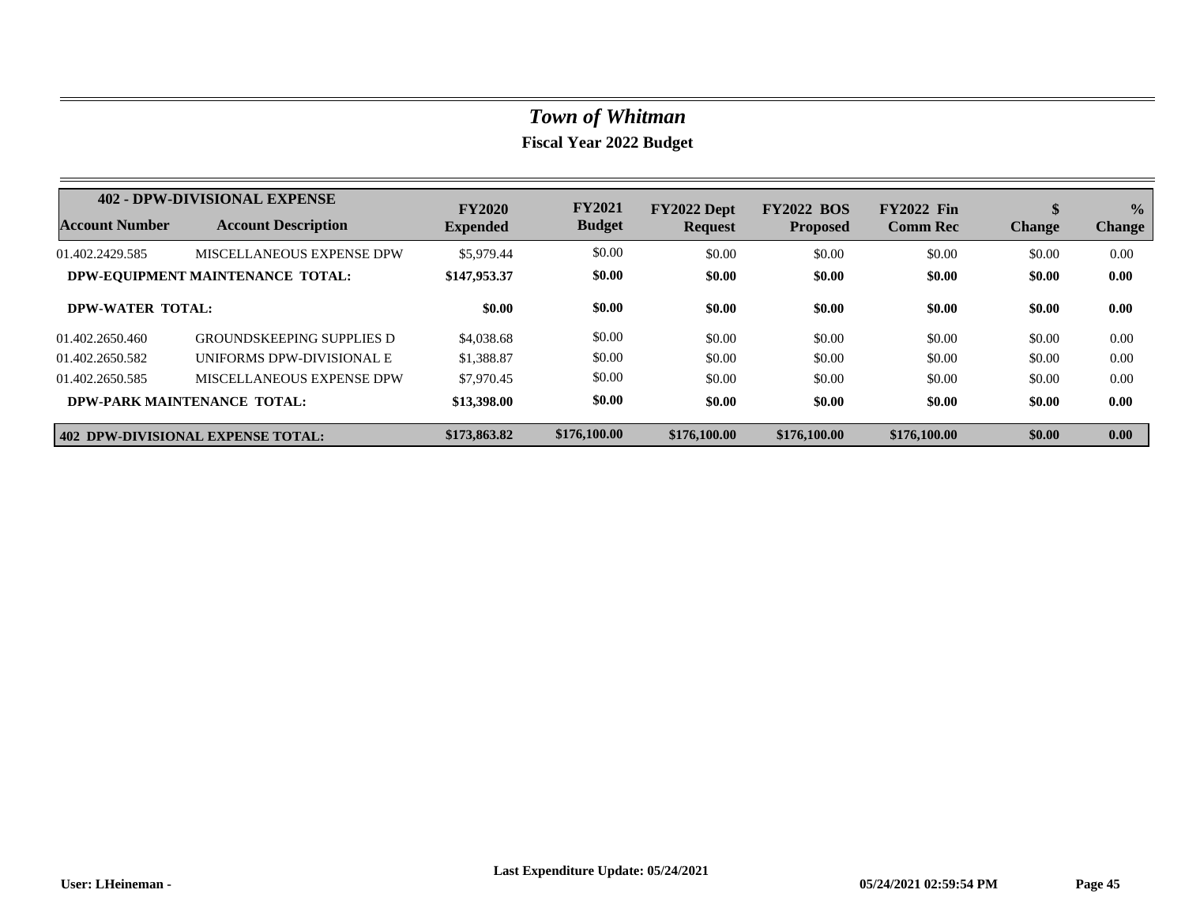# *Town of Whitman*

## Fiscal Year 2022 Budget

| 402 - DPW-DIVISIONAL EXPENSE | | | | | | | | |
|---|---|---|---|---|---|---|---|---|
| **Account Number** | **Account Description** | **FY2020 Expended** | **FY2021 Budget** | **FY2022 Dept Request** | **FY2022 BOS Proposed** | **FY2022 Fin Comm Rec** | **$ Change** | **% Change** |
| 01.402.2429.585 | MISCELLANEOUS EXPENSE DPW | $5,979.44 | $0.00 | $0.00 | $0.00 | $0.00 | $0.00 | 0.00 |
| **DPW-EQUIPMENT MAINTENANCE TOTAL:** | | **$147,953.37** | **$0.00** | **$0.00** | **$0.00** | **$0.00** | **$0.00** | **0.00** |
| **DPW-WATER TOTAL:** | | **$0.00** | **$0.00** | **$0.00** | **$0.00** | **$0.00** | **$0.00** | **0.00** |
| 01.402.2650.460 | GROUNDSKEEPING SUPPLIES D | $4,038.68 | $0.00 | $0.00 | $0.00 | $0.00 | $0.00 | 0.00 |
| 01.402.2650.582 | UNIFORMS DPW-DIVISIONAL E | $1,388.87 | $0.00 | $0.00 | $0.00 | $0.00 | $0.00 | 0.00 |
| 01.402.2650.585 | MISCELLANEOUS EXPENSE DPW | $7,970.45 | $0.00 | $0.00 | $0.00 | $0.00 | $0.00 | 0.00 |
| **DPW-PARK MAINTENANCE TOTAL:** | | **$13,398.00** | **$0.00** | **$0.00** | **$0.00** | **$0.00** | **$0.00** | **0.00** |
| **402 DPW-DIVISIONAL EXPENSE TOTAL:** | | **$173,863.82** | **$176,100.00** | **$176,100.00** | **$176,100.00** | **$176,100.00** | **$0.00** | **0.00** |

Last Expenditure Update: 05/24/2021

User: LHeineman - 05/24/2021 02:59:54 PM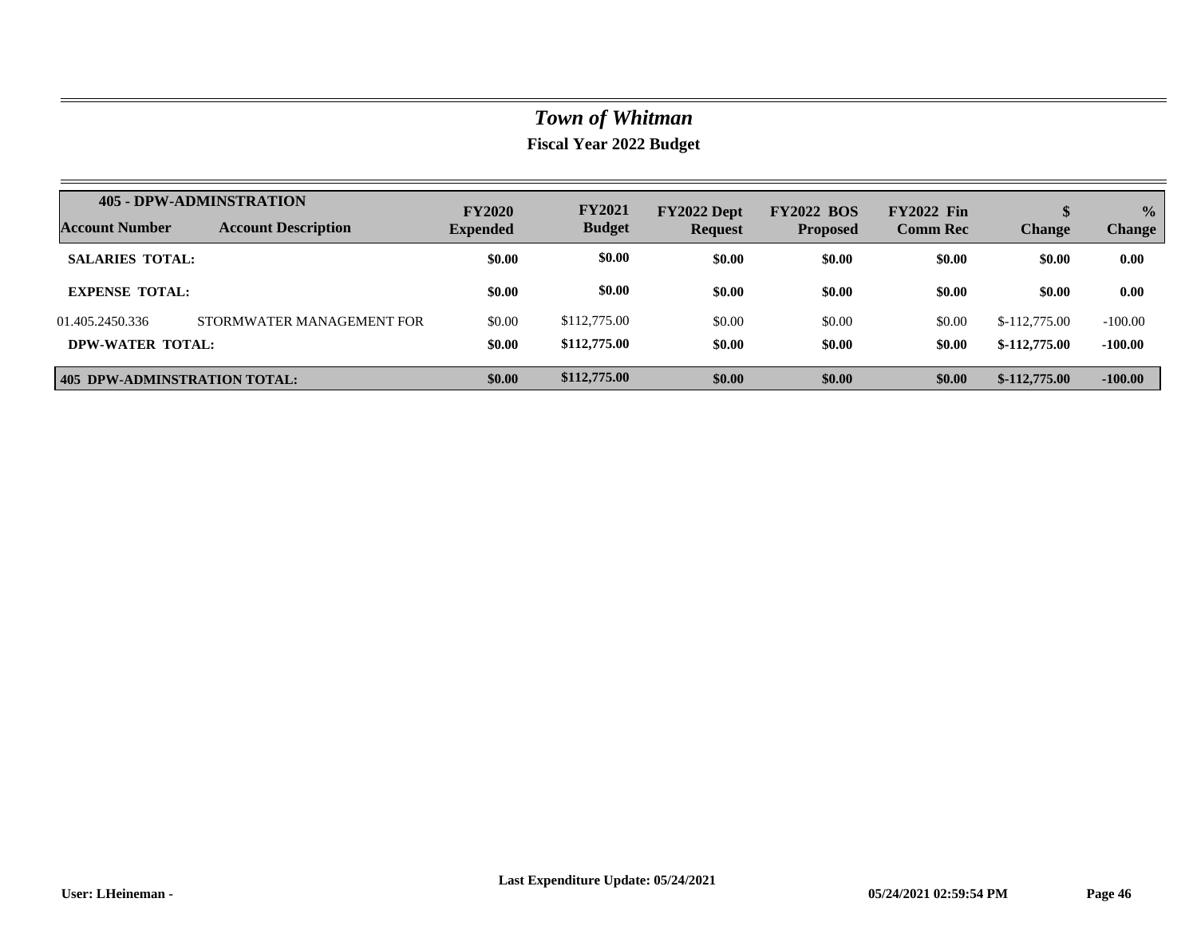# *Town of Whitman*

## Fiscal Year 2022 Budget

| 405 - DPW-ADMINSTRATION<br>Account Number | Account Description | FY2020 Expended | FY2021 Budget | FY2022 Dept Request | FY2022 BOS Proposed | FY2022 Fin Comm Rec | $ Change | % Change |
|---|---|---|---|---|---|---|---|---|
| **SALARIES TOTAL:** | | **$0.00** | **$0.00** | **$0.00** | **$0.00** | **$0.00** | **$0.00** | **0.00** |
| **EXPENSE TOTAL:** | | **$0.00** | **$0.00** | **$0.00** | **$0.00** | **$0.00** | **$0.00** | **0.00** |
| 01.405.2450.336 | STORMWATER MANAGEMENT FOR | $0.00 | $112,775.00 | $0.00 | $0.00 | $0.00 | $-112,775.00 | -100.00 |
| **DPW-WATER TOTAL:** | | **$0.00** | **$112,775.00** | **$0.00** | **$0.00** | **$0.00** | **$-112,775.00** | **-100.00** |
| **405 DPW-ADMINSTRATION TOTAL:** | | **$0.00** | **$112,775.00** | **$0.00** | **$0.00** | **$0.00** | **$-112,775.00** | **-100.00** |

**User: LHeineman -** **Last Expenditure Update: 05/24/2021** **05/24/2021 02:59:54 PM**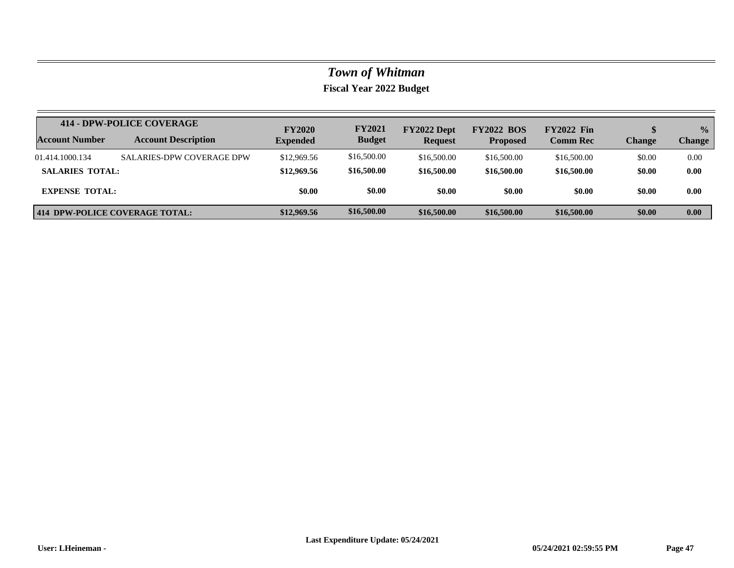# *Town of Whitman*

## Fiscal Year 2022 Budget

| 414 - DPW-POLICE COVERAGE | | | | | | | | |
|---|---|---|---|---|---|---|---|---|
| **Account Number** | **Account Description** | **FY2020 Expended** | **FY2021 Budget** | **FY2022 Dept Request** | **FY2022 BOS Proposed** | **FY2022 Fin Comm Rec** | **$ Change** | **% Change** |
| 01.414.1000.134 | SALARIES-DPW COVERAGE DPW | $12,969.56 | $16,500.00 | $16,500.00 | $16,500.00 | $16,500.00 | $0.00 | 0.00 |
| **SALARIES TOTAL:** | | **$12,969.56** | **$16,500.00** | **$16,500.00** | **$16,500.00** | **$16,500.00** | **$0.00** | **0.00** |
| **EXPENSE TOTAL:** | | **$0.00** | **$0.00** | **$0.00** | **$0.00** | **$0.00** | **$0.00** | **0.00** |
| **414 DPW-POLICE COVERAGE TOTAL:** | | **$12,969.56** | **$16,500.00** | **$16,500.00** | **$16,500.00** | **$16,500.00** | **$0.00** | **0.00** |

**Last Expenditure Update: 05/24/2021**

**User: LHeineman -** **05/24/2021 02:59:55 PM**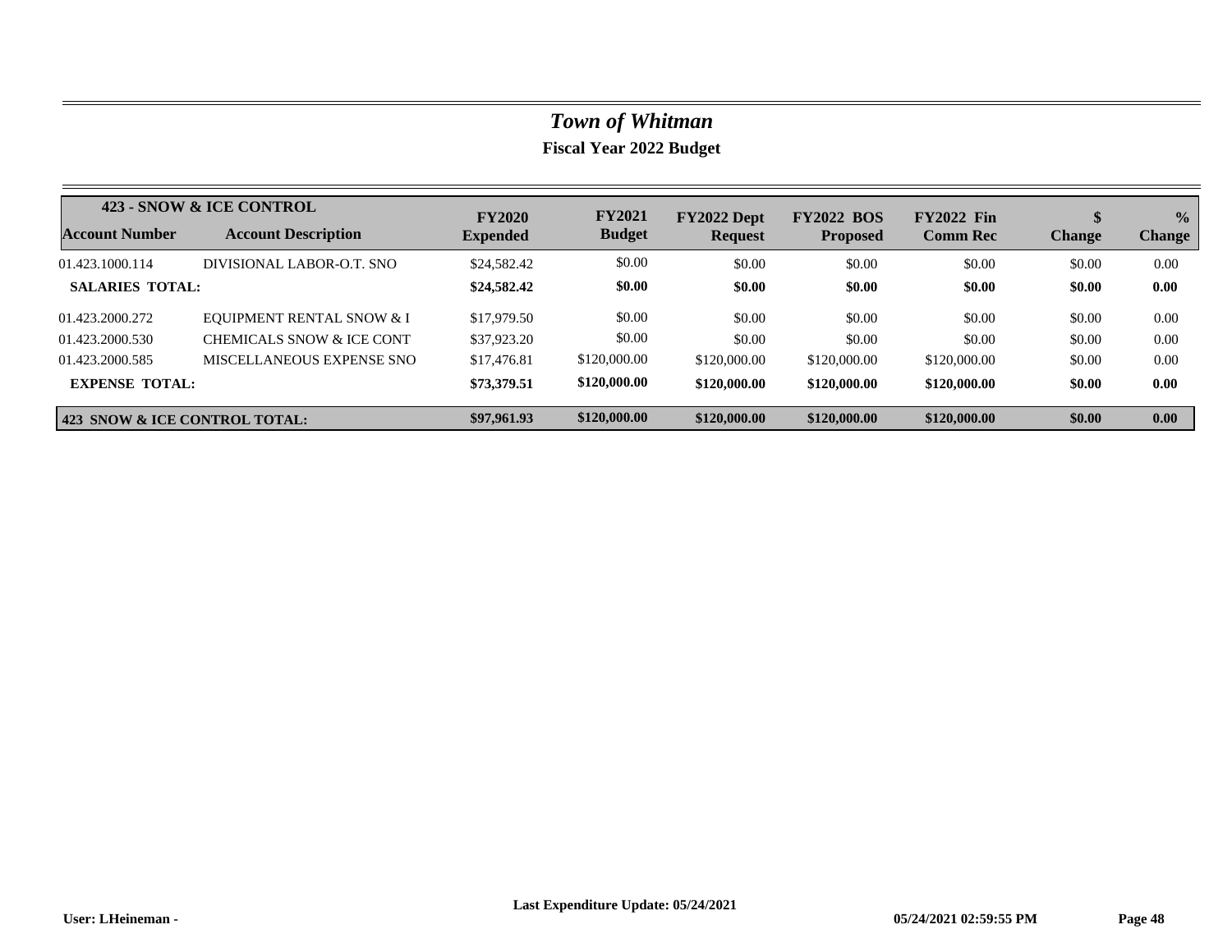# *Town of Whitman*

## Fiscal Year 2022 Budget

| 423 - SNOW & ICE CONTROL | | | | | | | | |
|---|---|---|---|---|---|---|---|---|
| **Account Number** | **Account Description** | **FY2020 Expended** | **FY2021 Budget** | **FY2022 Dept Request** | **FY2022 BOS Proposed** | **FY2022 Fin Comm Rec** | **$ Change** | **% Change** |
| 01.423.1000.114 | DIVISIONAL LABOR-O.T. SNO | $24,582.42 | $0.00 | $0.00 | $0.00 | $0.00 | $0.00 | 0.00 |
| **SALARIES TOTAL:** | | **$24,582.42** | **$0.00** | **$0.00** | **$0.00** | **$0.00** | **$0.00** | **0.00** |
| 01.423.2000.272 | EQUIPMENT RENTAL SNOW & I | $17,979.50 | $0.00 | $0.00 | $0.00 | $0.00 | $0.00 | 0.00 |
| 01.423.2000.530 | CHEMICALS SNOW & ICE CONT | $37,923.20 | $0.00 | $0.00 | $0.00 | $0.00 | $0.00 | 0.00 |
| 01.423.2000.585 | MISCELLANEOUS EXPENSE SNO | $17,476.81 | $120,000.00 | $120,000.00 | $120,000.00 | $120,000.00 | $0.00 | 0.00 |
| **EXPENSE TOTAL:** | | **$73,379.51** | **$120,000.00** | **$120,000.00** | **$120,000.00** | **$120,000.00** | **$0.00** | **0.00** |
| **423 SNOW & ICE CONTROL TOTAL:** | | **$97,961.93** | **$120,000.00** | **$120,000.00** | **$120,000.00** | **$120,000.00** | **$0.00** | **0.00** |

**User: LHeineman -** **Last Expenditure Update: 05/24/2021** **05/24/2021 02:59:55 PM**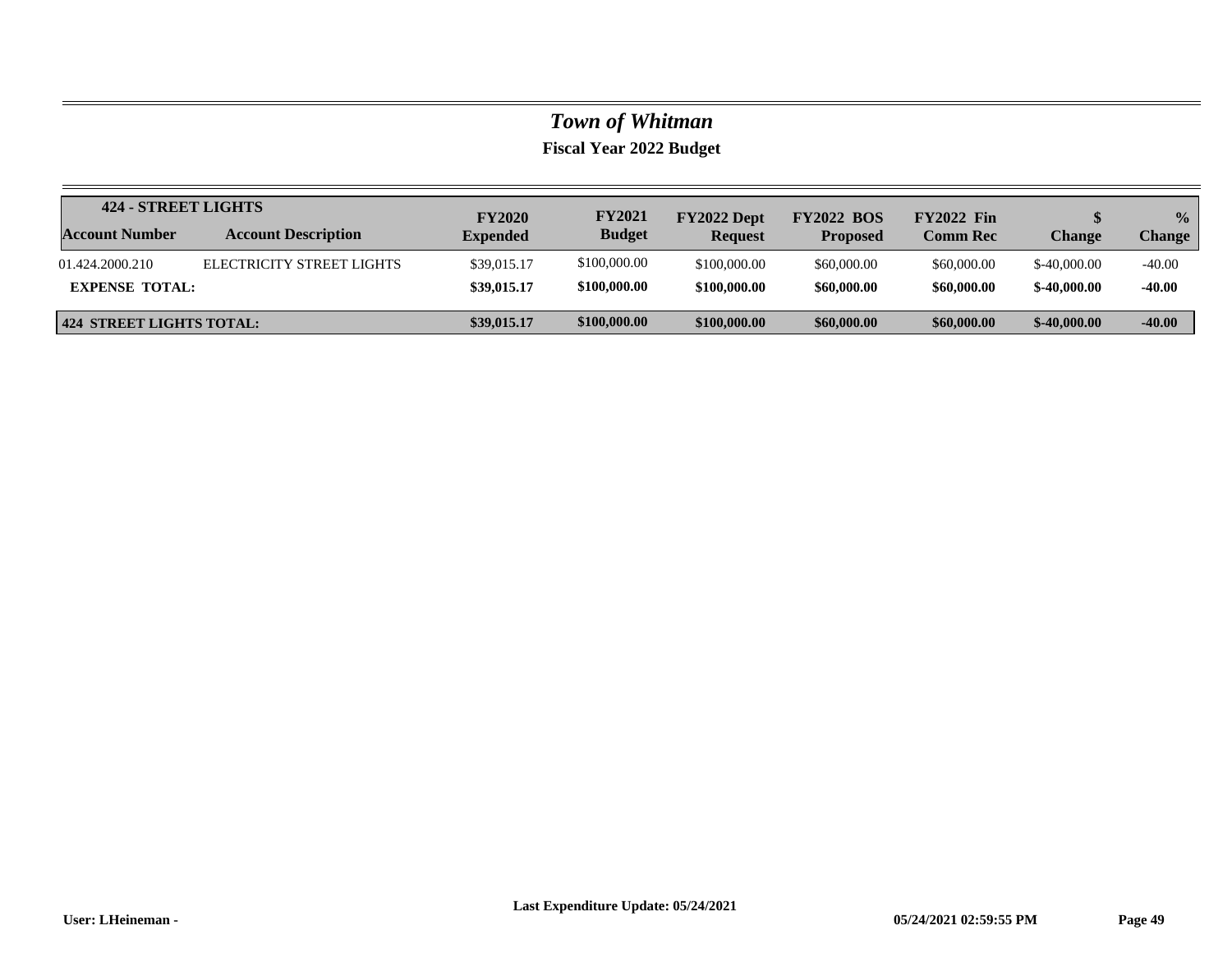# *Town of Whitman*

## Fiscal Year 2022 Budget

| 424 - STREET LIGHTS | | | | | | | | |
|---|---|---|---|---|---|---|---|---|
| **Account Number** | **Account Description** | **FY2020 Expended** | **FY2021 Budget** | **FY2022 Dept Request** | **FY2022 BOS Proposed** | **FY2022 Fin Comm Rec** | **$ Change** | **% Change** |
| 01.424.2000.210 | ELECTRICITY STREET LIGHTS | $39,015.17 | $100,000.00 | $100,000.00 | $60,000.00 | $60,000.00 | $-40,000.00 | -40.00 |
| **EXPENSE TOTAL:** | | **$39,015.17** | **$100,000.00** | **$100,000.00** | **$60,000.00** | **$60,000.00** | **$-40,000.00** | **-40.00** |
| **424 STREET LIGHTS TOTAL:** | | **$39,015.17** | **$100,000.00** | **$100,000.00** | **$60,000.00** | **$60,000.00** | **$-40,000.00** | **-40.00** |

**Last Expenditure Update: 05/24/2021**

**User: LHeineman -** **05/24/2021 02:59:55 PM**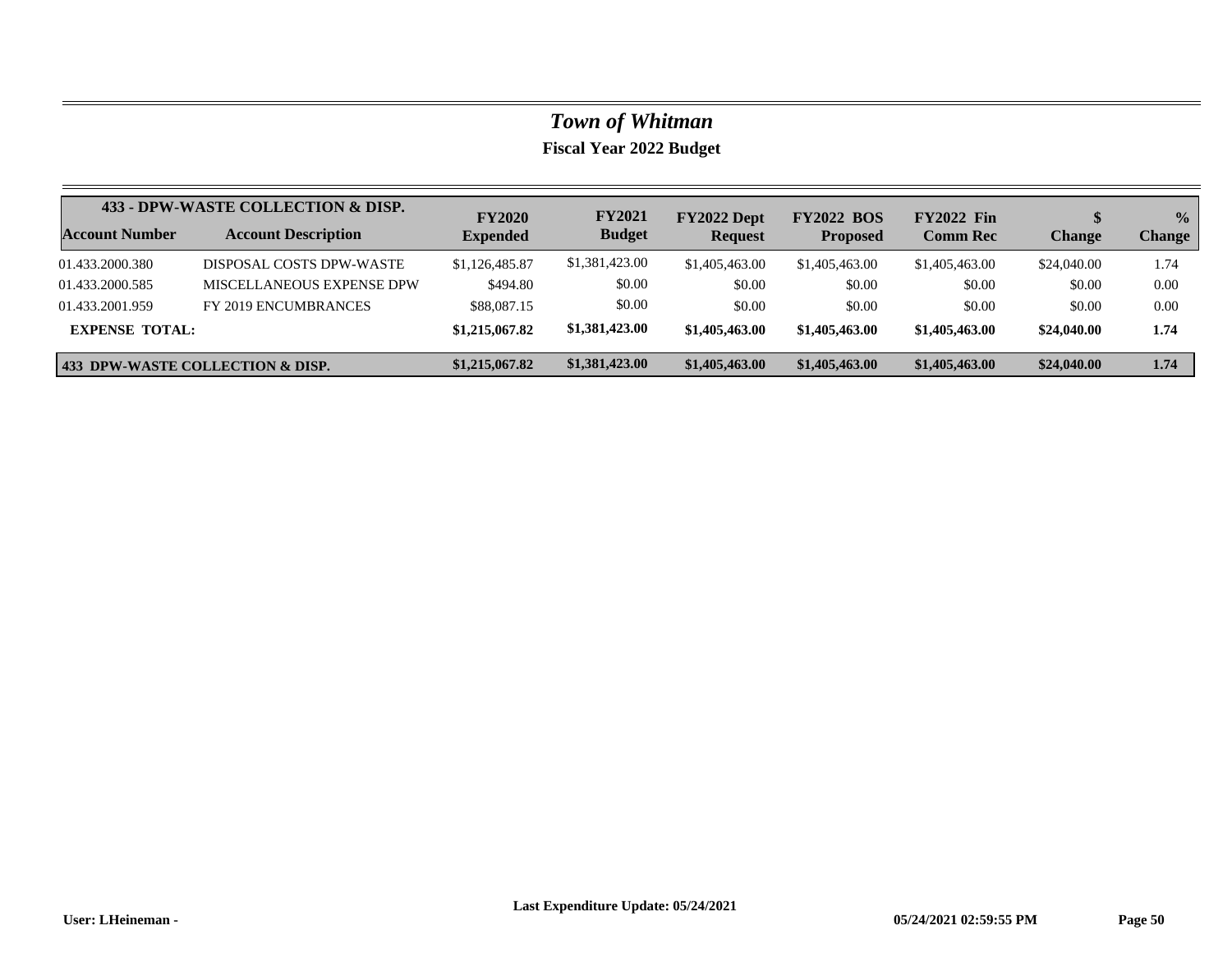# *Town of Whitman*

**Fiscal Year 2022 Budget**

| **433 - DPW-WASTE COLLECTION & DISP.** | | | | | | | | |
|---|---|---|---|---|---|---|---|---|
| **Account Number** | **Account Description** | **FY2020 Expended** | **FY2021 Budget** | **FY2022 Dept Request** | **FY2022 BOS Proposed** | **FY2022 Fin Comm Rec** | **$ Change** | **% Change** |
| 01.433.2000.380 | DISPOSAL COSTS DPW-WASTE | $1,126,485.87 | $1,381,423.00 | $1,405,463.00 | $1,405,463.00 | $1,405,463.00 | $24,040.00 | 1.74 |
| 01.433.2000.585 | MISCELLANEOUS EXPENSE DPW | $494.80 | $0.00 | $0.00 | $0.00 | $0.00 | $0.00 | 0.00 |
| 01.433.2001.959 | FY 2019 ENCUMBRANCES | $88,087.15 | $0.00 | $0.00 | $0.00 | $0.00 | $0.00 | 0.00 |
| **EXPENSE TOTAL:** | | **$1,215,067.82** | **$1,381,423.00** | **$1,405,463.00** | **$1,405,463.00** | **$1,405,463.00** | **$24,040.00** | **1.74** |
| **433 DPW-WASTE COLLECTION & DISP.** | | **$1,215,067.82** | **$1,381,423.00** | **$1,405,463.00** | **$1,405,463.00** | **$1,405,463.00** | **$24,040.00** | **1.74** |

**Last Expenditure Update: 05/24/2021**

**User: LHeineman -** **05/24/2021 02:59:55 PM**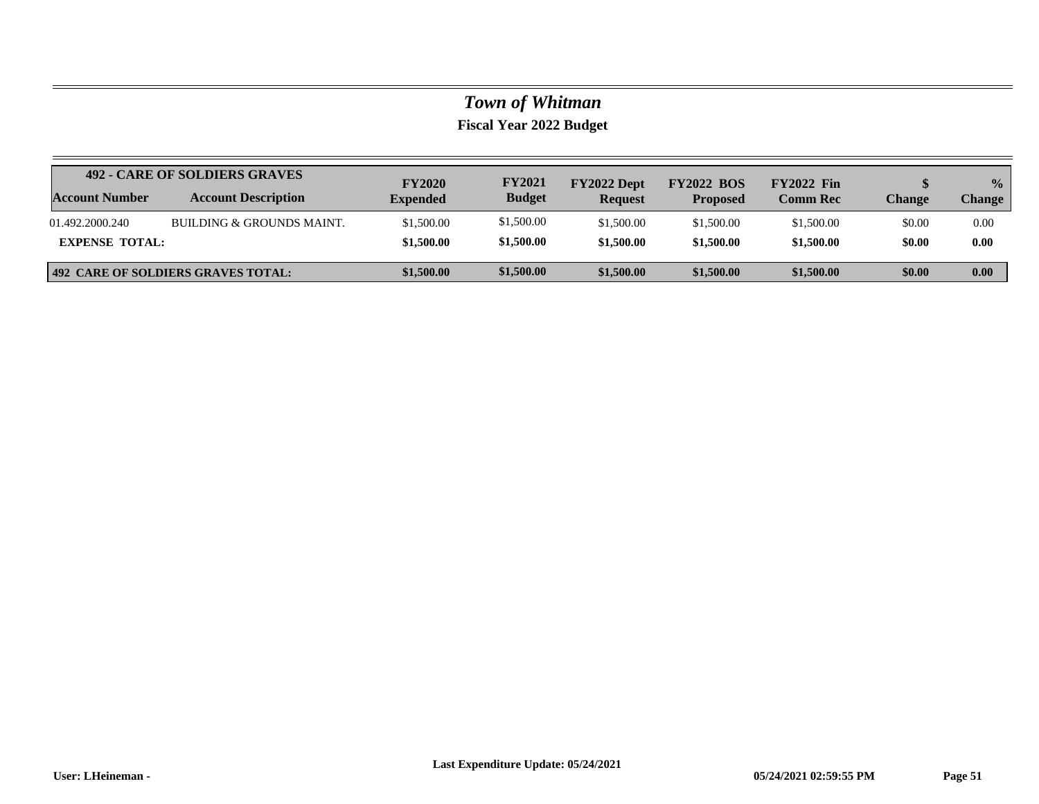# *Town of Whitman*

## Fiscal Year 2022 Budget

| 492 - CARE OF SOLDIERS GRAVES | | | | | | | | |
|---|---|---|---|---|---|---|---|---|
| **Account Number** | **Account Description** | **FY2020 Expended** | **FY2021 Budget** | **FY2022 Dept Request** | **FY2022 BOS Proposed** | **FY2022 Fin Comm Rec** | **$ Change** | **% Change** |
| 01.492.2000.240 | BUILDING & GROUNDS MAINT. | $1,500.00 | $1,500.00 | $1,500.00 | $1,500.00 | $1,500.00 | $0.00 | 0.00 |
| **EXPENSE TOTAL:** | | **$1,500.00** | **$1,500.00** | **$1,500.00** | **$1,500.00** | **$1,500.00** | **$0.00** | **0.00** |
| **492 CARE OF SOLDIERS GRAVES TOTAL:** | | **$1,500.00** | **$1,500.00** | **$1,500.00** | **$1,500.00** | **$1,500.00** | **$0.00** | **0.00** |

**Last Expenditure Update: 05/24/2021**

**User: LHeineman -** **05/24/2021 02:59:55 PM**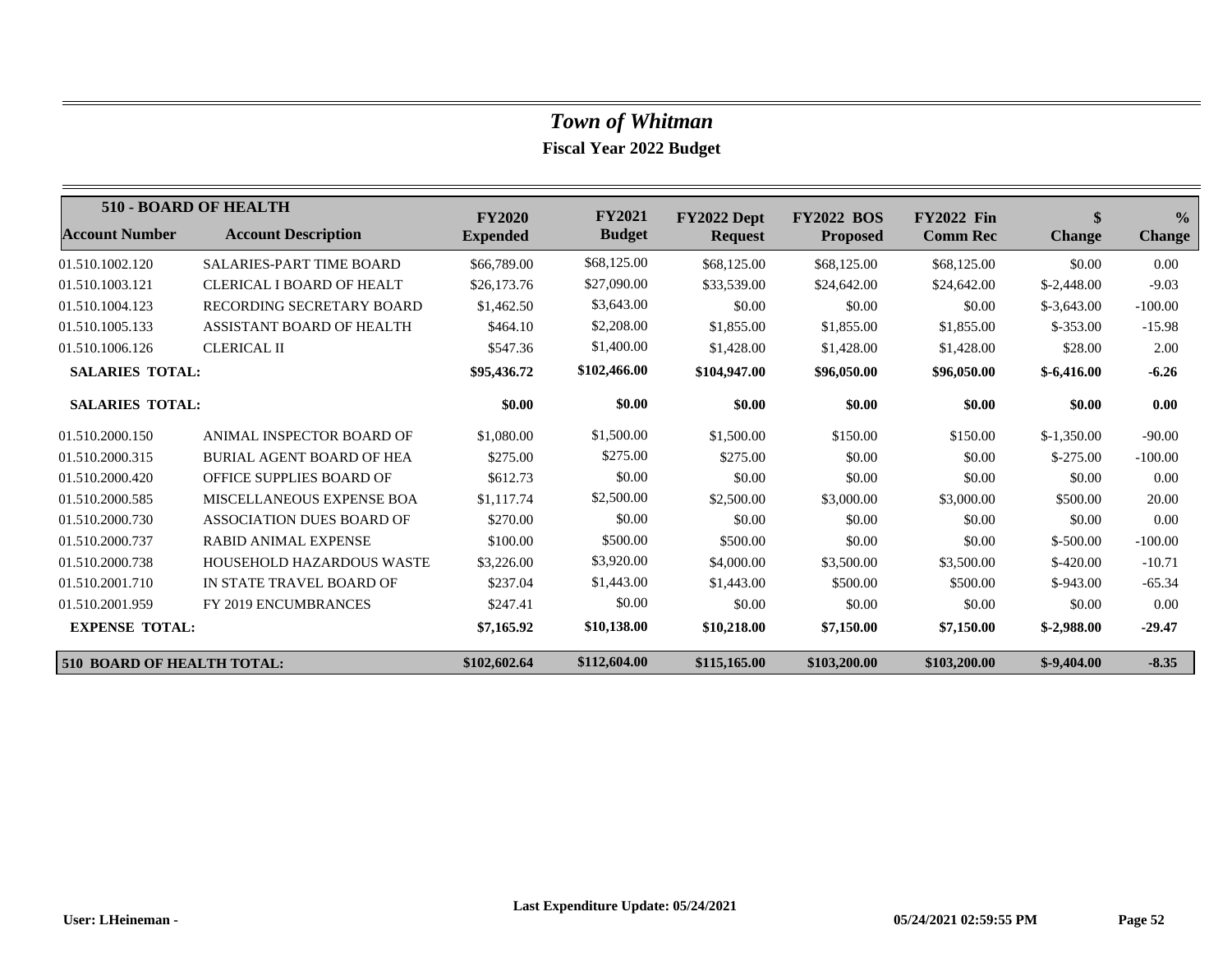# *Town of Whitman*

## Fiscal Year 2022 Budget

| 510 - BOARD OF HEALTH | | | | | | | | |
|---|---|---|---|---|---|---|---|---|
| **Account Number** | **Account Description** | **FY2020 Expended** | **FY2021 Budget** | **FY2022 Dept Request** | **FY2022 BOS Proposed** | **FY2022 Fin Comm Rec** | **$ Change** | **% Change** |
| 01.510.1002.120 | SALARIES-PART TIME BOARD | $66,789.00 | $68,125.00 | $68,125.00 | $68,125.00 | $68,125.00 | $0.00 | 0.00 |
| 01.510.1003.121 | CLERICAL I BOARD OF HEALT | $26,173.76 | $27,090.00 | $33,539.00 | $24,642.00 | $24,642.00 | $-2,448.00 | -9.03 |
| 01.510.1004.123 | RECORDING SECRETARY BOARD | $1,462.50 | $3,643.00 | $0.00 | $0.00 | $0.00 | $-3,643.00 | -100.00 |
| 01.510.1005.133 | ASSISTANT BOARD OF HEALTH | $464.10 | $2,208.00 | $1,855.00 | $1,855.00 | $1,855.00 | $-353.00 | -15.98 |
| 01.510.1006.126 | CLERICAL II | $547.36 | $1,400.00 | $1,428.00 | $1,428.00 | $1,428.00 | $28.00 | 2.00 |
| **SALARIES TOTAL:** | | **$95,436.72** | **$102,466.00** | **$104,947.00** | **$96,050.00** | **$96,050.00** | **$-6,416.00** | **-6.26** |
| **SALARIES TOTAL:** | | **$0.00** | **$0.00** | **$0.00** | **$0.00** | **$0.00** | **$0.00** | **0.00** |
| 01.510.2000.150 | ANIMAL INSPECTOR BOARD OF | $1,080.00 | $1,500.00 | $1,500.00 | $150.00 | $150.00 | $-1,350.00 | -90.00 |
| 01.510.2000.315 | BURIAL AGENT BOARD OF HEA | $275.00 | $275.00 | $275.00 | $0.00 | $0.00 | $-275.00 | -100.00 |
| 01.510.2000.420 | OFFICE SUPPLIES BOARD OF | $612.73 | $0.00 | $0.00 | $0.00 | $0.00 | $0.00 | 0.00 |
| 01.510.2000.585 | MISCELLANEOUS EXPENSE BOA | $1,117.74 | $2,500.00 | $2,500.00 | $3,000.00 | $3,000.00 | $500.00 | 20.00 |
| 01.510.2000.730 | ASSOCIATION DUES BOARD OF | $270.00 | $0.00 | $0.00 | $0.00 | $0.00 | $0.00 | 0.00 |
| 01.510.2000.737 | RABID ANIMAL EXPENSE | $100.00 | $500.00 | $500.00 | $0.00 | $0.00 | $-500.00 | -100.00 |
| 01.510.2000.738 | HOUSEHOLD HAZARDOUS WASTE | $3,226.00 | $3,920.00 | $4,000.00 | $3,500.00 | $3,500.00 | $-420.00 | -10.71 |
| 01.510.2001.710 | IN STATE TRAVEL BOARD OF | $237.04 | $1,443.00 | $1,443.00 | $500.00 | $500.00 | $-943.00 | -65.34 |
| 01.510.2001.959 | FY 2019 ENCUMBRANCES | $247.41 | $0.00 | $0.00 | $0.00 | $0.00 | $0.00 | 0.00 |
| **EXPENSE TOTAL:** | | **$7,165.92** | **$10,138.00** | **$10,218.00** | **$7,150.00** | **$7,150.00** | **$-2,988.00** | **-29.47** |
| **510 BOARD OF HEALTH TOTAL:** | | **$102,602.64** | **$112,604.00** | **$115,165.00** | **$103,200.00** | **$103,200.00** | **$-9,404.00** | **-8.35** |

**Last Expenditure Update: 05/24/2021**

**User: LHeineman -** **05/24/2021 02:59:55 PM**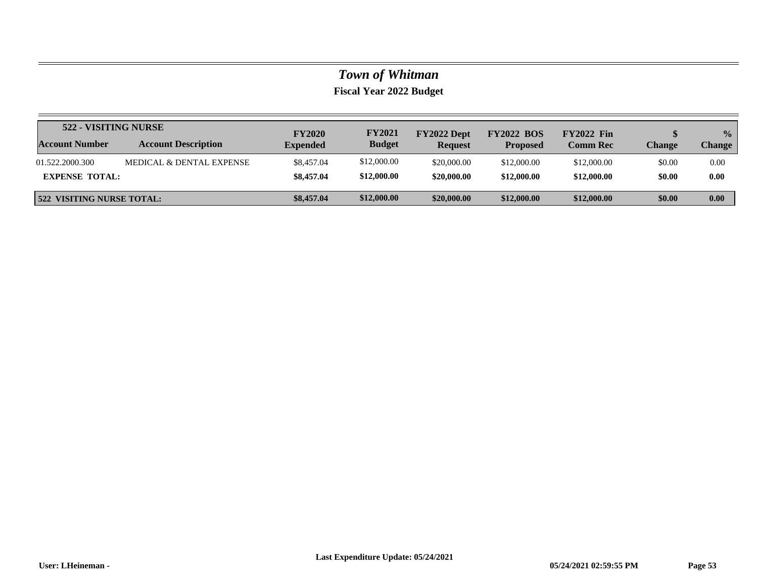# *Town of Whitman*

## Fiscal Year 2022 Budget

| 522 - VISITING NURSE | | | | | | | | |
|---|---|---|---|---|---|---|---|---|
| **Account Number** | **Account Description** | **FY2020 Expended** | **FY2021 Budget** | **FY2022 Dept Request** | **FY2022 BOS Proposed** | **FY2022 Fin Comm Rec** | **$ Change** | **% Change** |
| 01.522.2000.300 | MEDICAL & DENTAL EXPENSE | $8,457.04 | $12,000.00 | $20,000.00 | $12,000.00 | $12,000.00 | $0.00 | 0.00 |
| **EXPENSE TOTAL:** | | **$8,457.04** | **$12,000.00** | **$20,000.00** | **$12,000.00** | **$12,000.00** | **$0.00** | **0.00** |
| **522 VISITING NURSE TOTAL:** | | **$8,457.04** | **$12,000.00** | **$20,000.00** | **$12,000.00** | **$12,000.00** | **$0.00** | **0.00** |

**Last Expenditure Update: 05/24/2021**

**User: LHeineman -** **05/24/2021 02:59:55 PM**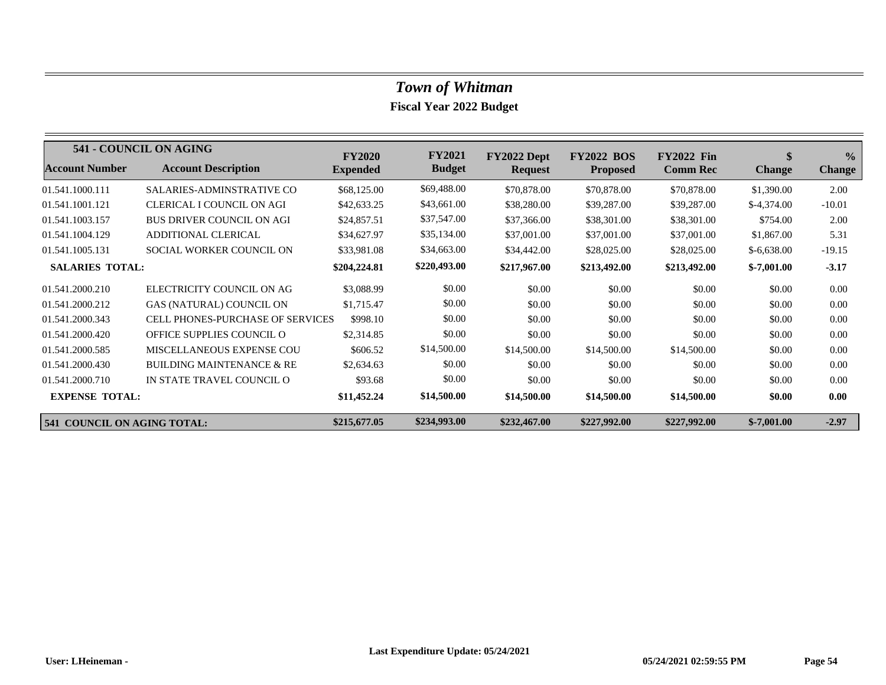# *Town of Whitman*

## Fiscal Year 2022 Budget

| **541 - COUNCIL ON AGING** | | | | | | | | |
|---|---|---|---|---|---|---|---|---|
| **Account Number** | **Account Description** | **FY2020 Expended** | **FY2021 Budget** | **FY2022 Dept Request** | **FY2022 BOS Proposed** | **FY2022 Fin Comm Rec** | **$ Change** | **% Change** |
| 01.541.1000.111 | SALARIES-ADMINSTRATIVE CO | $68,125.00 | $69,488.00 | $70,878.00 | $70,878.00 | $70,878.00 | $1,390.00 | 2.00 |
| 01.541.1001.121 | CLERICAL I COUNCIL ON AGI | $42,633.25 | $43,661.00 | $38,280.00 | $39,287.00 | $39,287.00 | $-4,374.00 | -10.01 |
| 01.541.1003.157 | BUS DRIVER COUNCIL ON AGI | $24,857.51 | $37,547.00 | $37,366.00 | $38,301.00 | $38,301.00 | $754.00 | 2.00 |
| 01.541.1004.129 | ADDITIONAL CLERICAL | $34,627.97 | $35,134.00 | $37,001.00 | $37,001.00 | $37,001.00 | $1,867.00 | 5.31 |
| 01.541.1005.131 | SOCIAL WORKER COUNCIL ON | $33,981.08 | $34,663.00 | $34,442.00 | $28,025.00 | $28,025.00 | $-6,638.00 | -19.15 |
| **SALARIES TOTAL:** | | **$204,224.81** | **$220,493.00** | **$217,967.00** | **$213,492.00** | **$213,492.00** | **$-7,001.00** | **-3.17** |
| 01.541.2000.210 | ELECTRICITY COUNCIL ON AG | $3,088.99 | $0.00 | $0.00 | $0.00 | $0.00 | $0.00 | 0.00 |
| 01.541.2000.212 | GAS (NATURAL) COUNCIL ON | $1,715.47 | $0.00 | $0.00 | $0.00 | $0.00 | $0.00 | 0.00 |
| 01.541.2000.343 | CELL PHONES-PURCHASE OF SERVICES | $998.10 | $0.00 | $0.00 | $0.00 | $0.00 | $0.00 | 0.00 |
| 01.541.2000.420 | OFFICE SUPPLIES COUNCIL O | $2,314.85 | $0.00 | $0.00 | $0.00 | $0.00 | $0.00 | 0.00 |
| 01.541.2000.585 | MISCELLANEOUS EXPENSE COU | $606.52 | $14,500.00 | $14,500.00 | $14,500.00 | $14,500.00 | $0.00 | 0.00 |
| 01.541.2000.430 | BUILDING MAINTENANCE & RE | $2,634.63 | $0.00 | $0.00 | $0.00 | $0.00 | $0.00 | 0.00 |
| 01.541.2000.710 | IN STATE TRAVEL COUNCIL O | $93.68 | $0.00 | $0.00 | $0.00 | $0.00 | $0.00 | 0.00 |
| **EXPENSE TOTAL:** | | **$11,452.24** | **$14,500.00** | **$14,500.00** | **$14,500.00** | **$14,500.00** | **$0.00** | **0.00** |
| **541 COUNCIL ON AGING TOTAL:** | | **$215,677.05** | **$234,993.00** | **$232,467.00** | **$227,992.00** | **$227,992.00** | **$-7,001.00** | **-2.97** |

**Last Expenditure Update: 05/24/2021**

**User: LHeineman -** **05/24/2021 02:59:55 PM**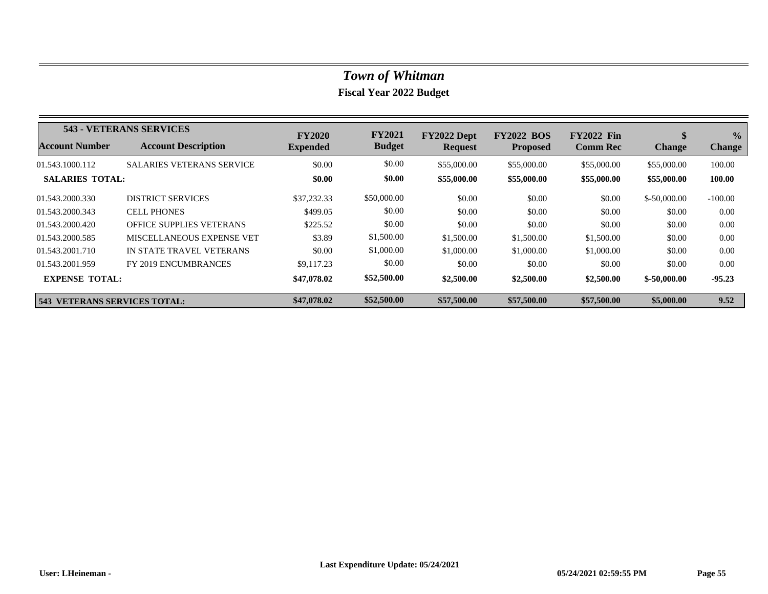# *Town of Whitman*

**Fiscal Year 2022 Budget**

| **543 - VETERANS SERVICES** | | | | | | | | |
|---|---|---|---|---|---|---|---|---|
| **Account Number** | **Account Description** | **FY2020 Expended** | **FY2021 Budget** | **FY2022 Dept Request** | **FY2022 BOS Proposed** | **FY2022 Fin Comm Rec** | **$ Change** | **% Change** |
| 01.543.1000.112 | SALARIES VETERANS SERVICE | $0.00 | $0.00 | $55,000.00 | $55,000.00 | $55,000.00 | $55,000.00 | 100.00 |
| **SALARIES TOTAL:** | | **$0.00** | **$0.00** | **$55,000.00** | **$55,000.00** | **$55,000.00** | **$55,000.00** | **100.00** |
| 01.543.2000.330 | DISTRICT SERVICES | $37,232.33 | $50,000.00 | $0.00 | $0.00 | $0.00 | $-50,000.00 | -100.00 |
| 01.543.2000.343 | CELL PHONES | $499.05 | $0.00 | $0.00 | $0.00 | $0.00 | $0.00 | 0.00 |
| 01.543.2000.420 | OFFICE SUPPLIES VETERANS | $225.52 | $0.00 | $0.00 | $0.00 | $0.00 | $0.00 | 0.00 |
| 01.543.2000.585 | MISCELLANEOUS EXPENSE VET | $3.89 | $1,500.00 | $1,500.00 | $1,500.00 | $1,500.00 | $0.00 | 0.00 |
| 01.543.2001.710 | IN STATE TRAVEL VETERANS | $0.00 | $1,000.00 | $1,000.00 | $1,000.00 | $1,000.00 | $0.00 | 0.00 |
| 01.543.2001.959 | FY 2019 ENCUMBRANCES | $9,117.23 | $0.00 | $0.00 | $0.00 | $0.00 | $0.00 | 0.00 |
| **EXPENSE TOTAL:** | | **$47,078.02** | **$52,500.00** | **$2,500.00** | **$2,500.00** | **$2,500.00** | **$-50,000.00** | **-95.23** |
| **543 VETERANS SERVICES TOTAL:** | | **$47,078.02** | **$52,500.00** | **$57,500.00** | **$57,500.00** | **$57,500.00** | **$5,000.00** | **9.52** |

**Last Expenditure Update: 05/24/2021**

**User: LHeineman -** **05/24/2021 02:59:55 PM**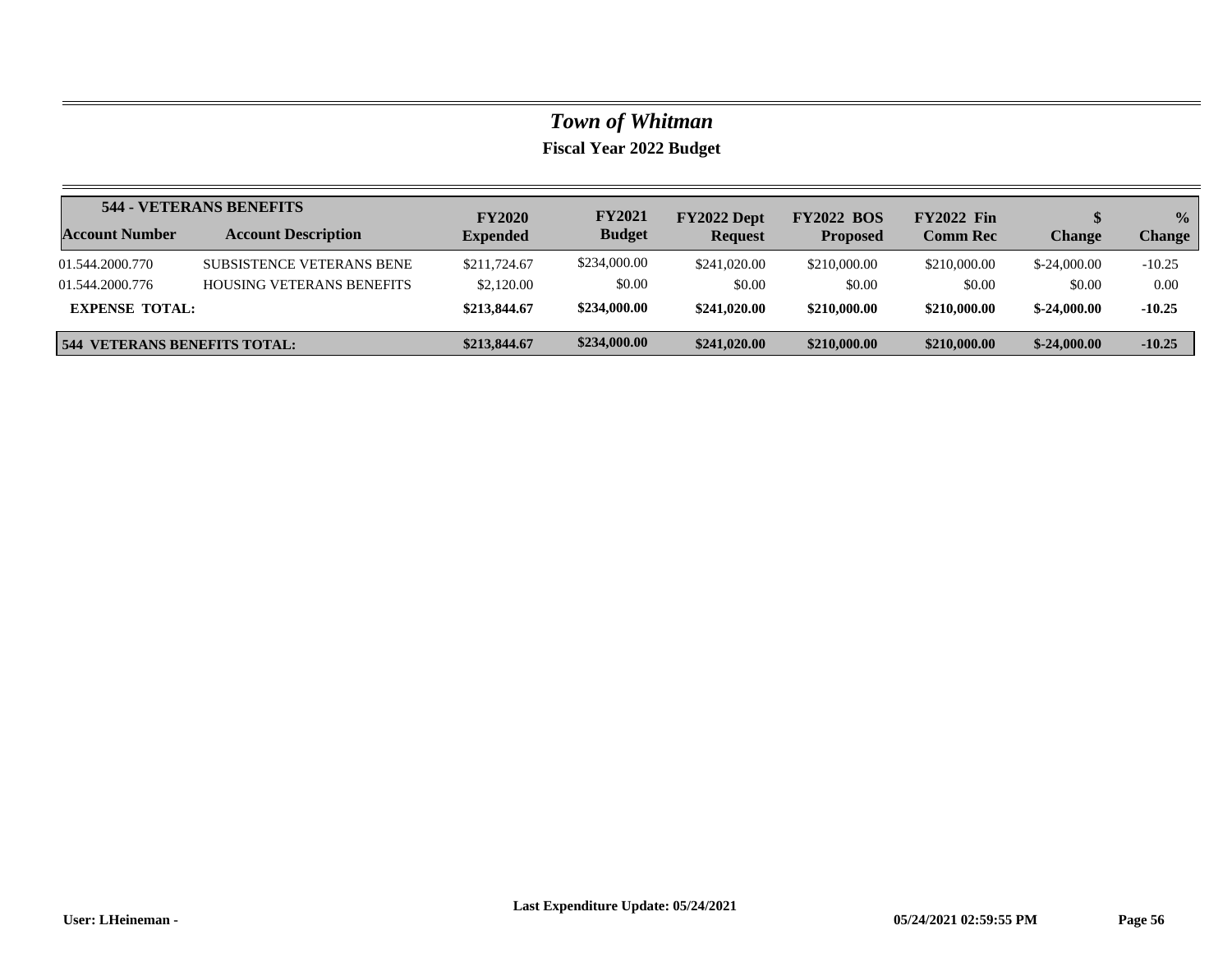# *Town of Whitman*

## Fiscal Year 2022 Budget

| 544 - VETERANS BENEFITS | | | | | | | | |
|---|---|---|---|---|---|---|---|---|
| **Account Number** | **Account Description** | **FY2020 Expended** | **FY2021 Budget** | **FY2022 Dept Request** | **FY2022 BOS Proposed** | **FY2022 Fin Comm Rec** | **$ Change** | **% Change** |
| 01.544.2000.770 | SUBSISTENCE VETERANS BENE | $211,724.67 | $234,000.00 | $241,020.00 | $210,000.00 | $210,000.00 | $-24,000.00 | -10.25 |
| 01.544.2000.776 | HOUSING VETERANS BENEFITS | $2,120.00 | $0.00 | $0.00 | $0.00 | $0.00 | $0.00 | 0.00 |
| **EXPENSE TOTAL:** | | **$213,844.67** | **$234,000.00** | **$241,020.00** | **$210,000.00** | **$210,000.00** | **$-24,000.00** | **-10.25** |
| **544 VETERANS BENEFITS TOTAL:** | | **$213,844.67** | **$234,000.00** | **$241,020.00** | **$210,000.00** | **$210,000.00** | **$-24,000.00** | **-10.25** |

**Last Expenditure Update: 05/24/2021**

**User: LHeineman -** **05/24/2021 02:59:55 PM**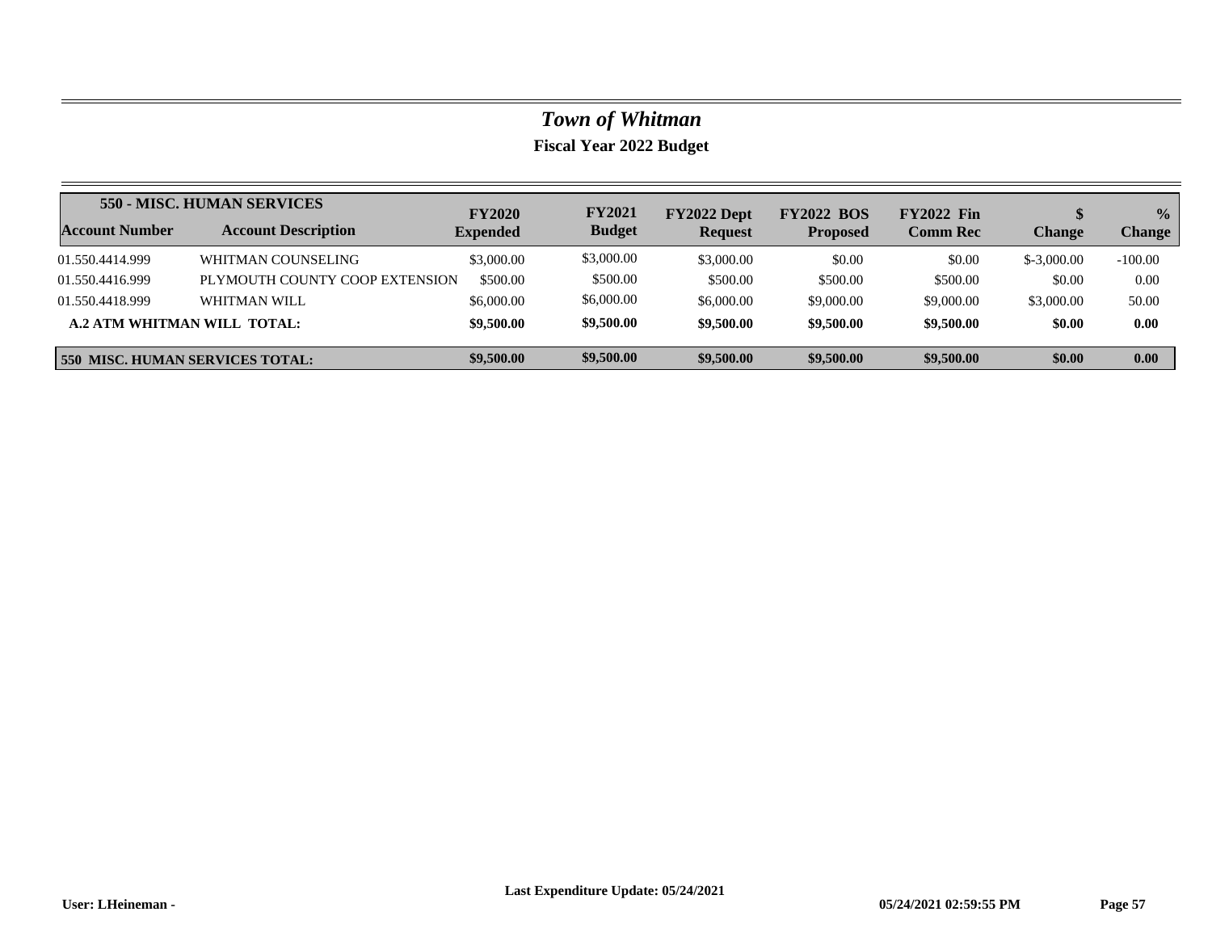# *Town of Whitman*

## Fiscal Year 2022 Budget

| 550 - MISC. HUMAN SERVICES | | | | | | | | |
|---|---|---|---|---|---|---|---|---|
| **Account Number** | **Account Description** | **FY2020 Expended** | **FY2021 Budget** | **FY2022 Dept Request** | **FY2022 BOS Proposed** | **FY2022 Fin Comm Rec** | **$ Change** | **% Change** |
| 01.550.4414.999 | WHITMAN COUNSELING | $3,000.00 | $3,000.00 | $3,000.00 | $0.00 | $0.00 | $-3,000.00 | -100.00 |
| 01.550.4416.999 | PLYMOUTH COUNTY COOP EXTENSION | $500.00 | $500.00 | $500.00 | $500.00 | $500.00 | $0.00 | 0.00 |
| 01.550.4418.999 | WHITMAN WILL | $6,000.00 | $6,000.00 | $6,000.00 | $9,000.00 | $9,000.00 | $3,000.00 | 50.00 |
| **A.2 ATM WHITMAN WILL TOTAL:** | | **$9,500.00** | **$9,500.00** | **$9,500.00** | **$9,500.00** | **$9,500.00** | **$0.00** | **0.00** |
| **550 MISC. HUMAN SERVICES TOTAL:** | | **$9,500.00** | **$9,500.00** | **$9,500.00** | **$9,500.00** | **$9,500.00** | **$0.00** | **0.00** |

**User: LHeineman -** **Last Expenditure Update: 05/24/2021** **05/24/2021 02:59:55 PM**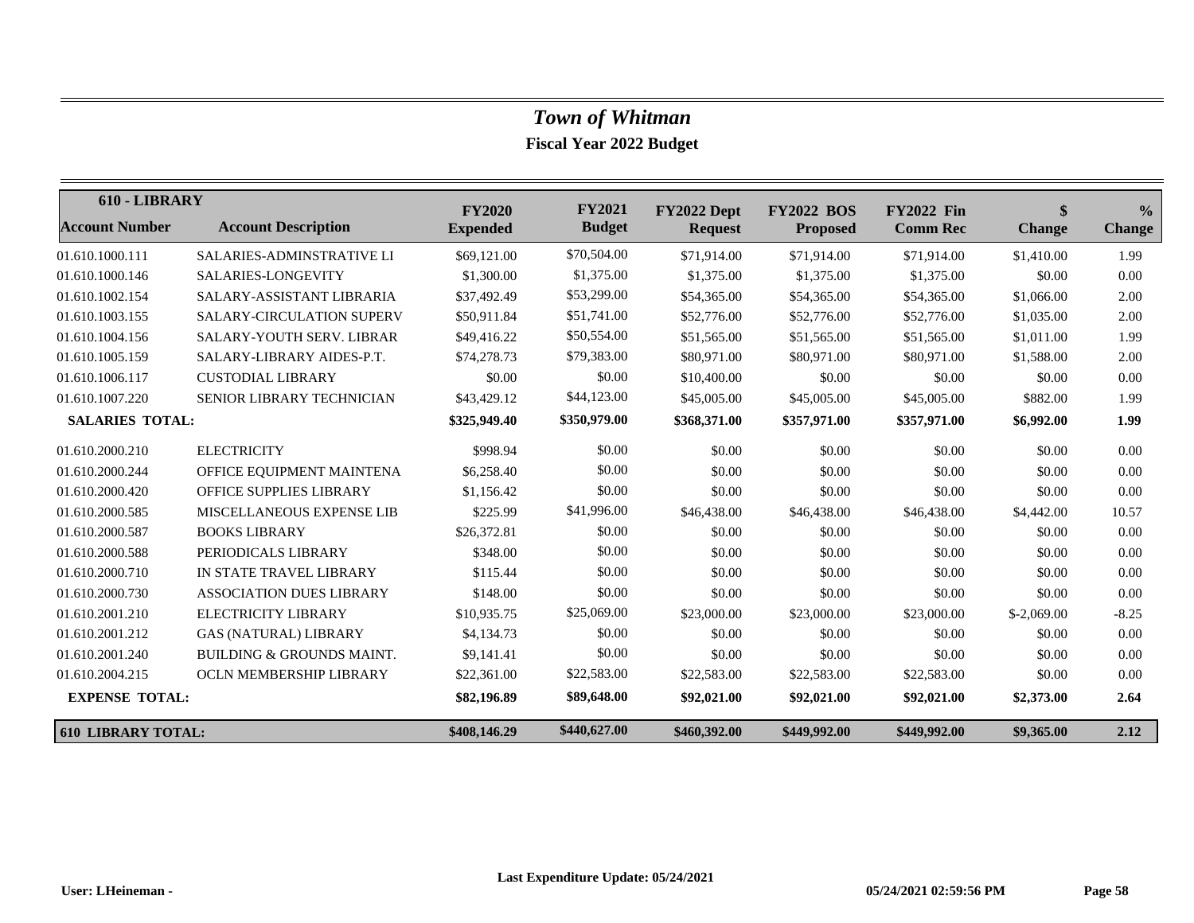# *Town of Whitman*

**Fiscal Year 2022 Budget**

| 610 - LIBRARY | | | | | | | | |
|---|---|---|---|---|---|---|---|---|
| **Account Number** | **Account Description** | **FY2020 Expended** | **FY2021 Budget** | **FY2022 Dept Request** | **FY2022 BOS Proposed** | **FY2022 Fin Comm Rec** | **$ Change** | **% Change** |
| 01.610.1000.111 | SALARIES-ADMINSTRATIVE LI | $69,121.00 | $70,504.00 | $71,914.00 | $71,914.00 | $71,914.00 | $1,410.00 | 1.99 |
| 01.610.1000.146 | SALARIES-LONGEVITY | $1,300.00 | $1,375.00 | $1,375.00 | $1,375.00 | $1,375.00 | $0.00 | 0.00 |
| 01.610.1002.154 | SALARY-ASSISTANT LIBRARIA | $37,492.49 | $53,299.00 | $54,365.00 | $54,365.00 | $54,365.00 | $1,066.00 | 2.00 |
| 01.610.1003.155 | SALARY-CIRCULATION SUPERV | $50,911.84 | $51,741.00 | $52,776.00 | $52,776.00 | $52,776.00 | $1,035.00 | 2.00 |
| 01.610.1004.156 | SALARY-YOUTH SERV. LIBRAR | $49,416.22 | $50,554.00 | $51,565.00 | $51,565.00 | $51,565.00 | $1,011.00 | 1.99 |
| 01.610.1005.159 | SALARY-LIBRARY AIDES-P.T. | $74,278.73 | $79,383.00 | $80,971.00 | $80,971.00 | $80,971.00 | $1,588.00 | 2.00 |
| 01.610.1006.117 | CUSTODIAL LIBRARY | $0.00 | $0.00 | $10,400.00 | $0.00 | $0.00 | $0.00 | 0.00 |
| 01.610.1007.220 | SENIOR LIBRARY TECHNICIAN | $43,429.12 | $44,123.00 | $45,005.00 | $45,005.00 | $45,005.00 | $882.00 | 1.99 |
| **SALARIES TOTAL:** | | **$325,949.40** | **$350,979.00** | **$368,371.00** | **$357,971.00** | **$357,971.00** | **$6,992.00** | **1.99** |
| 01.610.2000.210 | ELECTRICITY | $998.94 | $0.00 | $0.00 | $0.00 | $0.00 | $0.00 | 0.00 |
| 01.610.2000.244 | OFFICE EQUIPMENT MAINTENA | $6,258.40 | $0.00 | $0.00 | $0.00 | $0.00 | $0.00 | 0.00 |
| 01.610.2000.420 | OFFICE SUPPLIES LIBRARY | $1,156.42 | $0.00 | $0.00 | $0.00 | $0.00 | $0.00 | 0.00 |
| 01.610.2000.585 | MISCELLANEOUS EXPENSE LIB | $225.99 | $41,996.00 | $46,438.00 | $46,438.00 | $46,438.00 | $4,442.00 | 10.57 |
| 01.610.2000.587 | BOOKS LIBRARY | $26,372.81 | $0.00 | $0.00 | $0.00 | $0.00 | $0.00 | 0.00 |
| 01.610.2000.588 | PERIODICALS LIBRARY | $348.00 | $0.00 | $0.00 | $0.00 | $0.00 | $0.00 | 0.00 |
| 01.610.2000.710 | IN STATE TRAVEL LIBRARY | $115.44 | $0.00 | $0.00 | $0.00 | $0.00 | $0.00 | 0.00 |
| 01.610.2000.730 | ASSOCIATION DUES LIBRARY | $148.00 | $0.00 | $0.00 | $0.00 | $0.00 | $0.00 | 0.00 |
| 01.610.2001.210 | ELECTRICITY LIBRARY | $10,935.75 | $25,069.00 | $23,000.00 | $23,000.00 | $23,000.00 | $-2,069.00 | -8.25 |
| 01.610.2001.212 | GAS (NATURAL) LIBRARY | $4,134.73 | $0.00 | $0.00 | $0.00 | $0.00 | $0.00 | 0.00 |
| 01.610.2001.240 | BUILDING & GROUNDS MAINT. | $9,141.41 | $0.00 | $0.00 | $0.00 | $0.00 | $0.00 | 0.00 |
| 01.610.2004.215 | OCLN MEMBERSHIP LIBRARY | $22,361.00 | $22,583.00 | $22,583.00 | $22,583.00 | $22,583.00 | $0.00 | 0.00 |
| **EXPENSE TOTAL:** | | **$82,196.89** | **$89,648.00** | **$92,021.00** | **$92,021.00** | **$92,021.00** | **$2,373.00** | **2.64** |
| **610 LIBRARY TOTAL:** | | **$408,146.29** | **$440,627.00** | **$460,392.00** | **$449,992.00** | **$449,992.00** | **$9,365.00** | **2.12** |

**Last Expenditure Update: 05/24/2021**

**User: LHeineman -** **05/24/2021 02:59:56 PM**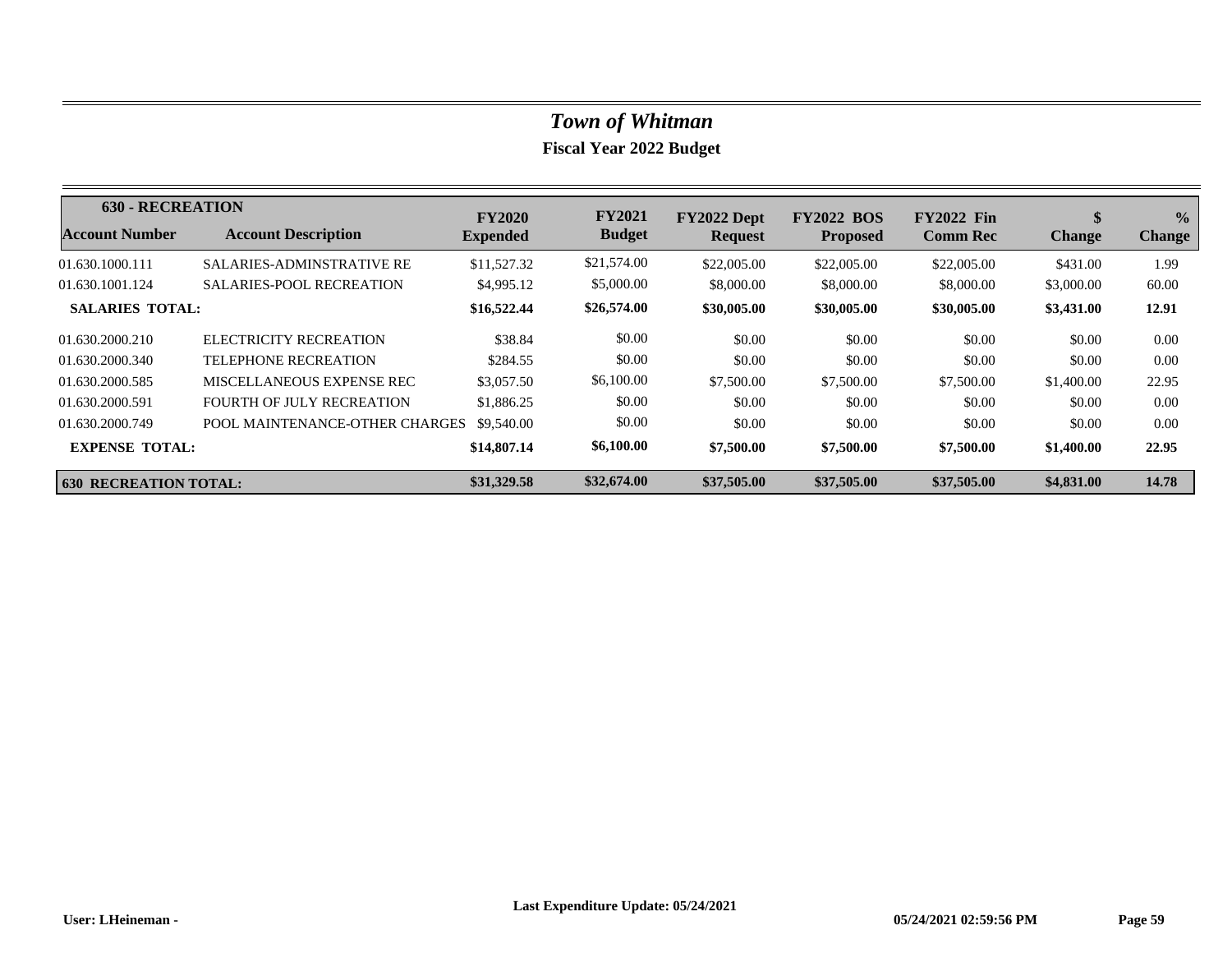# *Town of Whitman*

## Fiscal Year 2022 Budget

| 630 - RECREATION | | | | | | | | |
|---|---|---|---|---|---|---|---|---|
| **Account Number** | **Account Description** | **FY2020 Expended** | **FY2021 Budget** | **FY2022 Dept Request** | **FY2022 BOS Proposed** | **FY2022 Fin Comm Rec** | **$ Change** | **% Change** |
| 01.630.1000.111 | SALARIES-ADMINSTRATIVE RE | $11,527.32 | $21,574.00 | $22,005.00 | $22,005.00 | $22,005.00 | $431.00 | 1.99 |
| 01.630.1001.124 | SALARIES-POOL RECREATION | $4,995.12 | $5,000.00 | $8,000.00 | $8,000.00 | $8,000.00 | $3,000.00 | 60.00 |
| **SALARIES TOTAL:** | | **$16,522.44** | **$26,574.00** | **$30,005.00** | **$30,005.00** | **$30,005.00** | **$3,431.00** | **12.91** |
| 01.630.2000.210 | ELECTRICITY RECREATION | $38.84 | $0.00 | $0.00 | $0.00 | $0.00 | $0.00 | 0.00 |
| 01.630.2000.340 | TELEPHONE RECREATION | $284.55 | $0.00 | $0.00 | $0.00 | $0.00 | $0.00 | 0.00 |
| 01.630.2000.585 | MISCELLANEOUS EXPENSE REC | $3,057.50 | $6,100.00 | $7,500.00 | $7,500.00 | $7,500.00 | $1,400.00 | 22.95 |
| 01.630.2000.591 | FOURTH OF JULY RECREATION | $1,886.25 | $0.00 | $0.00 | $0.00 | $0.00 | $0.00 | 0.00 |
| 01.630.2000.749 | POOL MAINTENANCE-OTHER CHARGES | $9,540.00 | $0.00 | $0.00 | $0.00 | $0.00 | $0.00 | 0.00 |
| **EXPENSE TOTAL:** | | **$14,807.14** | **$6,100.00** | **$7,500.00** | **$7,500.00** | **$7,500.00** | **$1,400.00** | **22.95** |
| **630 RECREATION TOTAL:** | | **$31,329.58** | **$32,674.00** | **$37,505.00** | **$37,505.00** | **$37,505.00** | **$4,831.00** | **14.78** |

**Last Expenditure Update: 05/24/2021**

**User: LHeineman -** **05/24/2021 02:59:56 PM**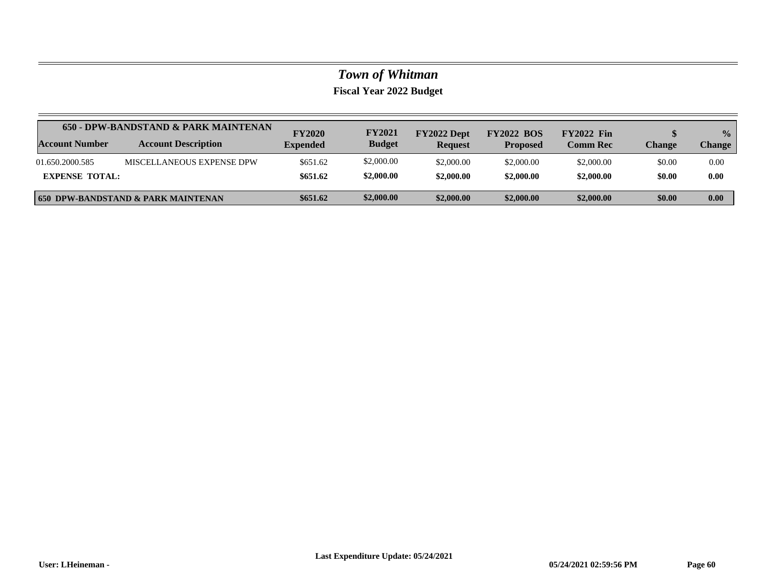# *Town of Whitman*

**Fiscal Year 2022 Budget**

| Account Number | 650 - DPW-BANDSTAND & PARK MAINTENAN<br>Account Description | FY2020 Expended | FY2021 Budget | FY2022 Dept Request | FY2022 BOS Proposed | FY2022 Fin Comm Rec | $ Change | % Change |
|---|---|---|---|---|---|---|---|---|
| 01.650.2000.585 | MISCELLANEOUS EXPENSE DPW | $651.62 | $2,000.00 | $2,000.00 | $2,000.00 | $2,000.00 | $0.00 | 0.00 |
| **EXPENSE TOTAL:** | | **$651.62** | **$2,000.00** | **$2,000.00** | **$2,000.00** | **$2,000.00** | **$0.00** | **0.00** |
| **650 DPW-BANDSTAND & PARK MAINTENAN** | | **$651.62** | **$2,000.00** | **$2,000.00** | **$2,000.00** | **$2,000.00** | **$0.00** | **0.00** |

**Last Expenditure Update: 05/24/2021**

**User: LHeineman -** **05/24/2021 02:59:56 PM**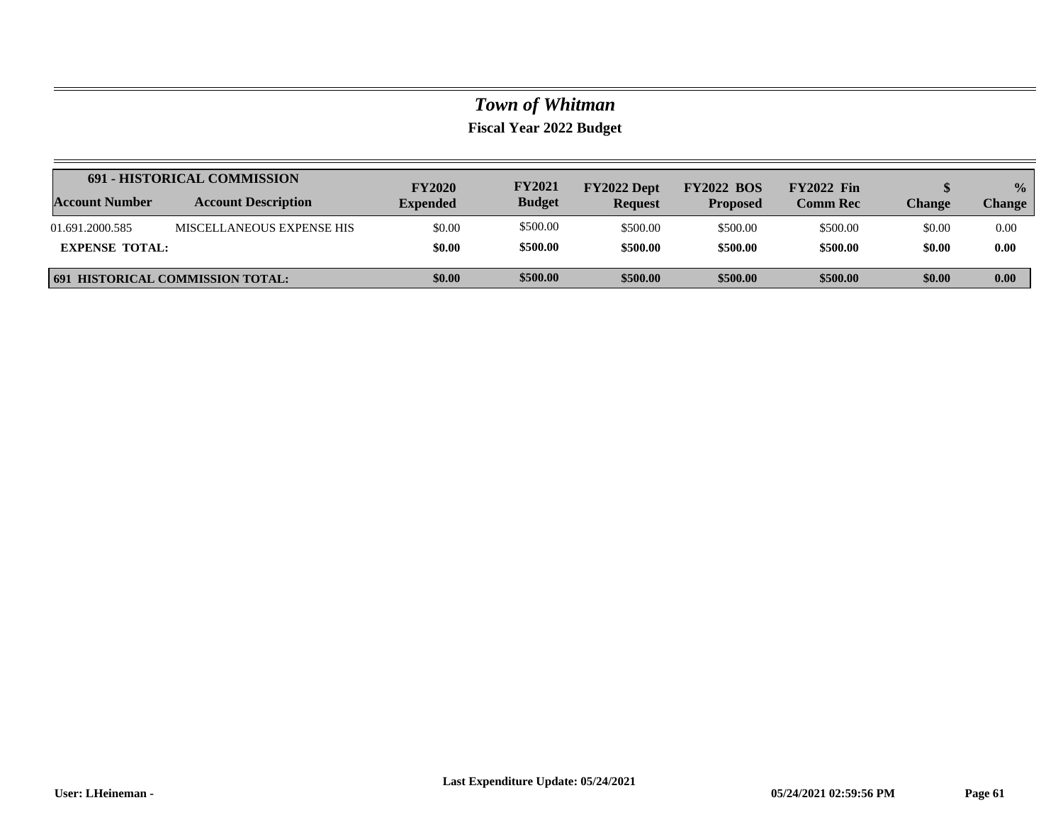# *Town of Whitman*

**Fiscal Year 2022 Budget**

| 691 - HISTORICAL COMMISSION | | | | | | | | |
|---|---|---|---|---|---|---|---|---|
| **Account Number** | **Account Description** | **FY2020 Expended** | **FY2021 Budget** | **FY2022 Dept Request** | **FY2022 BOS Proposed** | **FY2022 Fin Comm Rec** | **$ Change** | **% Change** |
| 01.691.2000.585 | MISCELLANEOUS EXPENSE HIS | $0.00 | $500.00 | $500.00 | $500.00 | $500.00 | $0.00 | 0.00 |
| **EXPENSE TOTAL:** | | **$0.00** | **$500.00** | **$500.00** | **$500.00** | **$500.00** | **$0.00** | **0.00** |
| **691 HISTORICAL COMMISSION TOTAL:** | | **$0.00** | **$500.00** | **$500.00** | **$500.00** | **$500.00** | **$0.00** | **0.00** |

**Last Expenditure Update: 05/24/2021**

**User: LHeineman -** **05/24/2021 02:59:56 PM**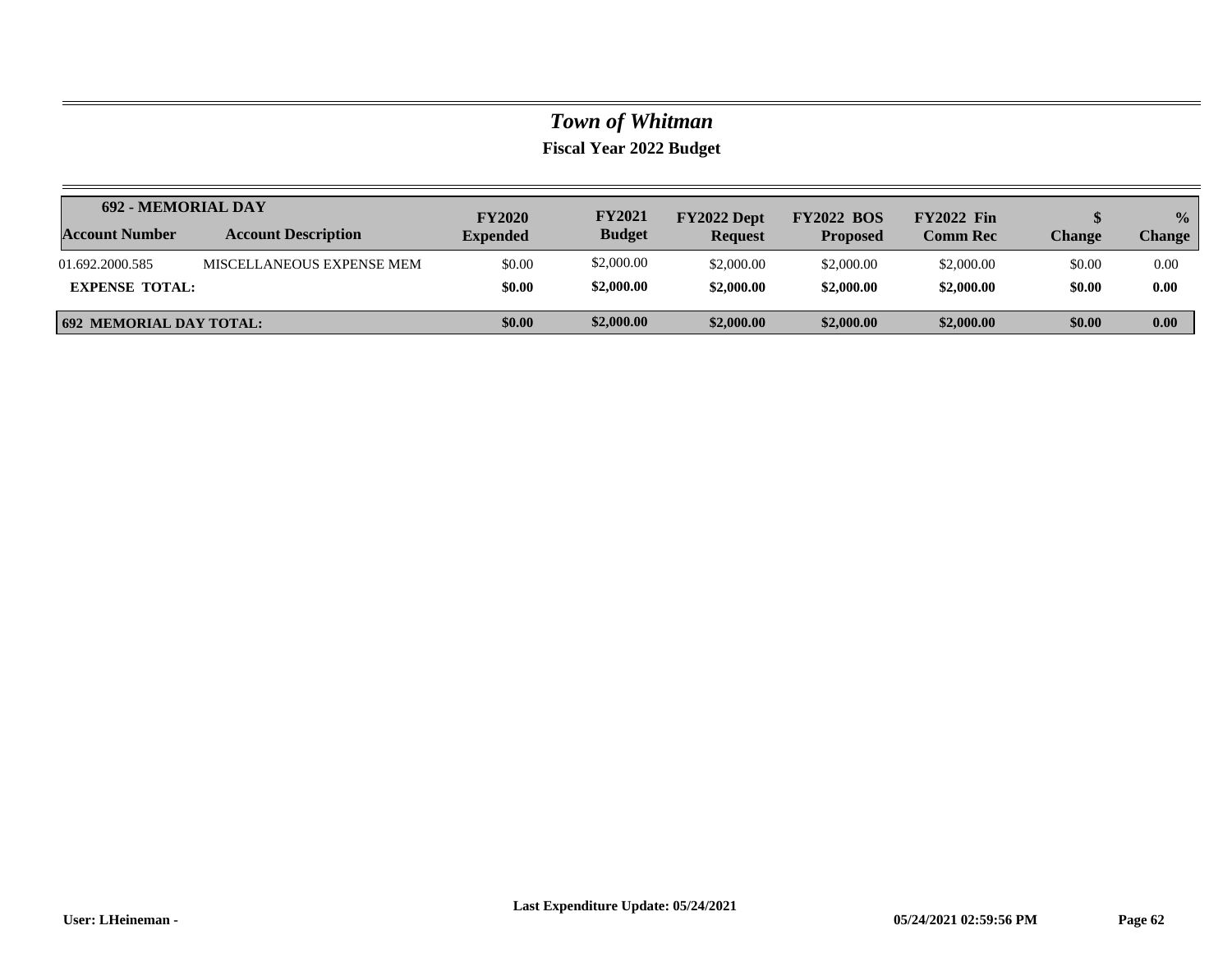# *Town of Whitman*

## Fiscal Year 2022 Budget

| 692 - MEMORIAL DAY<br>Account Number | Account Description | FY2020 Expended | FY2021 Budget | FY2022 Dept Request | FY2022 BOS Proposed | FY2022 Fin Comm Rec | $ Change | % Change |
|---|---|---|---|---|---|---|---|---|
| 01.692.2000.585 | MISCELLANEOUS EXPENSE MEM | $0.00 | $2,000.00 | $2,000.00 | $2,000.00 | $2,000.00 | $0.00 | 0.00 |
| **EXPENSE TOTAL:** | | **$0.00** | **$2,000.00** | **$2,000.00** | **$2,000.00** | **$2,000.00** | **$0.00** | **0.00** |
| **692 MEMORIAL DAY TOTAL:** | | **$0.00** | **$2,000.00** | **$2,000.00** | **$2,000.00** | **$2,000.00** | **$0.00** | **0.00** |

**Last Expenditure Update: 05/24/2021**

**User: LHeineman -** **05/24/2021 02:59:56 PM**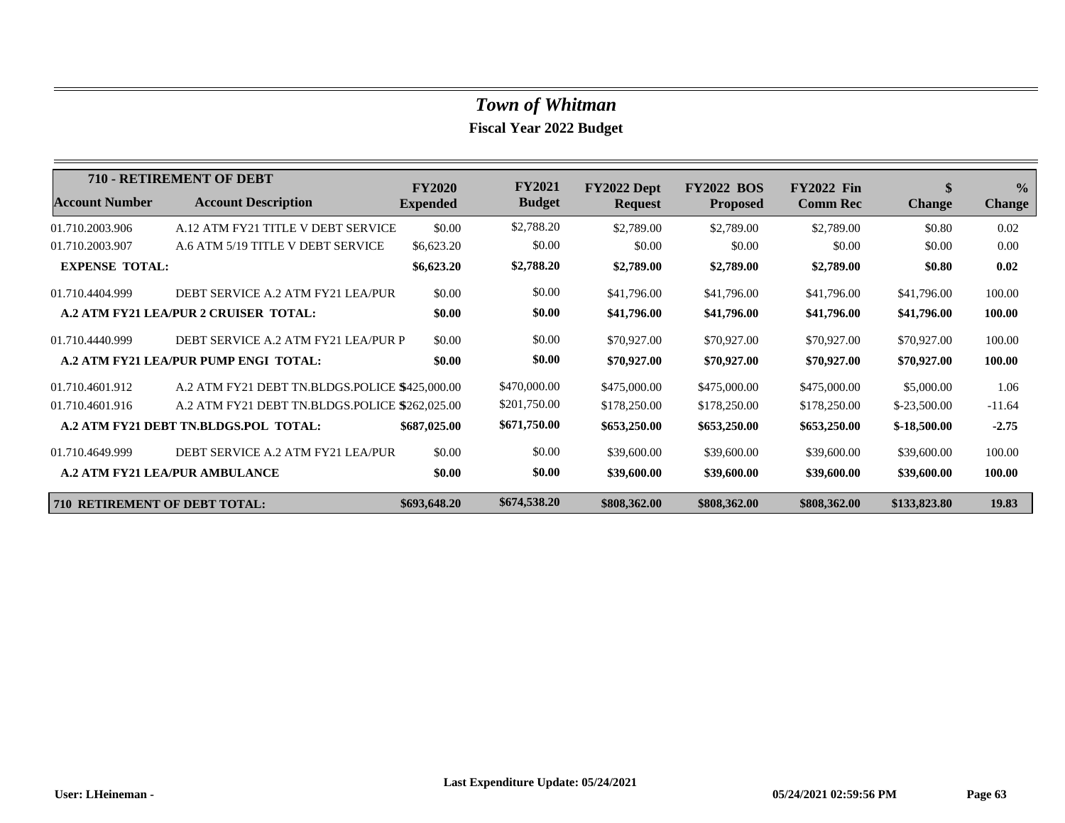# *Town of Whitman*

## Fiscal Year 2022 Budget

| 710 - RETIREMENT OF DEBT<br>Account Number | Account Description | FY2020 Expended | FY2021 Budget | FY2022 Dept Request | FY2022 BOS Proposed | FY2022 Fin Comm Rec | $ Change | % Change |
|---|---|---|---|---|---|---|---|---|
| 01.710.2003.906 | A.12 ATM FY21 TITLE V DEBT SERVICE | $0.00 | $2,788.20 | $2,789.00 | $2,789.00 | $2,789.00 | $0.80 | 0.02 |
| 01.710.2003.907 | A.6 ATM 5/19 TITLE V DEBT SERVICE | $6,623.20 | $0.00 | $0.00 | $0.00 | $0.00 | $0.00 | 0.00 |
| **EXPENSE TOTAL:** | | **$6,623.20** | **$2,788.20** | **$2,789.00** | **$2,789.00** | **$2,789.00** | **$0.80** | **0.02** |
| 01.710.4404.999 | DEBT SERVICE A.2 ATM FY21 LEA/PUR | $0.00 | $0.00 | $41,796.00 | $41,796.00 | $41,796.00 | $41,796.00 | 100.00 |
| **A.2 ATM FY21 LEA/PUR 2 CRUISER TOTAL:** | | **$0.00** | **$0.00** | **$41,796.00** | **$41,796.00** | **$41,796.00** | **$41,796.00** | **100.00** |
| 01.710.4440.999 | DEBT SERVICE A.2 ATM FY21 LEA/PUR P | $0.00 | $0.00 | $70,927.00 | $70,927.00 | $70,927.00 | $70,927.00 | 100.00 |
| **A.2 ATM FY21 LEA/PUR PUMP ENGI TOTAL:** | | **$0.00** | **$0.00** | **$70,927.00** | **$70,927.00** | **$70,927.00** | **$70,927.00** | **100.00** |
| 01.710.4601.912 | A.2 ATM FY21 DEBT TN.BLDGS.POLICE S | $425,000.00 | $470,000.00 | $475,000.00 | $475,000.00 | $475,000.00 | $5,000.00 | 1.06 |
| 01.710.4601.916 | A.2 ATM FY21 DEBT TN.BLDGS.POLICE S | $262,025.00 | $201,750.00 | $178,250.00 | $178,250.00 | $178,250.00 | $-23,500.00 | -11.64 |
| **A.2 ATM FY21 DEBT TN.BLDGS.POL TOTAL:** | | **$687,025.00** | **$671,750.00** | **$653,250.00** | **$653,250.00** | **$653,250.00** | **$-18,500.00** | **-2.75** |
| 01.710.4649.999 | DEBT SERVICE A.2 ATM FY21 LEA/PUR | $0.00 | $0.00 | $39,600.00 | $39,600.00 | $39,600.00 | $39,600.00 | 100.00 |
| **A.2 ATM FY21 LEA/PUR AMBULANCE** | | **$0.00** | **$0.00** | **$39,600.00** | **$39,600.00** | **$39,600.00** | **$39,600.00** | **100.00** |
| **710 RETIREMENT OF DEBT TOTAL:** | | **$693,648.20** | **$674,538.20** | **$808,362.00** | **$808,362.00** | **$808,362.00** | **$133,823.80** | **19.83** |

**Last Expenditure Update: 05/24/2021**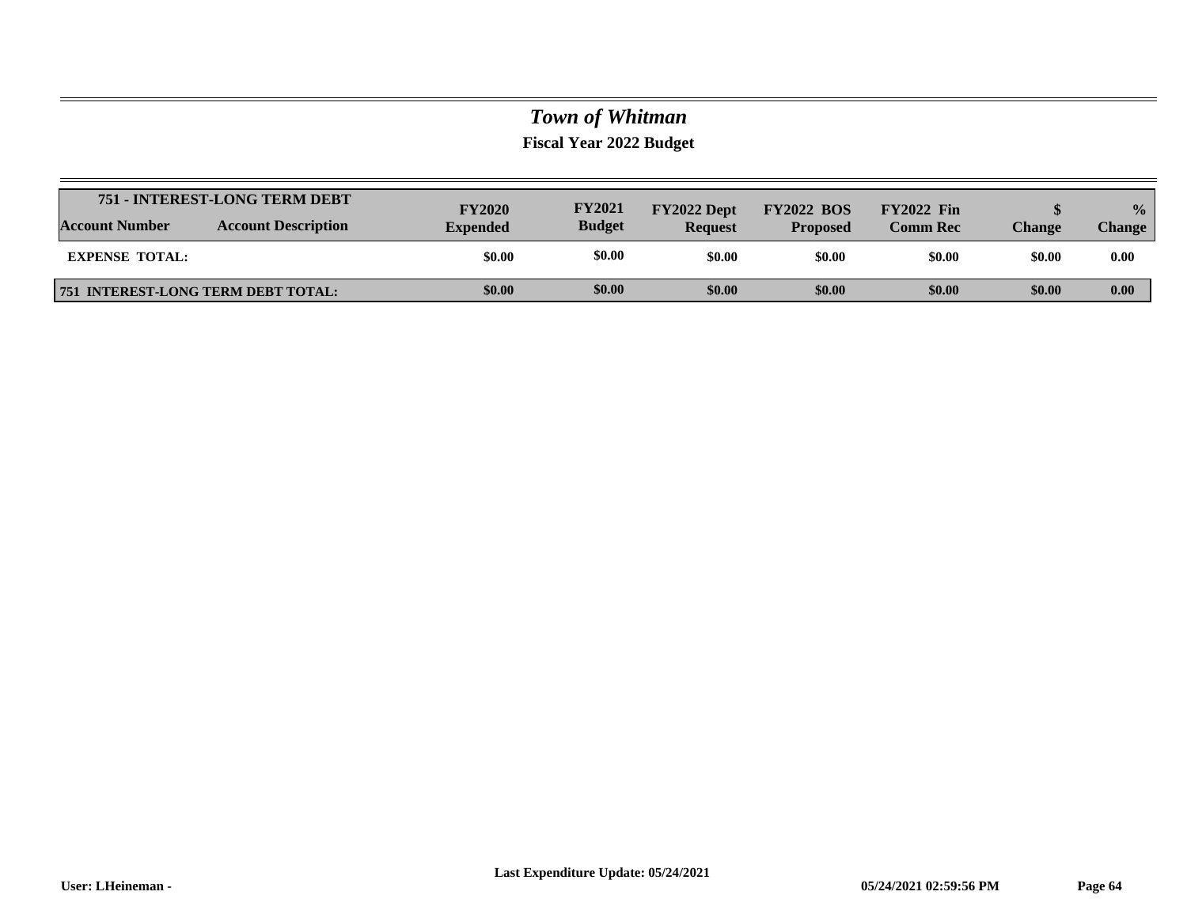# *Town of Whitman*

**Fiscal Year 2022 Budget**

| 751 - INTEREST-LONG TERM DEBT | | | | | | | | |
|---|---|---|---|---|---|---|---|---|
| **Account Number** | **Account Description** | **FY2020 Expended** | **FY2021 Budget** | **FY2022 Dept Request** | **FY2022 BOS Proposed** | **FY2022 Fin Comm Rec** | **$ Change** | **% Change** |
| **EXPENSE TOTAL:** | | **$0.00** | **$0.00** | **$0.00** | **$0.00** | **$0.00** | **$0.00** | **0.00** |
| **751 INTEREST-LONG TERM DEBT TOTAL:** | | **$0.00** | **$0.00** | **$0.00** | **$0.00** | **$0.00** | **$0.00** | **0.00** |

**Last Expenditure Update: 05/24/2021**

**User: LHeineman -** **05/24/2021 02:59:56 PM**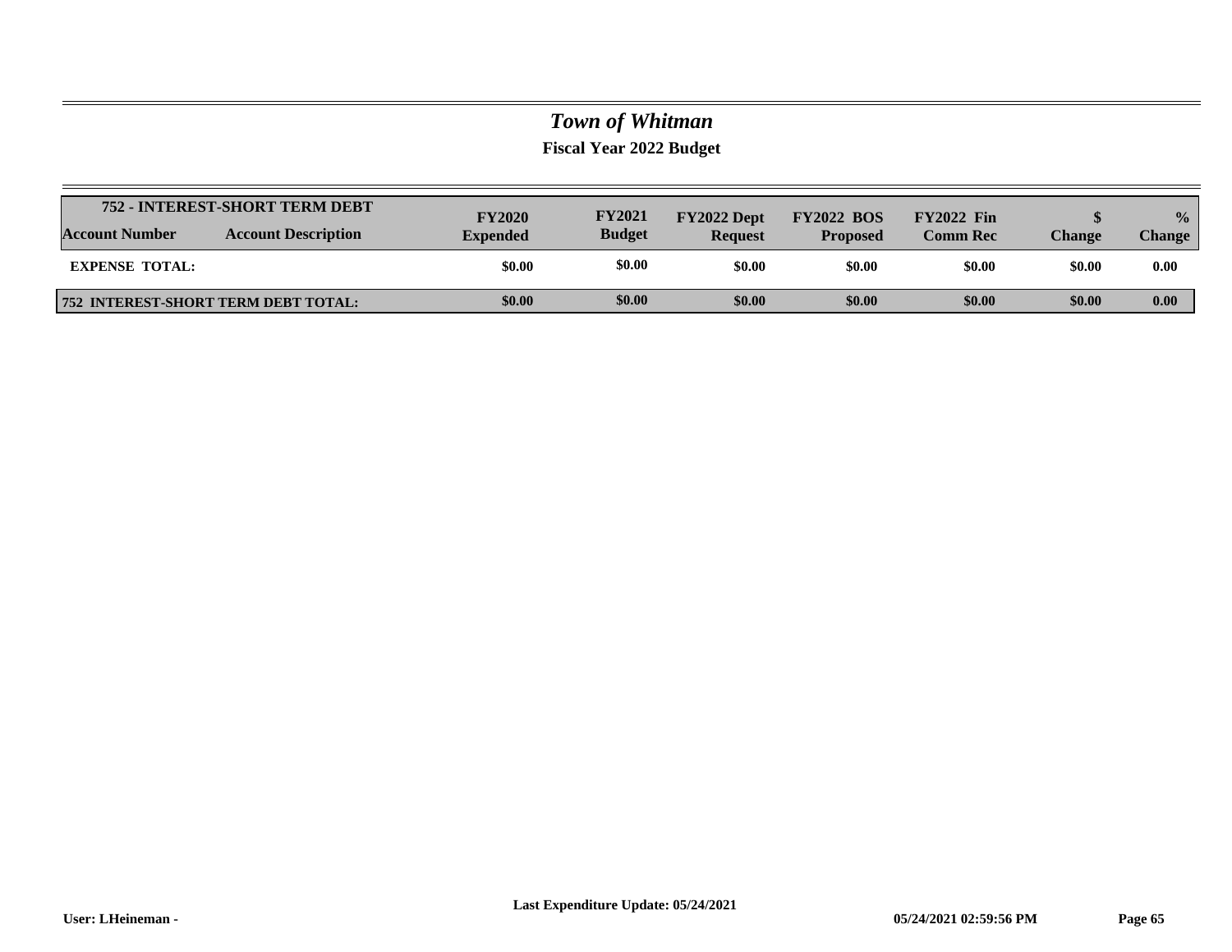# *Town of Whitman*

**Fiscal Year 2022 Budget**

| 752 - INTEREST-SHORT TERM DEBT | | | | | | | | |
|---|---|---|---|---|---|---|---|---|
| **Account Number** | **Account Description** | **FY2020 Expended** | **FY2021 Budget** | **FY2022 Dept Request** | **FY2022 BOS Proposed** | **FY2022 Fin Comm Rec** | **$ Change** | **% Change** |
| **EXPENSE TOTAL:** | | **$0.00** | **$0.00** | **$0.00** | **$0.00** | **$0.00** | **$0.00** | **0.00** |
| **752 INTEREST-SHORT TERM DEBT TOTAL:** | | **$0.00** | **$0.00** | **$0.00** | **$0.00** | **$0.00** | **$0.00** | **0.00** |

**Last Expenditure Update: 05/24/2021**

**User: LHeineman -** **05/24/2021 02:59:56 PM**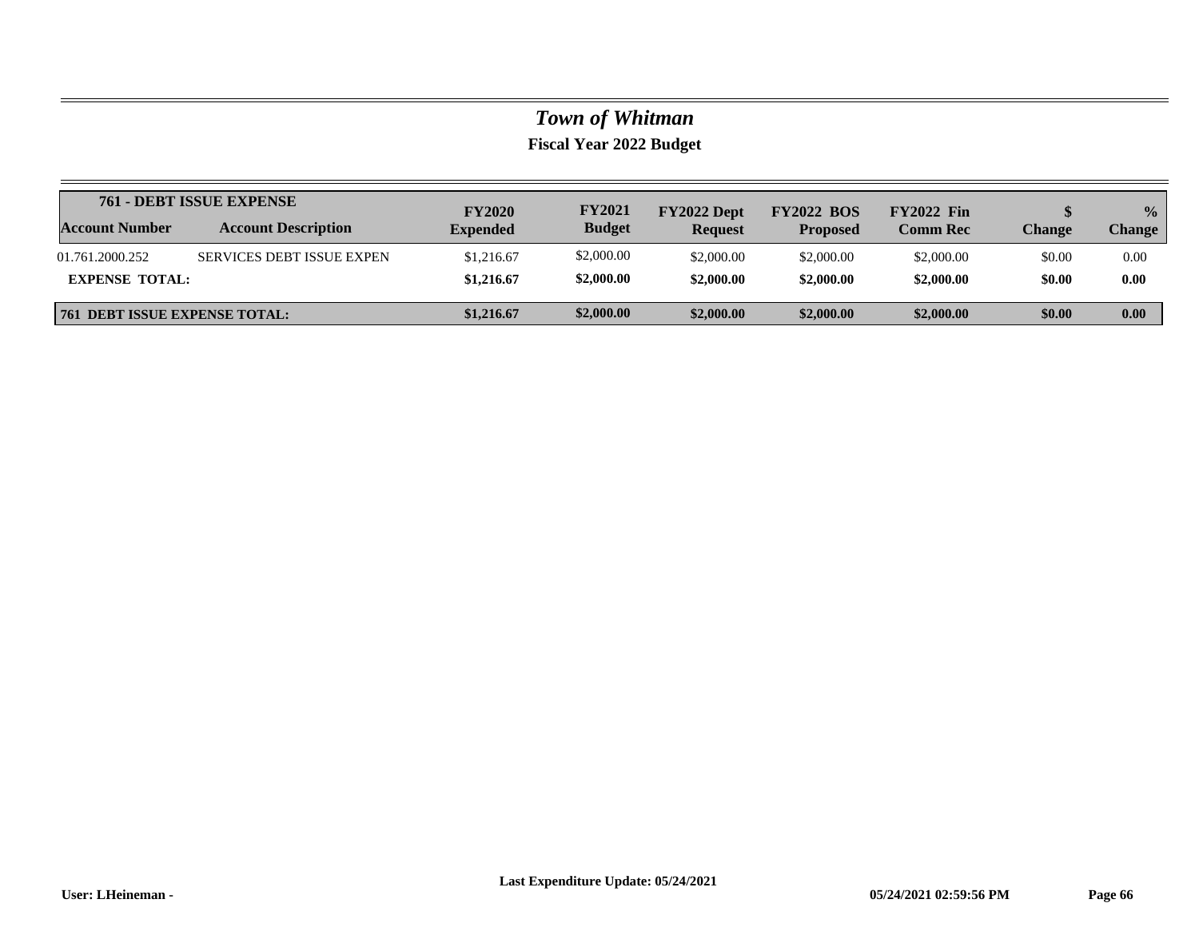# *Town of Whitman*

## Fiscal Year 2022 Budget

| 761 - DEBT ISSUE EXPENSE<br>Account Number | Account Description | FY2020<br>Expended | FY2021<br>Budget | FY2022 Dept<br>Request | FY2022 BOS<br>Proposed | FY2022 Fin<br>Comm Rec | $<br>Change | %<br>Change |
|---|---|---|---|---|---|---|---|---|
| 01.761.2000.252 | SERVICES DEBT ISSUE EXPEN | $1,216.67 | $2,000.00 | $2,000.00 | $2,000.00 | $2,000.00 | $0.00 | 0.00 |
| **EXPENSE TOTAL:** | | **$1,216.67** | **$2,000.00** | **$2,000.00** | **$2,000.00** | **$2,000.00** | **$0.00** | **0.00** |
| **761 DEBT ISSUE EXPENSE TOTAL:** | | **$1,216.67** | **$2,000.00** | **$2,000.00** | **$2,000.00** | **$2,000.00** | **$0.00** | **0.00** |

**Last Expenditure Update: 05/24/2021**

**User: LHeineman -** **05/24/2021 02:59:56 PM**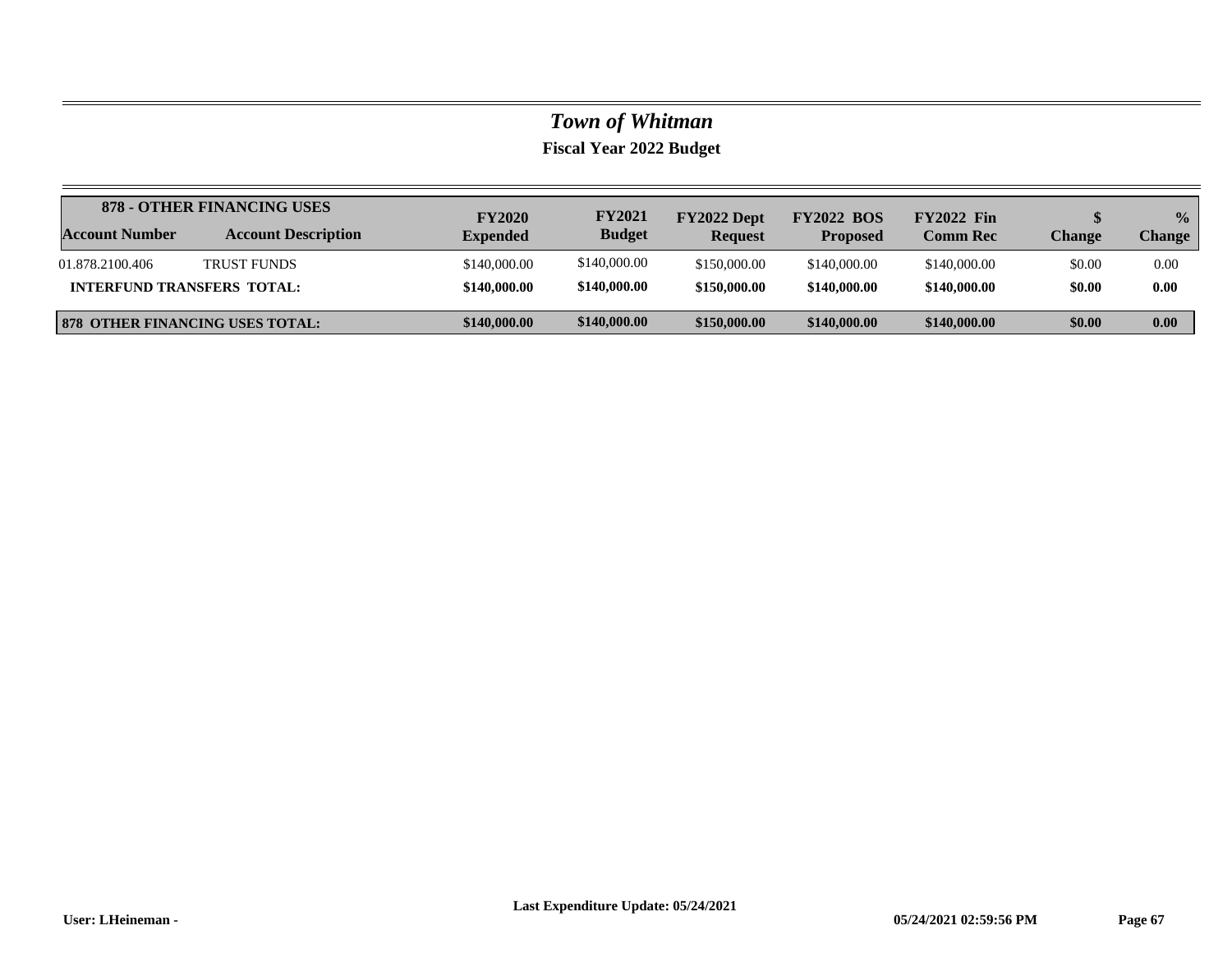# *Town of Whitman*

## Fiscal Year 2022 Budget

| 878 - OTHER FINANCING USES | | | | | | | | |
|---|---|---|---|---|---|---|---|---|
| **Account Number** | **Account Description** | **FY2020 Expended** | **FY2021 Budget** | **FY2022 Dept Request** | **FY2022 BOS Proposed** | **FY2022 Fin Comm Rec** | **$ Change** | **% Change** |
| 01.878.2100.406 | TRUST FUNDS | $140,000.00 | $140,000.00 | $150,000.00 | $140,000.00 | $140,000.00 | $0.00 | 0.00 |
| **INTERFUND TRANSFERS TOTAL:** | | **$140,000.00** | **$140,000.00** | **$150,000.00** | **$140,000.00** | **$140,000.00** | **$0.00** | **0.00** |
| **878 OTHER FINANCING USES TOTAL:** | | **$140,000.00** | **$140,000.00** | **$150,000.00** | **$140,000.00** | **$140,000.00** | **$0.00** | **0.00** |

**Last Expenditure Update: 05/24/2021**

**User: LHeineman -** **05/24/2021 02:59:56 PM**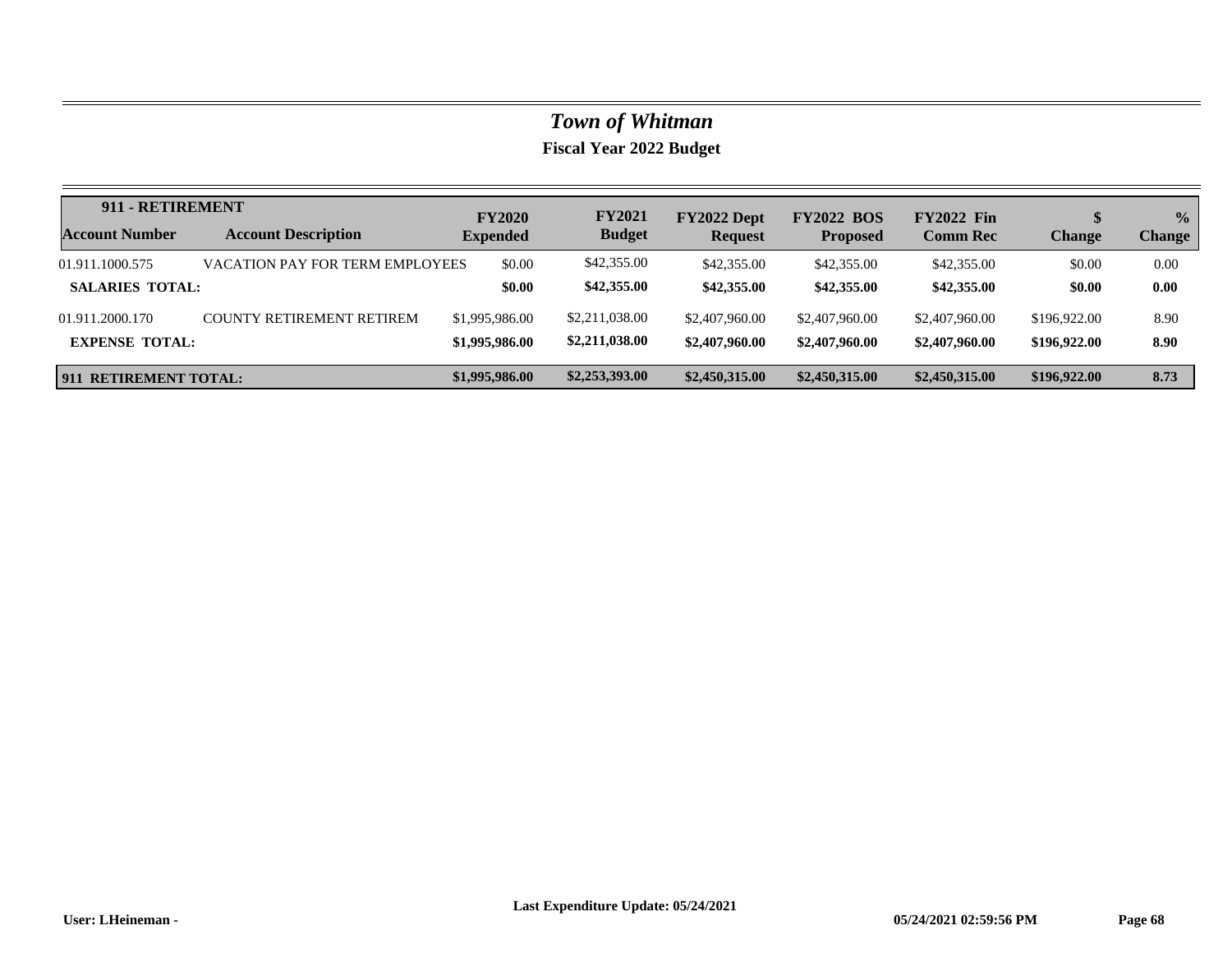# *Town of Whitman*

## Fiscal Year 2022 Budget

| 911 - RETIREMENT | | | | | | | | |
|---|---|---|---|---|---|---|---|---|
| **Account Number** | **Account Description** | **FY2020 Expended** | **FY2021 Budget** | **FY2022 Dept Request** | **FY2022 BOS Proposed** | **FY2022 Fin Comm Rec** | **$ Change** | **% Change** |
| 01.911.1000.575 | VACATION PAY FOR TERM EMPLOYEES | $0.00 | $42,355.00 | $42,355.00 | $42,355.00 | $42,355.00 | $0.00 | 0.00 |
| **SALARIES TOTAL:** | | **$0.00** | **$42,355.00** | **$42,355.00** | **$42,355.00** | **$42,355.00** | **$0.00** | **0.00** |
| 01.911.2000.170 | COUNTY RETIREMENT RETIREM | $1,995,986.00 | $2,211,038.00 | $2,407,960.00 | $2,407,960.00 | $2,407,960.00 | $196,922.00 | 8.90 |
| **EXPENSE TOTAL:** | | **$1,995,986.00** | **$2,211,038.00** | **$2,407,960.00** | **$2,407,960.00** | **$2,407,960.00** | **$196,922.00** | **8.90** |
| **911 RETIREMENT TOTAL:** | | **$1,995,986.00** | **$2,253,393.00** | **$2,450,315.00** | **$2,450,315.00** | **$2,450,315.00** | **$196,922.00** | **8.73** |

**Last Expenditure Update: 05/24/2021**

**User: LHeineman -** **05/24/2021 02:59:56 PM**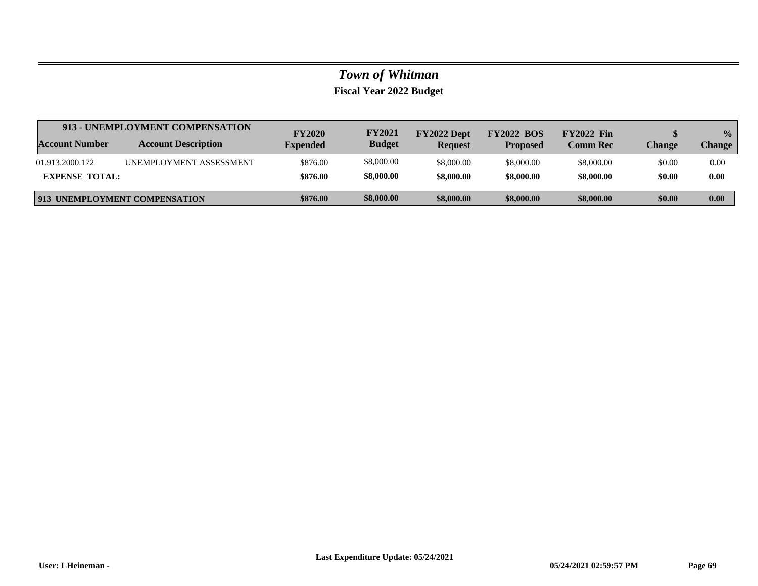# *Town of Whitman*

## Fiscal Year 2022 Budget

| 913 - UNEMPLOYMENT COMPENSATION | | | | | | | | |
|---|---|---|---|---|---|---|---|---|
| **Account Number** | **Account Description** | **FY2020 Expended** | **FY2021 Budget** | **FY2022 Dept Request** | **FY2022 BOS Proposed** | **FY2022 Fin Comm Rec** | **$ Change** | **% Change** |
| 01.913.2000.172 | UNEMPLOYMENT ASSESSMENT | $876.00 | $8,000.00 | $8,000.00 | $8,000.00 | $8,000.00 | $0.00 | 0.00 |
| **EXPENSE TOTAL:** | | **$876.00** | **$8,000.00** | **$8,000.00** | **$8,000.00** | **$8,000.00** | **$0.00** | **0.00** |
| **913 UNEMPLOYMENT COMPENSATION** | | **$876.00** | **$8,000.00** | **$8,000.00** | **$8,000.00** | **$8,000.00** | **$0.00** | **0.00** |

**Last Expenditure Update: 05/24/2021**

**User: LHeineman -** **05/24/2021 02:59:57 PM**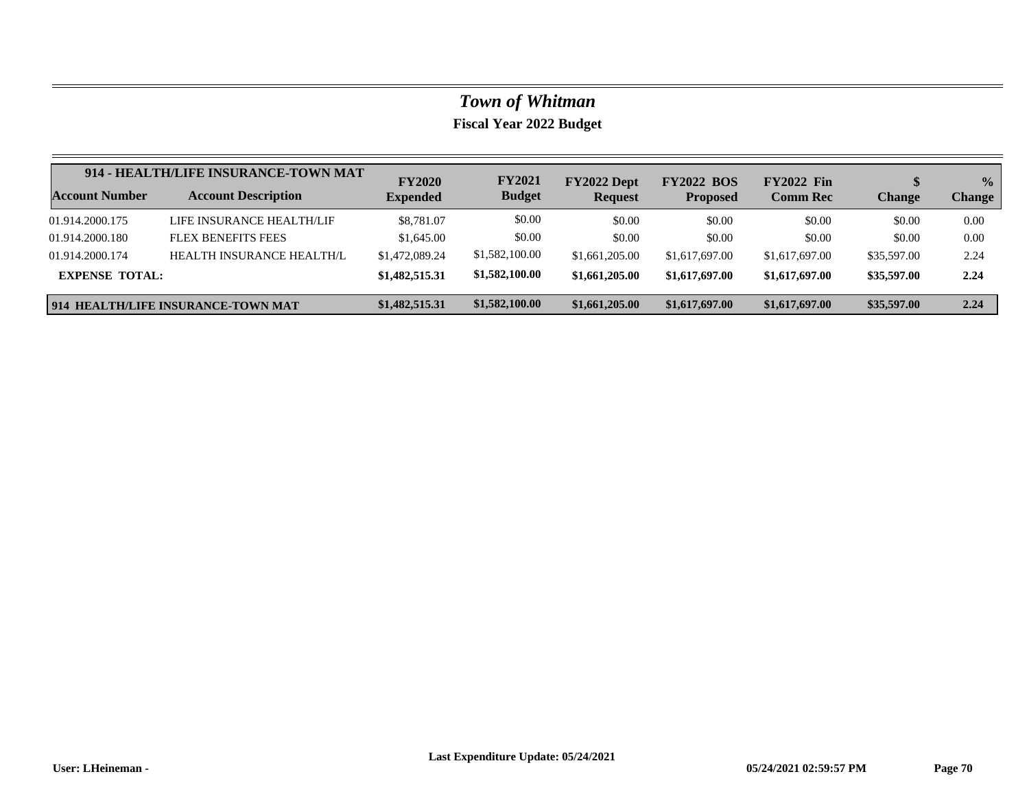# *Town of Whitman*

**Fiscal Year 2022 Budget**

| **914 - HEALTH/LIFE INSURANCE-TOWN MAT** | | | | | | | | |
|---|---|---|---|---|---|---|---|---|
| **Account Number** | **Account Description** | **FY2020 Expended** | **FY2021 Budget** | **FY2022 Dept Request** | **FY2022 BOS Proposed** | **FY2022 Fin Comm Rec** | **$ Change** | **% Change** |
| 01.914.2000.175 | LIFE INSURANCE HEALTH/LIF | $8,781.07 | $0.00 | $0.00 | $0.00 | $0.00 | $0.00 | 0.00 |
| 01.914.2000.180 | FLEX BENEFITS FEES | $1,645.00 | $0.00 | $0.00 | $0.00 | $0.00 | $0.00 | 0.00 |
| 01.914.2000.174 | HEALTH INSURANCE HEALTH/L | $1,472,089.24 | $1,582,100.00 | $1,661,205.00 | $1,617,697.00 | $1,617,697.00 | $35,597.00 | 2.24 |
| **EXPENSE TOTAL:** | | **$1,482,515.31** | **$1,582,100.00** | **$1,661,205.00** | **$1,617,697.00** | **$1,617,697.00** | **$35,597.00** | **2.24** |
| **914 HEALTH/LIFE INSURANCE-TOWN MAT** | | **$1,482,515.31** | **$1,582,100.00** | **$1,661,205.00** | **$1,617,697.00** | **$1,617,697.00** | **$35,597.00** | **2.24** |

**Last Expenditure Update: 05/24/2021**

**User: LHeineman -** **05/24/2021 02:59:57 PM**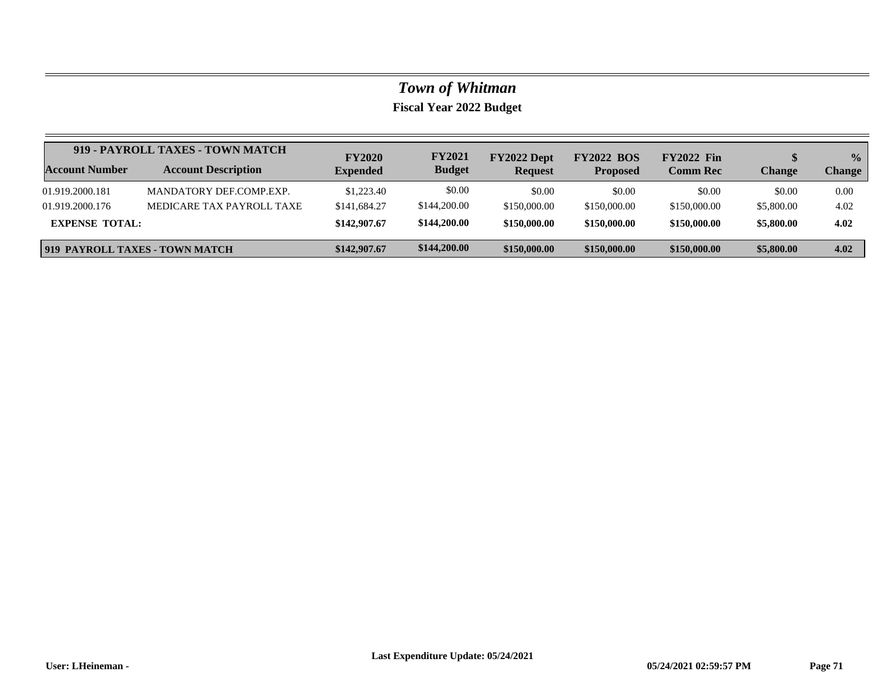# *Town of Whitman*

**Fiscal Year 2022 Budget**

| 919 - PAYROLL TAXES - TOWN MATCH | | | | | | | | |
|---|---|---|---|---|---|---|---|---|
| **Account Number** | **Account Description** | **FY2020 Expended** | **FY2021 Budget** | **FY2022 Dept Request** | **FY2022 BOS Proposed** | **FY2022 Fin Comm Rec** | **$ Change** | **% Change** |
| 01.919.2000.181 | MANDATORY DEF.COMP.EXP. | $1,223.40 | $0.00 | $0.00 | $0.00 | $0.00 | $0.00 | 0.00 |
| 01.919.2000.176 | MEDICARE TAX PAYROLL TAXE | $141,684.27 | $144,200.00 | $150,000.00 | $150,000.00 | $150,000.00 | $5,800.00 | 4.02 |
| **EXPENSE TOTAL:** | | **$142,907.67** | **$144,200.00** | **$150,000.00** | **$150,000.00** | **$150,000.00** | **$5,800.00** | **4.02** |
| **919 PAYROLL TAXES - TOWN MATCH** | | **$142,907.67** | **$144,200.00** | **$150,000.00** | **$150,000.00** | **$150,000.00** | **$5,800.00** | **4.02** |

**User: LHeineman -** **Last Expenditure Update: 05/24/2021** **05/24/2021 02:59:57 PM**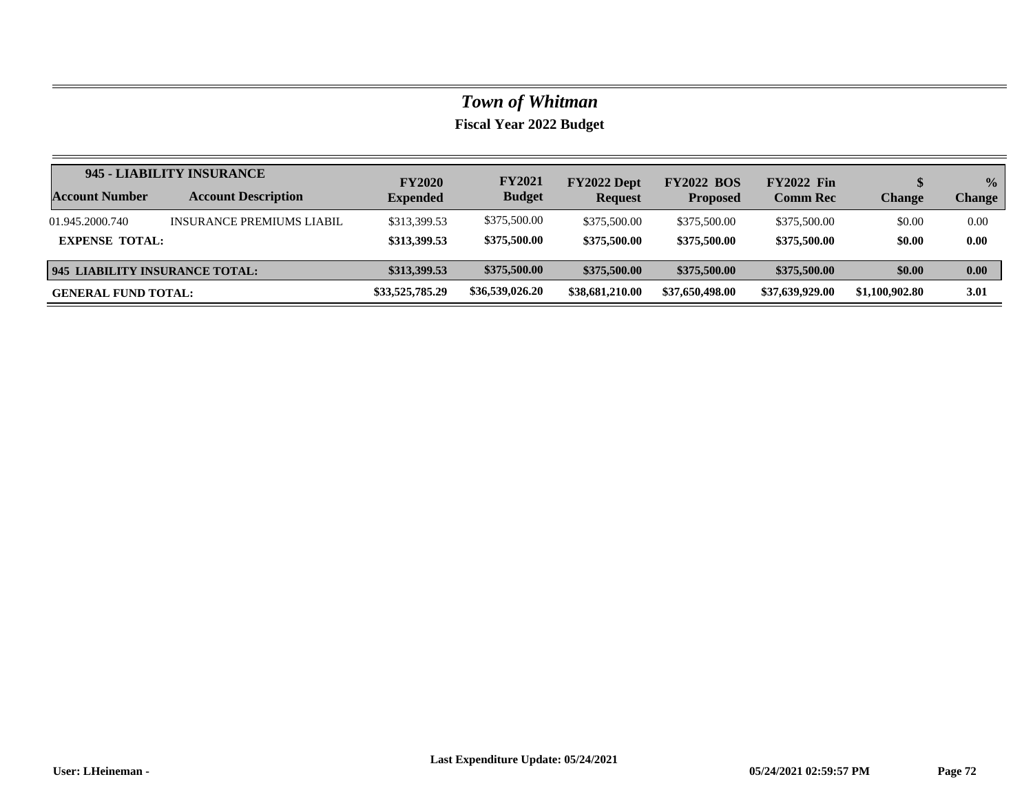# *Town of Whitman*

## Fiscal Year 2022 Budget

| 945 - LIABILITY INSURANCE | | | | | | | | |
|---|---|---|---|---|---|---|---|---|
| **Account Number** | **Account Description** | **FY2020 Expended** | **FY2021 Budget** | **FY2022 Dept Request** | **FY2022 BOS Proposed** | **FY2022 Fin Comm Rec** | **$ Change** | **% Change** |
| 01.945.2000.740 | INSURANCE PREMIUMS LIABIL | $313,399.53 | $375,500.00 | $375,500.00 | $375,500.00 | $375,500.00 | $0.00 | 0.00 |
| **EXPENSE TOTAL:** | | **$313,399.53** | **$375,500.00** | **$375,500.00** | **$375,500.00** | **$375,500.00** | **$0.00** | **0.00** |
| **945 LIABILITY INSURANCE TOTAL:** | | **$313,399.53** | **$375,500.00** | **$375,500.00** | **$375,500.00** | **$375,500.00** | **$0.00** | **0.00** |
| **GENERAL FUND TOTAL:** | | **$33,525,785.29** | **$36,539,026.20** | **$38,681,210.00** | **$37,650,498.00** | **$37,639,929.00** | **$1,100,902.80** | **3.01** |

**Last Expenditure Update: 05/24/2021**

**User: LHeineman -** **05/24/2021 02:59:57 PM**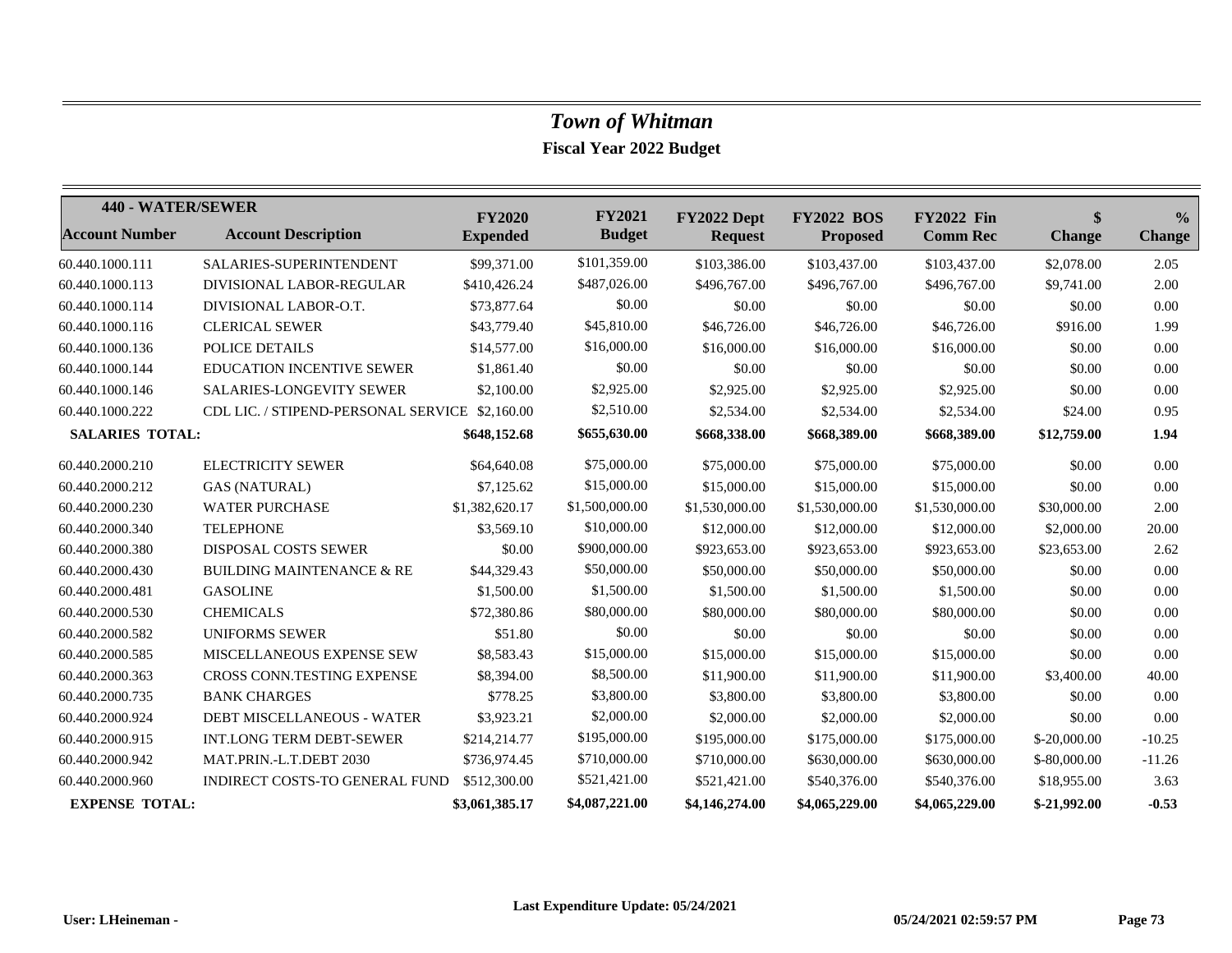# *Town of Whitman*

**Fiscal Year 2022 Budget**

| 440 - WATER/SEWER | | | | | | | | |
|---|---|---|---|---|---|---|---|---|
| **Account Number** | **Account Description** | **FY2020 Expended** | **FY2021 Budget** | **FY2022 Dept Request** | **FY2022 BOS Proposed** | **FY2022 Fin Comm Rec** | **$ Change** | **% Change** |
| 60.440.1000.111 | SALARIES-SUPERINTENDENT | $99,371.00 | $101,359.00 | $103,386.00 | $103,437.00 | $103,437.00 | $2,078.00 | 2.05 |
| 60.440.1000.113 | DIVISIONAL LABOR-REGULAR | $410,426.24 | $487,026.00 | $496,767.00 | $496,767.00 | $496,767.00 | $9,741.00 | 2.00 |
| 60.440.1000.114 | DIVISIONAL LABOR-O.T. | $73,877.64 | $0.00 | $0.00 | $0.00 | $0.00 | $0.00 | 0.00 |
| 60.440.1000.116 | CLERICAL SEWER | $43,779.40 | $45,810.00 | $46,726.00 | $46,726.00 | $46,726.00 | $916.00 | 1.99 |
| 60.440.1000.136 | POLICE DETAILS | $14,577.00 | $16,000.00 | $16,000.00 | $16,000.00 | $16,000.00 | $0.00 | 0.00 |
| 60.440.1000.144 | EDUCATION INCENTIVE SEWER | $1,861.40 | $0.00 | $0.00 | $0.00 | $0.00 | $0.00 | 0.00 |
| 60.440.1000.146 | SALARIES-LONGEVITY SEWER | $2,100.00 | $2,925.00 | $2,925.00 | $2,925.00 | $2,925.00 | $0.00 | 0.00 |
| 60.440.1000.222 | CDL LIC. / STIPEND-PERSONAL SERVICE | $2,160.00 | $2,510.00 | $2,534.00 | $2,534.00 | $2,534.00 | $24.00 | 0.95 |
| **SALARIES TOTAL:** | | **$648,152.68** | **$655,630.00** | **$668,338.00** | **$668,389.00** | **$668,389.00** | **$12,759.00** | **1.94** |
| 60.440.2000.210 | ELECTRICITY SEWER | $64,640.08 | $75,000.00 | $75,000.00 | $75,000.00 | $75,000.00 | $0.00 | 0.00 |
| 60.440.2000.212 | GAS (NATURAL) | $7,125.62 | $15,000.00 | $15,000.00 | $15,000.00 | $15,000.00 | $0.00 | 0.00 |
| 60.440.2000.230 | WATER PURCHASE | $1,382,620.17 | $1,500,000.00 | $1,530,000.00 | $1,530,000.00 | $1,530,000.00 | $30,000.00 | 2.00 |
| 60.440.2000.340 | TELEPHONE | $3,569.10 | $10,000.00 | $12,000.00 | $12,000.00 | $12,000.00 | $2,000.00 | 20.00 |
| 60.440.2000.380 | DISPOSAL COSTS SEWER | $0.00 | $900,000.00 | $923,653.00 | $923,653.00 | $923,653.00 | $23,653.00 | 2.62 |
| 60.440.2000.430 | BUILDING MAINTENANCE & RE | $44,329.43 | $50,000.00 | $50,000.00 | $50,000.00 | $50,000.00 | $0.00 | 0.00 |
| 60.440.2000.481 | GASOLINE | $1,500.00 | $1,500.00 | $1,500.00 | $1,500.00 | $1,500.00 | $0.00 | 0.00 |
| 60.440.2000.530 | CHEMICALS | $72,380.86 | $80,000.00 | $80,000.00 | $80,000.00 | $80,000.00 | $0.00 | 0.00 |
| 60.440.2000.582 | UNIFORMS SEWER | $51.80 | $0.00 | $0.00 | $0.00 | $0.00 | $0.00 | 0.00 |
| 60.440.2000.585 | MISCELLANEOUS EXPENSE SEW | $8,583.43 | $15,000.00 | $15,000.00 | $15,000.00 | $15,000.00 | $0.00 | 0.00 |
| 60.440.2000.363 | CROSS CONN.TESTING EXPENSE | $8,394.00 | $8,500.00 | $11,900.00 | $11,900.00 | $11,900.00 | $3,400.00 | 40.00 |
| 60.440.2000.735 | BANK CHARGES | $778.25 | $3,800.00 | $3,800.00 | $3,800.00 | $3,800.00 | $0.00 | 0.00 |
| 60.440.2000.924 | DEBT MISCELLANEOUS - WATER | $3,923.21 | $2,000.00 | $2,000.00 | $2,000.00 | $2,000.00 | $0.00 | 0.00 |
| 60.440.2000.915 | INT.LONG TERM DEBT-SEWER | $214,214.77 | $195,000.00 | $195,000.00 | $175,000.00 | $175,000.00 | $-20,000.00 | -10.25 |
| 60.440.2000.942 | MAT.PRIN.-L.T.DEBT 2030 | $736,974.45 | $710,000.00 | $710,000.00 | $630,000.00 | $630,000.00 | $-80,000.00 | -11.26 |
| 60.440.2000.960 | INDIRECT COSTS-TO GENERAL FUND | $512,300.00 | $521,421.00 | $521,421.00 | $540,376.00 | $540,376.00 | $18,955.00 | 3.63 |
| **EXPENSE TOTAL:** | | **$3,061,385.17** | **$4,087,221.00** | **$4,146,274.00** | **$4,065,229.00** | **$4,065,229.00** | **$-21,992.00** | **-0.53** |

**Last Expenditure Update: 05/24/2021**

**User: LHeineman -** **05/24/2021 02:59:57 PM**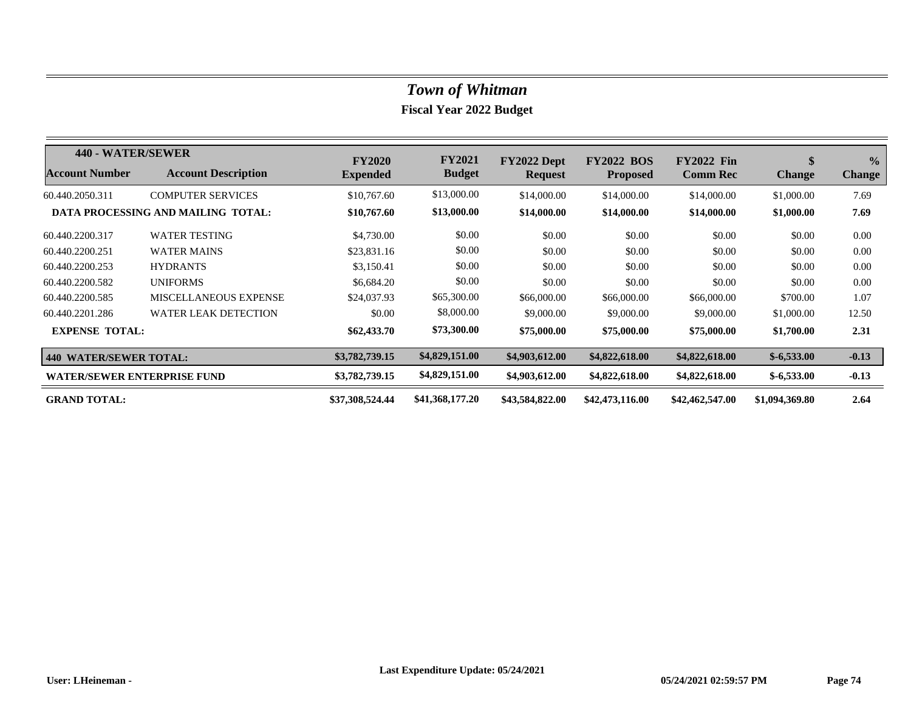# *Town of Whitman*

## Fiscal Year 2022 Budget

| 440 - WATER/SEWER | | | | | | | | |
|---|---|---|---|---|---|---|---|---|
| **Account Number** | **Account Description** | **FY2020 Expended** | **FY2021 Budget** | **FY2022 Dept Request** | **FY2022 BOS Proposed** | **FY2022 Fin Comm Rec** | **$ Change** | **% Change** |
| 60.440.2050.311 | COMPUTER SERVICES | $10,767.60 | $13,000.00 | $14,000.00 | $14,000.00 | $14,000.00 | $1,000.00 | 7.69 |
| **DATA PROCESSING AND MAILING TOTAL:** | | **$10,767.60** | **$13,000.00** | **$14,000.00** | **$14,000.00** | **$14,000.00** | **$1,000.00** | **7.69** |
| 60.440.2200.317 | WATER TESTING | $4,730.00 | $0.00 | $0.00 | $0.00 | $0.00 | $0.00 | 0.00 |
| 60.440.2200.251 | WATER MAINS | $23,831.16 | $0.00 | $0.00 | $0.00 | $0.00 | $0.00 | 0.00 |
| 60.440.2200.253 | HYDRANTS | $3,150.41 | $0.00 | $0.00 | $0.00 | $0.00 | $0.00 | 0.00 |
| 60.440.2200.582 | UNIFORMS | $6,684.20 | $0.00 | $0.00 | $0.00 | $0.00 | $0.00 | 0.00 |
| 60.440.2200.585 | MISCELLANEOUS EXPENSE | $24,037.93 | $65,300.00 | $66,000.00 | $66,000.00 | $66,000.00 | $700.00 | 1.07 |
| 60.440.2201.286 | WATER LEAK DETECTION | $0.00 | $8,000.00 | $9,000.00 | $9,000.00 | $9,000.00 | $1,000.00 | 12.50 |
| **EXPENSE TOTAL:** | | **$62,433.70** | **$73,300.00** | **$75,000.00** | **$75,000.00** | **$75,000.00** | **$1,700.00** | **2.31** |
| **440 WATER/SEWER TOTAL:** | | **$3,782,739.15** | **$4,829,151.00** | **$4,903,612.00** | **$4,822,618.00** | **$4,822,618.00** | **$-6,533.00** | **-0.13** |
| **WATER/SEWER ENTERPRISE FUND** | | **$3,782,739.15** | **$4,829,151.00** | **$4,903,612.00** | **$4,822,618.00** | **$4,822,618.00** | **$-6,533.00** | **-0.13** |
| **GRAND TOTAL:** | | **$37,308,524.44** | **$41,368,177.20** | **$43,584,822.00** | **$42,473,116.00** | **$42,462,547.00** | **$1,094,369.80** | **2.64** |

**User: LHeineman -** **Last Expenditure Update: 05/24/2021** **05/24/2021 02:59:57 PM**